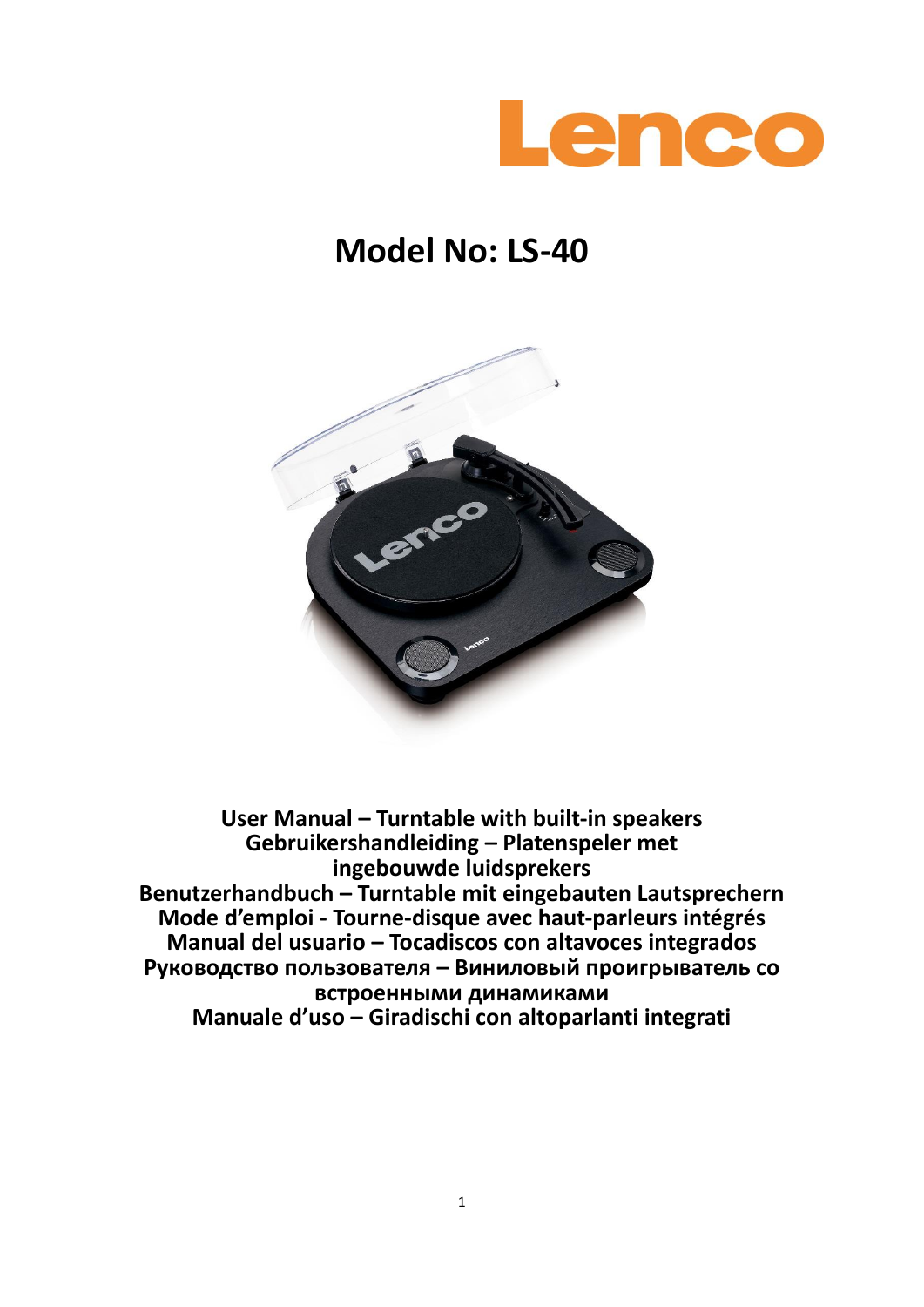Lenco

# Model No: LS-40

**User Manual – Turntable with built-in speakers**
**Gebruikershandleiding – Platenspeler met ingebouwde luidsprekers**
**Benutzerhandbuch – Turntable mit eingebauten Lautsprechern**
**Mode d'emploi - Tourne-disque avec haut-parleurs intégrés**
**Manual del usuario – Tocadiscos con altavoces integrados**
**Руководство пользователя – Виниловый проигрыватель со встроенными динамиками**
**Manuale d'uso – Giradischi con altoparlanti integrati**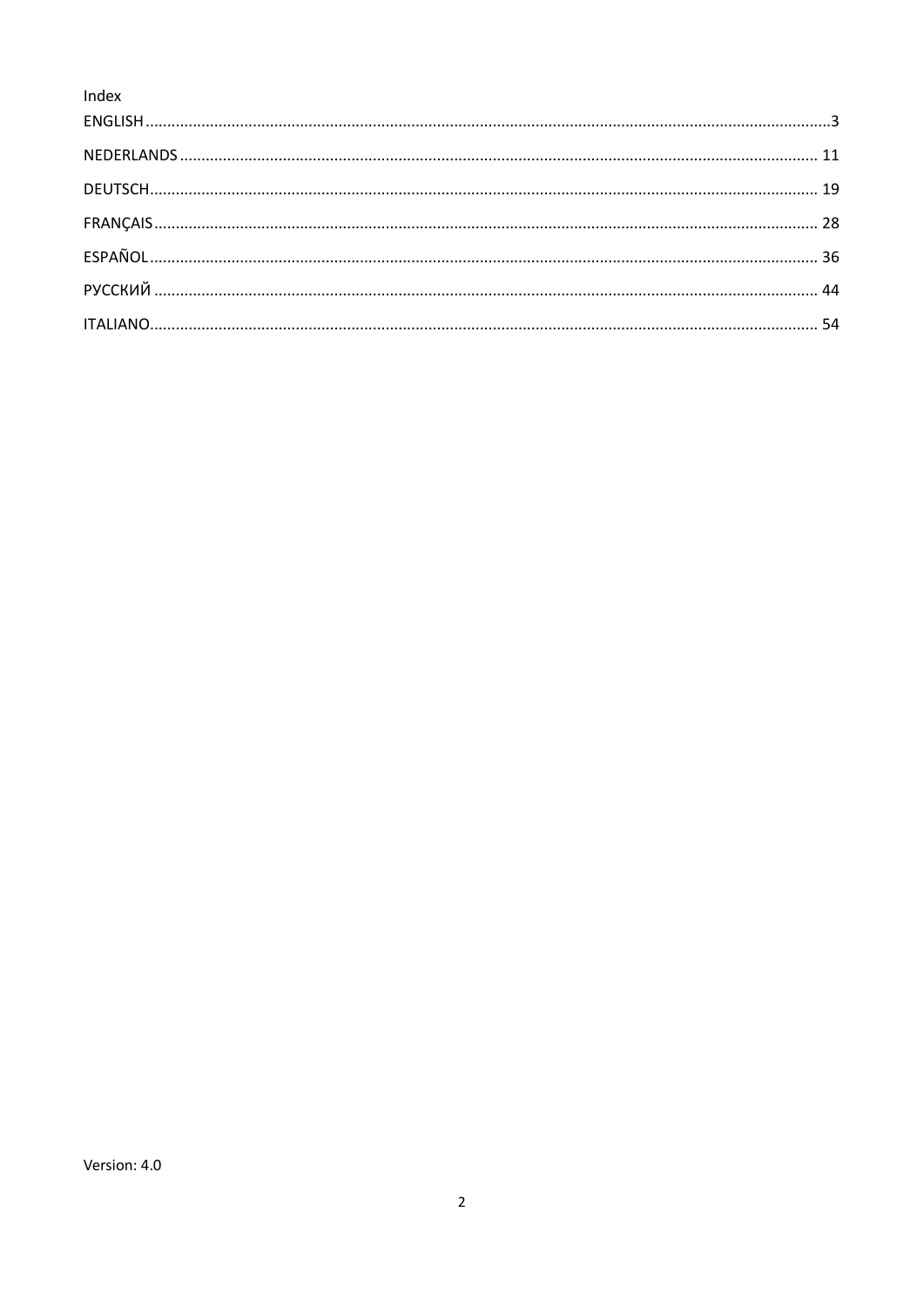Index

ENGLISH ........................................................................................................................................... 3

NEDERLANDS ................................................................................................................................... 11

DEUTSCH.......................................................................................................................................... 19

FRANÇAIS ......................................................................................................................................... 28

ESPAÑOL .......................................................................................................................................... 36

РУССКИЙ ......................................................................................................................................... 44

ITALIANO.......................................................................................................................................... 54

Version: 4.0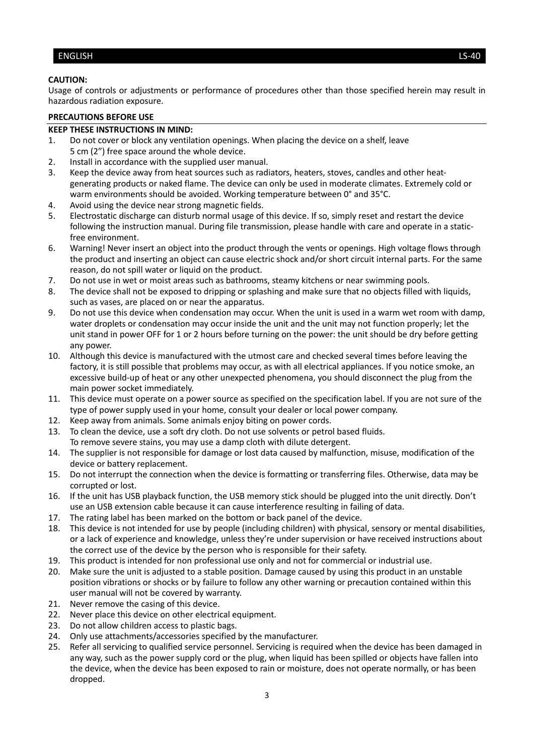**CAUTION:**

Usage of controls or adjustments or performance of procedures other than those specified herein may result in hazardous radiation exposure.

**PRECAUTIONS BEFORE USE**

**KEEP THESE INSTRUCTIONS IN MIND:**

1. Do not cover or block any ventilation openings. When placing the device on a shelf, leave 5 cm (2”) free space around the whole device.
2. Install in accordance with the supplied user manual.
3. Keep the device away from heat sources such as radiators, heaters, stoves, candles and other heat-generating products or naked flame. The device can only be used in moderate climates. Extremely cold or warm environments should be avoided. Working temperature between 0° and 35°C.
4. Avoid using the device near strong magnetic fields.
5. Electrostatic discharge can disturb normal usage of this device. If so, simply reset and restart the device following the instruction manual. During file transmission, please handle with care and operate in a static-free environment.
6. Warning! Never insert an object into the product through the vents or openings. High voltage flows through the product and inserting an object can cause electric shock and/or short circuit internal parts. For the same reason, do not spill water or liquid on the product.
7. Do not use in wet or moist areas such as bathrooms, steamy kitchens or near swimming pools.
8. The device shall not be exposed to dripping or splashing and make sure that no objects filled with liquids, such as vases, are placed on or near the apparatus.
9. Do not use this device when condensation may occur. When the unit is used in a warm wet room with damp, water droplets or condensation may occur inside the unit and the unit may not function properly; let the unit stand in power OFF for 1 or 2 hours before turning on the power: the unit should be dry before getting any power.
10. Although this device is manufactured with the utmost care and checked several times before leaving the factory, it is still possible that problems may occur, as with all electrical appliances. If you notice smoke, an excessive build-up of heat or any other unexpected phenomena, you should disconnect the plug from the main power socket immediately.
11. This device must operate on a power source as specified on the specification label. If you are not sure of the type of power supply used in your home, consult your dealer or local power company.
12. Keep away from animals. Some animals enjoy biting on power cords.
13. To clean the device, use a soft dry cloth. Do not use solvents or petrol based fluids. To remove severe stains, you may use a damp cloth with dilute detergent.
14. The supplier is not responsible for damage or lost data caused by malfunction, misuse, modification of the device or battery replacement.
15. Do not interrupt the connection when the device is formatting or transferring files. Otherwise, data may be corrupted or lost.
16. If the unit has USB playback function, the USB memory stick should be plugged into the unit directly. Don’t use an USB extension cable because it can cause interference resulting in failing of data.
17. The rating label has been marked on the bottom or back panel of the device.
18. This device is not intended for use by people (including children) with physical, sensory or mental disabilities, or a lack of experience and knowledge, unless they’re under supervision or have received instructions about the correct use of the device by the person who is responsible for their safety.
19. This product is intended for non professional use only and not for commercial or industrial use.
20. Make sure the unit is adjusted to a stable position. Damage caused by using this product in an unstable position vibrations or shocks or by failure to follow any other warning or precaution contained within this user manual will not be covered by warranty.
21. Never remove the casing of this device.
22. Never place this device on other electrical equipment.
23. Do not allow children access to plastic bags.
24. Only use attachments/accessories specified by the manufacturer.
25. Refer all servicing to qualified service personnel. Servicing is required when the device has been damaged in any way, such as the power supply cord or the plug, when liquid has been spilled or objects have fallen into the device, when the device has been exposed to rain or moisture, does not operate normally, or has been dropped.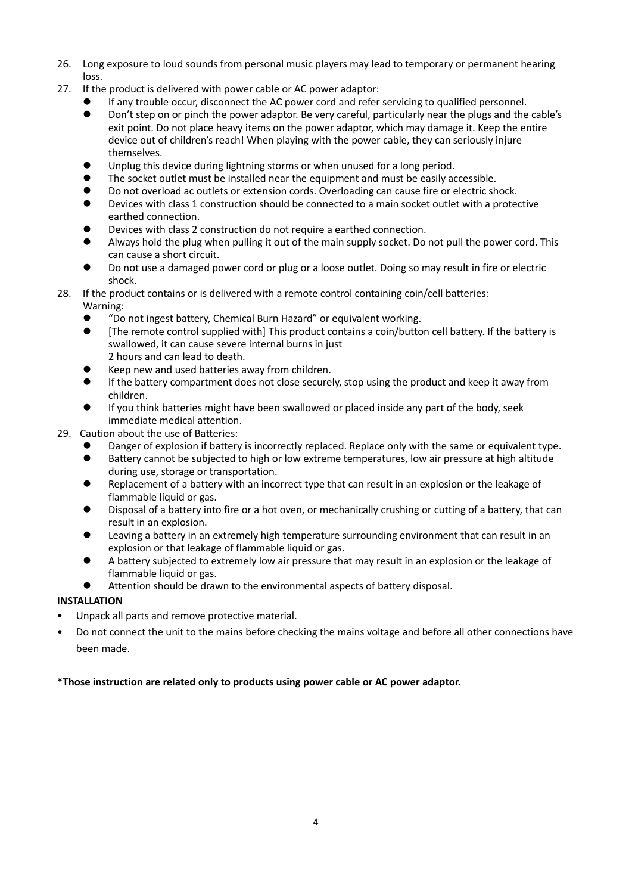26. Long exposure to loud sounds from personal music players may lead to temporary or permanent hearing loss.
27. If the product is delivered with power cable or AC power adaptor:
    - If any trouble occur, disconnect the AC power cord and refer servicing to qualified personnel.
    - Don't step on or pinch the power adaptor. Be very careful, particularly near the plugs and the cable's exit point. Do not place heavy items on the power adaptor, which may damage it. Keep the entire device out of children's reach! When playing with the power cable, they can seriously injure themselves.
    - Unplug this device during lightning storms or when unused for a long period.
    - The socket outlet must be installed near the equipment and must be easily accessible.
    - Do not overload ac outlets or extension cords. Overloading can cause fire or electric shock.
    - Devices with class 1 construction should be connected to a main socket outlet with a protective earthed connection.
    - Devices with class 2 construction do not require a earthed connection.
    - Always hold the plug when pulling it out of the main supply socket. Do not pull the power cord. This can cause a short circuit.
    - Do not use a damaged power cord or plug or a loose outlet. Doing so may result in fire or electric shock.
28. If the product contains or is delivered with a remote control containing coin/cell batteries:
    Warning:
    - "Do not ingest battery, Chemical Burn Hazard" or equivalent working.
    - [The remote control supplied with] This product contains a coin/button cell battery. If the battery is swallowed, it can cause severe internal burns in just
      2 hours and can lead to death.
    - Keep new and used batteries away from children.
    - If the battery compartment does not close securely, stop using the product and keep it away from children.
    - If you think batteries might have been swallowed or placed inside any part of the body, seek immediate medical attention.
29. Caution about the use of Batteries:
    - Danger of explosion if battery is incorrectly replaced. Replace only with the same or equivalent type.
    - Battery cannot be subjected to high or low extreme temperatures, low air pressure at high altitude during use, storage or transportation.
    - Replacement of a battery with an incorrect type that can result in an explosion or the leakage of flammable liquid or gas.
    - Disposal of a battery into fire or a hot oven, or mechanically crushing or cutting of a battery, that can result in an explosion.
    - Leaving a battery in an extremely high temperature surrounding environment that can result in an explosion or that leakage of flammable liquid or gas.
    - A battery subjected to extremely low air pressure that may result in an explosion or the leakage of flammable liquid or gas.
    - Attention should be drawn to the environmental aspects of battery disposal.

**INSTALLATION**

- Unpack all parts and remove protective material.
- Do not connect the unit to the mains before checking the mains voltage and before all other connections have been made.

**\*Those instruction are related only to products using power cable or AC power adaptor.**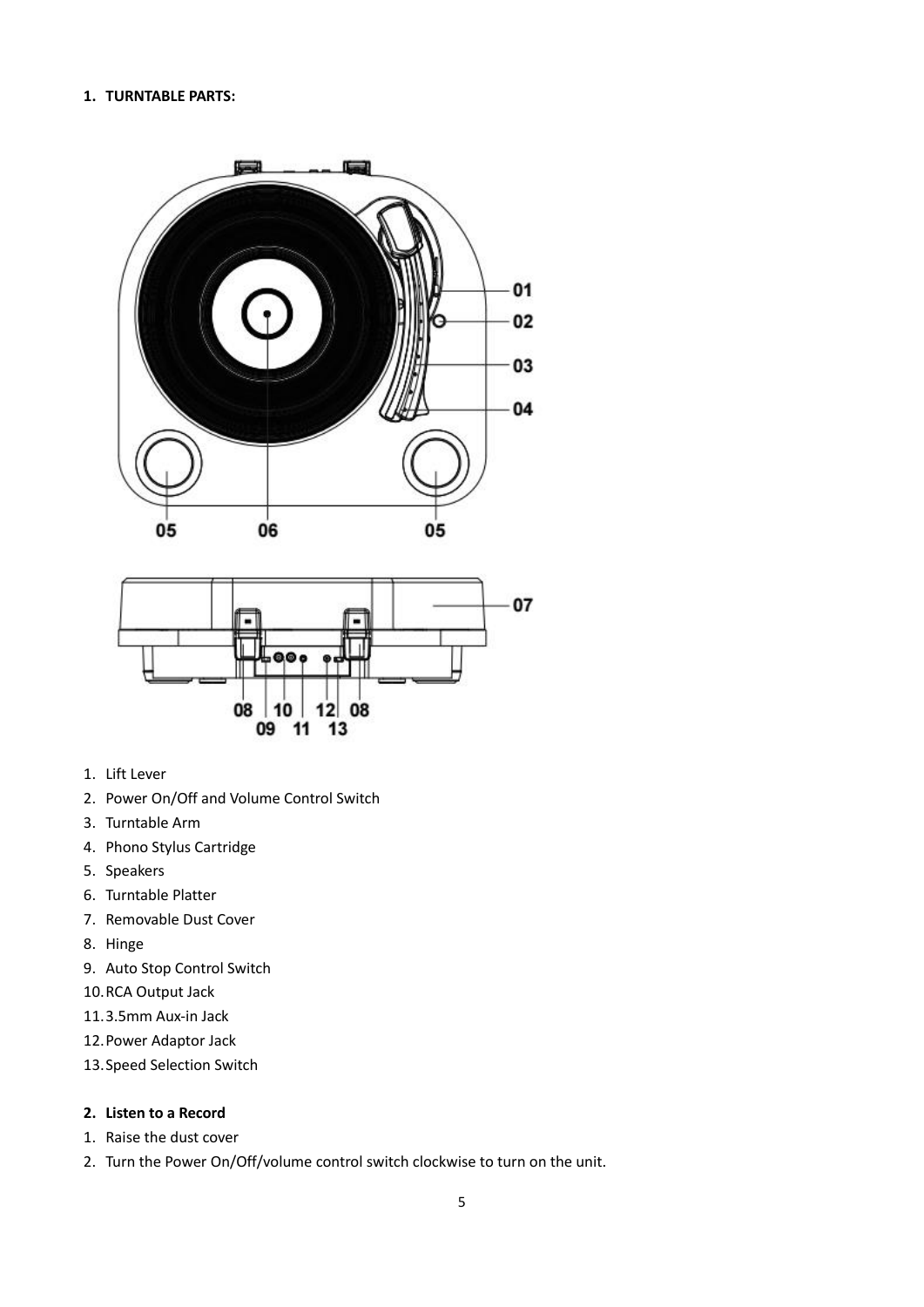## 1. TURNTABLE PARTS:

1. Lift Lever
2. Power On/Off and Volume Control Switch
3. Turntable Arm
4. Phono Stylus Cartridge
5. Speakers
6. Turntable Platter
7. Removable Dust Cover
8. Hinge
9. Auto Stop Control Switch
10. RCA Output Jack
11. 3.5mm Aux-in Jack
12. Power Adaptor Jack
13. Speed Selection Switch

## 2. Listen to a Record

1. Raise the dust cover
2. Turn the Power On/Off/volume control switch clockwise to turn on the unit.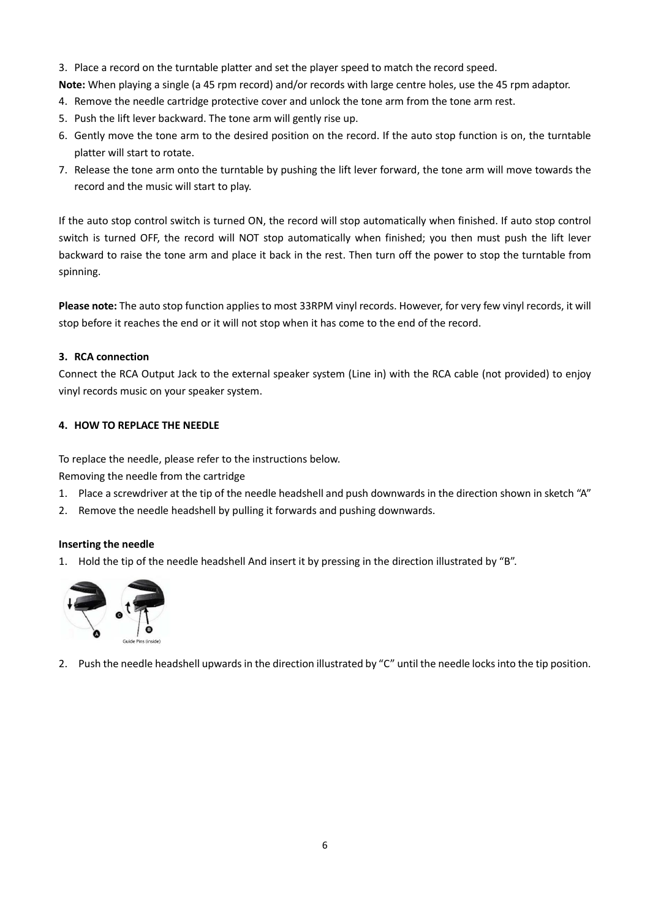3. Place a record on the turntable platter and set the player speed to match the record speed.

**Note:** When playing a single (a 45 rpm record) and/or records with large centre holes, use the 45 rpm adaptor.

4. Remove the needle cartridge protective cover and unlock the tone arm from the tone arm rest.
5. Push the lift lever backward. The tone arm will gently rise up.
6. Gently move the tone arm to the desired position on the record. If the auto stop function is on, the turntable platter will start to rotate.
7. Release the tone arm onto the turntable by pushing the lift lever forward, the tone arm will move towards the record and the music will start to play.

If the auto stop control switch is turned ON, the record will stop automatically when finished. If auto stop control switch is turned OFF, the record will NOT stop automatically when finished; you then must push the lift lever backward to raise the tone arm and place it back in the rest. Then turn off the power to stop the turntable from spinning.

**Please note:** The auto stop function applies to most 33RPM vinyl records. However, for very few vinyl records, it will stop before it reaches the end or it will not stop when it has come to the end of the record.

**3. RCA connection**

Connect the RCA Output Jack to the external speaker system (Line in) with the RCA cable (not provided) to enjoy vinyl records music on your speaker system.

**4. HOW TO REPLACE THE NEEDLE**

To replace the needle, please refer to the instructions below.

Removing the needle from the cartridge

1. Place a screwdriver at the tip of the needle headshell and push downwards in the direction shown in sketch "A"
2. Remove the needle headshell by pulling it forwards and pushing downwards.

**Inserting the needle**

1. Hold the tip of the needle headshell And insert it by pressing in the direction illustrated by "B".

Guide Pins (inside)

2. Push the needle headshell upwards in the direction illustrated by "C" until the needle locks into the tip position.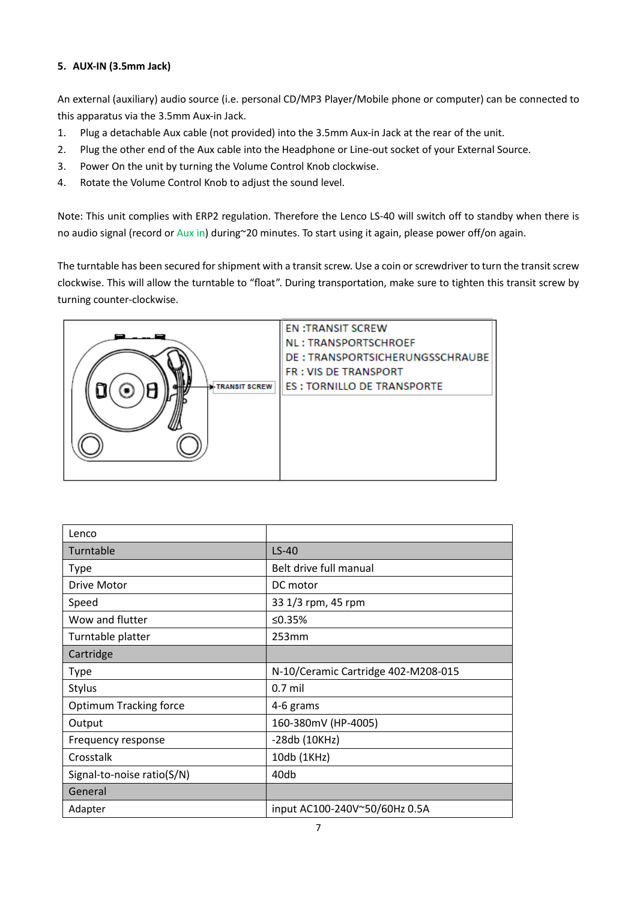**5. AUX-IN (3.5mm Jack)**

An external (auxiliary) audio source (i.e. personal CD/MP3 Player/Mobile phone or computer) can be connected to this apparatus via the 3.5mm Aux-in Jack.

1. Plug a detachable Aux cable (not provided) into the 3.5mm Aux-in Jack at the rear of the unit.
2. Plug the other end of the Aux cable into the Headphone or Line-out socket of your External Source.
3. Power On the unit by turning the Volume Control Knob clockwise.
4. Rotate the Volume Control Knob to adjust the sound level.

Note: This unit complies with ERP2 regulation. Therefore the Lenco LS-40 will switch off to standby when there is no audio signal (record or Aux in) during~20 minutes. To start using it again, please power off/on again.

The turntable has been secured for shipment with a transit screw. Use a coin or screwdriver to turn the transit screw clockwise. This will allow the turntable to "float". During transportation, make sure to tighten this transit screw by turning counter-clockwise.

TRANSIT SCREW

EN :TRANSIT SCREW
NL : TRANSPORTSCHROEF
DE : TRANSPORTSICHERUNGSSCHRAUBE
FR : VIS DE TRANSPORT
ES : TORNILLO DE TRANSPORTE

| Lenco | |
|---|---|
| Turntable | LS-40 |
| Type | Belt drive full manual |
| Drive Motor | DC motor |
| Speed | 33 1/3 rpm, 45 rpm |
| Wow and flutter | ≤0.35% |
| Turntable platter | 253mm |
| Cartridge | |
| Type | N-10/Ceramic Cartridge 402-M208-015 |
| Stylus | 0.7 mil |
| Optimum Tracking force | 4-6 grams |
| Output | 160-380mV (HP-4005) |
| Frequency response | -28db (10KHz) |
| Crosstalk | 10db (1KHz) |
| Signal-to-noise ratio(S/N) | 40db |
| General | |
| Adapter | input AC100-240V~50/60Hz 0.5A |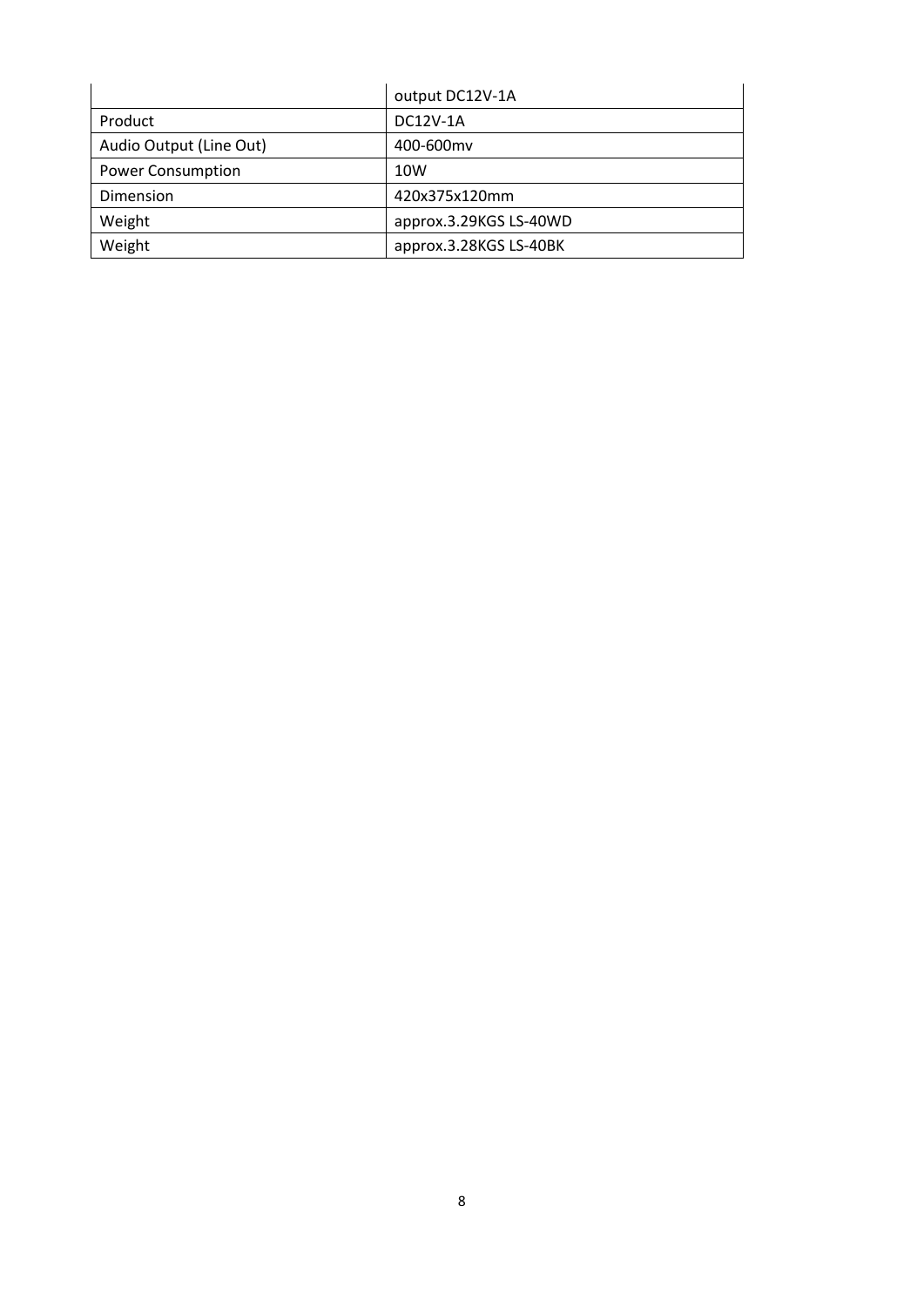| | |
|---|---|
| | output DC12V-1A |
| Product | DC12V-1A |
| Audio Output (Line Out) | 400-600mv |
| Power Consumption | 10W |
| Dimension | 420x375x120mm |
| Weight | approx.3.29KGS LS-40WD |
| Weight | approx.3.28KGS LS-40BK |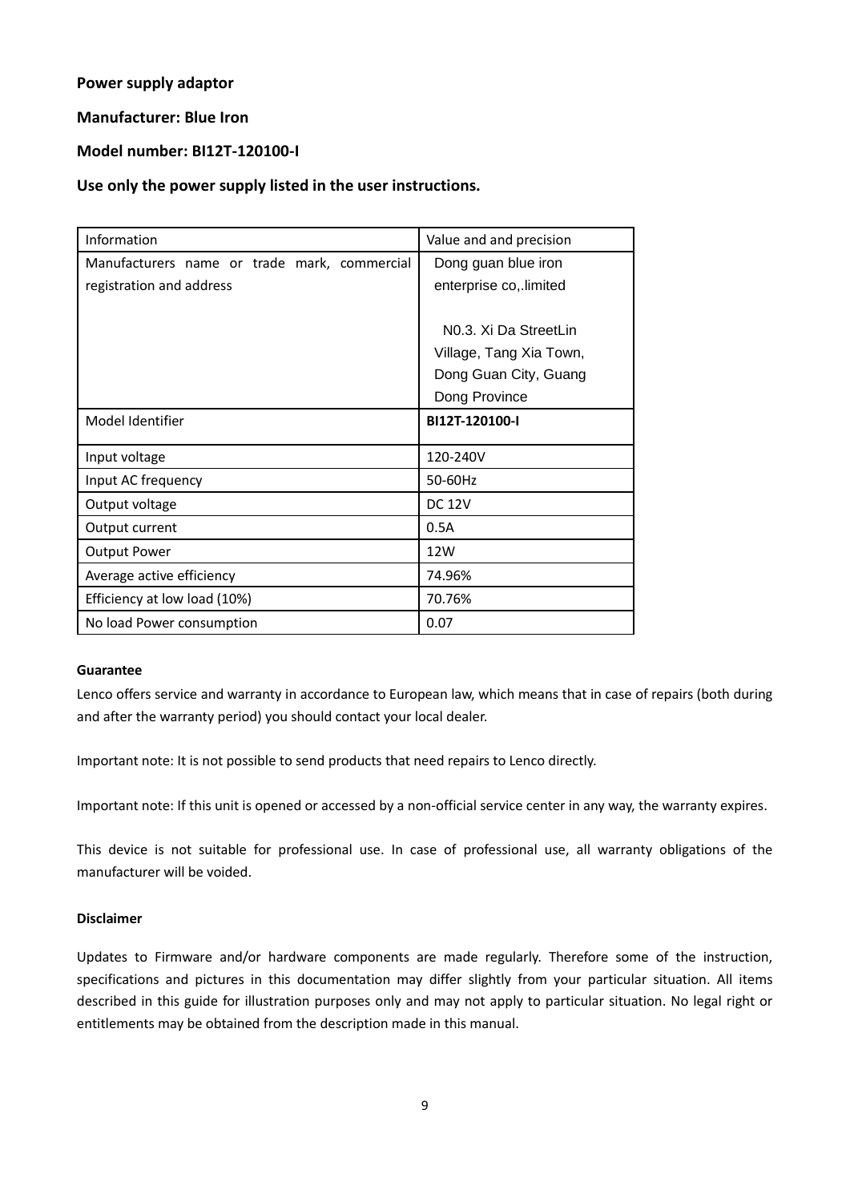**Power supply adaptor**

**Manufacturer: Blue Iron**

**Model number: BI12T-120100-I**

**Use only the power supply listed in the user instructions.**

| Information | Value and and precision |
|---|---|
| Manufacturers name or trade mark, commercial registration and address | Dong guan blue iron enterprise co,.limited<br><br>N0.3. Xi Da StreetLin Village, Tang Xia Town, Dong Guan City, Guang Dong Province |
| Model Identifier | **BI12T-120100-I** |
| Input voltage | 120-240V |
| Input AC frequency | 50-60Hz |
| Output voltage | DC 12V |
| Output current | 0.5A |
| Output Power | 12W |
| Average active efficiency | 74.96% |
| Efficiency at low load (10%) | 70.76% |
| No load Power consumption | 0.07 |

**Guarantee**

Lenco offers service and warranty in accordance to European law, which means that in case of repairs (both during and after the warranty period) you should contact your local dealer.

Important note: It is not possible to send products that need repairs to Lenco directly.

Important note: If this unit is opened or accessed by a non-official service center in any way, the warranty expires.

This device is not suitable for professional use. In case of professional use, all warranty obligations of the manufacturer will be voided.

**Disclaimer**

Updates to Firmware and/or hardware components are made regularly. Therefore some of the instruction, specifications and pictures in this documentation may differ slightly from your particular situation. All items described in this guide for illustration purposes only and may not apply to particular situation. No legal right or entitlements may be obtained from the description made in this manual.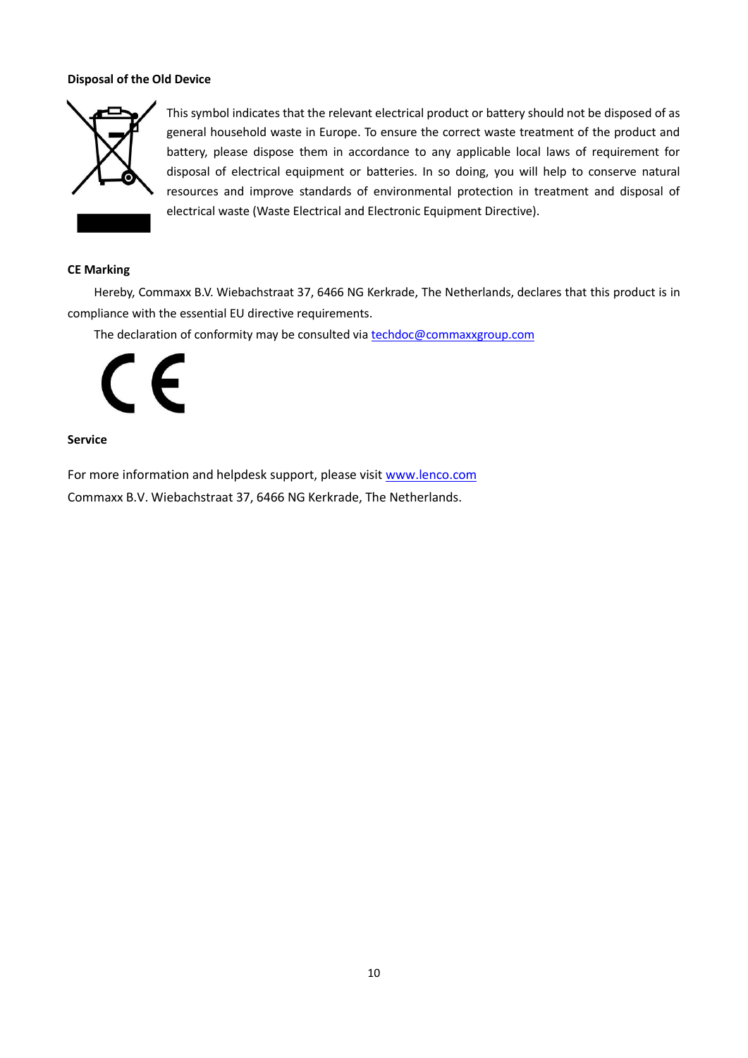**Disposal of the Old Device**

This symbol indicates that the relevant electrical product or battery should not be disposed of as general household waste in Europe. To ensure the correct waste treatment of the product and battery, please dispose them in accordance to any applicable local laws of requirement for disposal of electrical equipment or batteries. In so doing, you will help to conserve natural resources and improve standards of environmental protection in treatment and disposal of electrical waste (Waste Electrical and Electronic Equipment Directive).

**CE Marking**

Hereby, Commaxx B.V. Wiebachstraat 37, 6466 NG Kerkrade, The Netherlands, declares that this product is in compliance with the essential EU directive requirements.

The declaration of conformity may be consulted via techdoc@commaxxgroup.com

**Service**

For more information and helpdesk support, please visit www.lenco.com

Commaxx B.V. Wiebachstraat 37, 6466 NG Kerkrade, The Netherlands.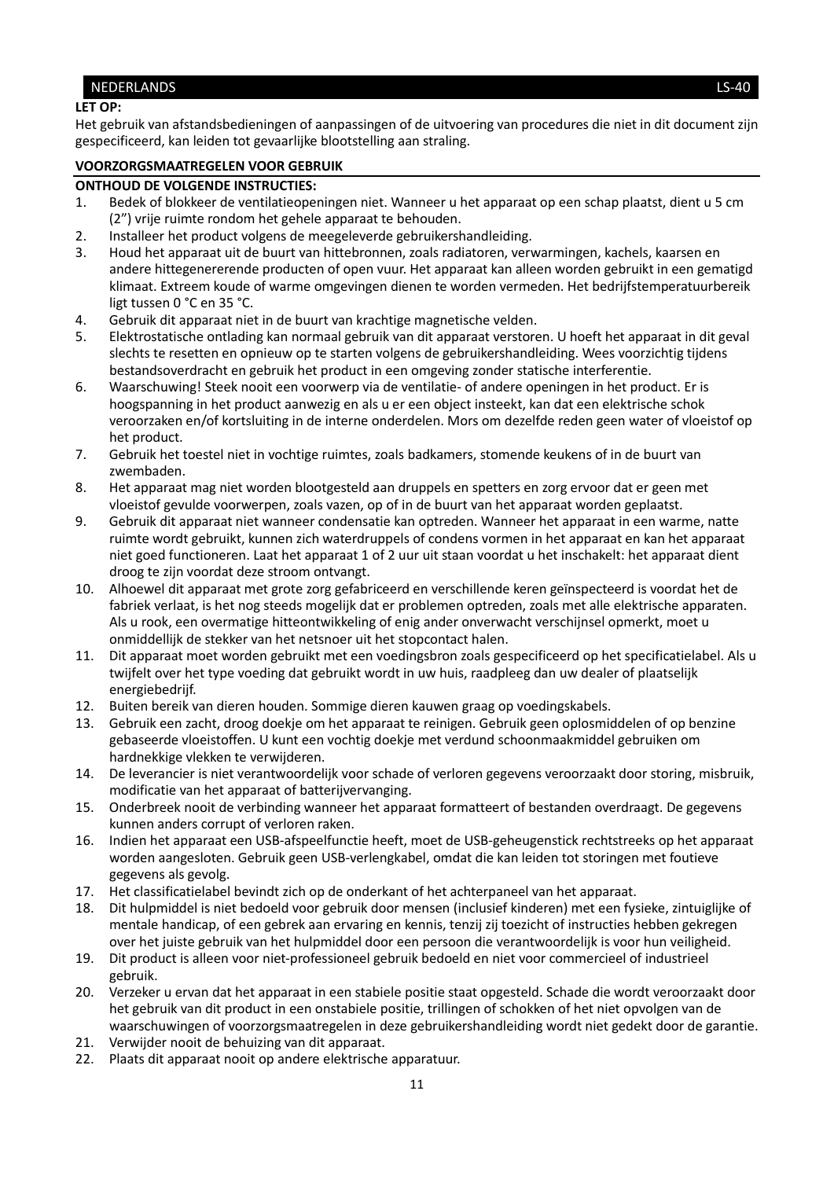**LET OP:**

Het gebruik van afstandsbedieningen of aanpassingen of de uitvoering van procedures die niet in dit document zijn gespecificeerd, kan leiden tot gevaarlijke blootstelling aan straling.

**VOORZORGSMAATREGELEN VOOR GEBRUIK**

**ONTHOUD DE VOLGENDE INSTRUCTIES:**

1. Bedek of blokkeer de ventilatieopeningen niet. Wanneer u het apparaat op een schap plaatst, dient u 5 cm (2”) vrije ruimte rondom het gehele apparaat te behouden.
2. Installeer het product volgens de meegeleverde gebruikershandleiding.
3. Houd het apparaat uit de buurt van hittebronnen, zoals radiatoren, verwarmingen, kachels, kaarsen en andere hittegenererende producten of open vuur. Het apparaat kan alleen worden gebruikt in een gematigd klimaat. Extreem koude of warme omgevingen dienen te worden vermeden. Het bedrijfstemperatuurbereik ligt tussen 0 °C en 35 °C.
4. Gebruik dit apparaat niet in de buurt van krachtige magnetische velden.
5. Elektrostatische ontlading kan normaal gebruik van dit apparaat verstoren. U hoeft het apparaat in dit geval slechts te resetten en opnieuw op te starten volgens de gebruikershandleiding. Wees voorzichtig tijdens bestandsoverdracht en gebruik het product in een omgeving zonder statische interferentie.
6. Waarschuwing! Steek nooit een voorwerp via de ventilatie- of andere openingen in het product. Er is hoogspanning in het product aanwezig en als u er een object insteekt, kan dat een elektrische schok veroorzaken en/of kortsluiting in de interne onderdelen. Mors om dezelfde reden geen water of vloeistof op het product.
7. Gebruik het toestel niet in vochtige ruimtes, zoals badkamers, stomende keukens of in de buurt van zwembaden.
8. Het apparaat mag niet worden blootgesteld aan druppels en spetters en zorg ervoor dat er geen met vloeistof gevulde voorwerpen, zoals vazen, op of in de buurt van het apparaat worden geplaatst.
9. Gebruik dit apparaat niet wanneer condensatie kan optreden. Wanneer het apparaat in een warme, natte ruimte wordt gebruikt, kunnen zich waterdruppels of condens vormen in het apparaat en kan het apparaat niet goed functioneren. Laat het apparaat 1 of 2 uur uit staan voordat u het inschakelt: het apparaat dient droog te zijn voordat deze stroom ontvangt.
10. Alhoewel dit apparaat met grote zorg gefabriceerd en verschillende keren geïnspecteerd is voordat het de fabriek verlaat, is het nog steeds mogelijk dat er problemen optreden, zoals met alle elektrische apparaten. Als u rook, een overmatige hitteontwikkeling of enig ander onverwacht verschijnsel opmerkt, moet u onmiddellijk de stekker van het netsnoer uit het stopcontact halen.
11. Dit apparaat moet worden gebruikt met een voedingsbron zoals gespecificeerd op het specificatielabel. Als u twijfelt over het type voeding dat gebruikt wordt in uw huis, raadpleeg dan uw dealer of plaatselijk energiebedrijf.
12. Buiten bereik van dieren houden. Sommige dieren kauwen graag op voedingskabels.
13. Gebruik een zacht, droog doekje om het apparaat te reinigen. Gebruik geen oplosmiddelen of op benzine gebaseerde vloeistoffen. U kunt een vochtig doekje met verdund schoonmaakmiddel gebruiken om hardnekkige vlekken te verwijderen.
14. De leverancier is niet verantwoordelijk voor schade of verloren gegevens veroorzaakt door storing, misbruik, modificatie van het apparaat of batterijvervanging.
15. Onderbreek nooit de verbinding wanneer het apparaat formatteert of bestanden overdraagt. De gegevens kunnen anders corrupt of verloren raken.
16. Indien het apparaat een USB-afspeelfunctie heeft, moet de USB-geheugenstick rechtstreeks op het apparaat worden aangesloten. Gebruik geen USB-verlengkabel, omdat die kan leiden tot storingen met foutieve gegevens als gevolg.
17. Het classificatielabel bevindt zich op de onderkant of het achterpaneel van het apparaat.
18. Dit hulpmiddel is niet bedoeld voor gebruik door mensen (inclusief kinderen) met een fysieke, zintuiglijke of mentale handicap, of een gebrek aan ervaring en kennis, tenzij zij toezicht of instructies hebben gekregen over het juiste gebruik van het hulpmiddel door een persoon die verantwoordelijk is voor hun veiligheid.
19. Dit product is alleen voor niet-professioneel gebruik bedoeld en niet voor commercieel of industrieel gebruik.
20. Verzeker u ervan dat het apparaat in een stabiele positie staat opgesteld. Schade die wordt veroorzaakt door het gebruik van dit product in een onstabiele positie, trillingen of schokken of het niet opvolgen van de waarschuwingen of voorzorgsmaatregelen in deze gebruikershandleiding wordt niet gedekt door de garantie.
21. Verwijder nooit de behuizing van dit apparaat.
22. Plaats dit apparaat nooit op andere elektrische apparatuur.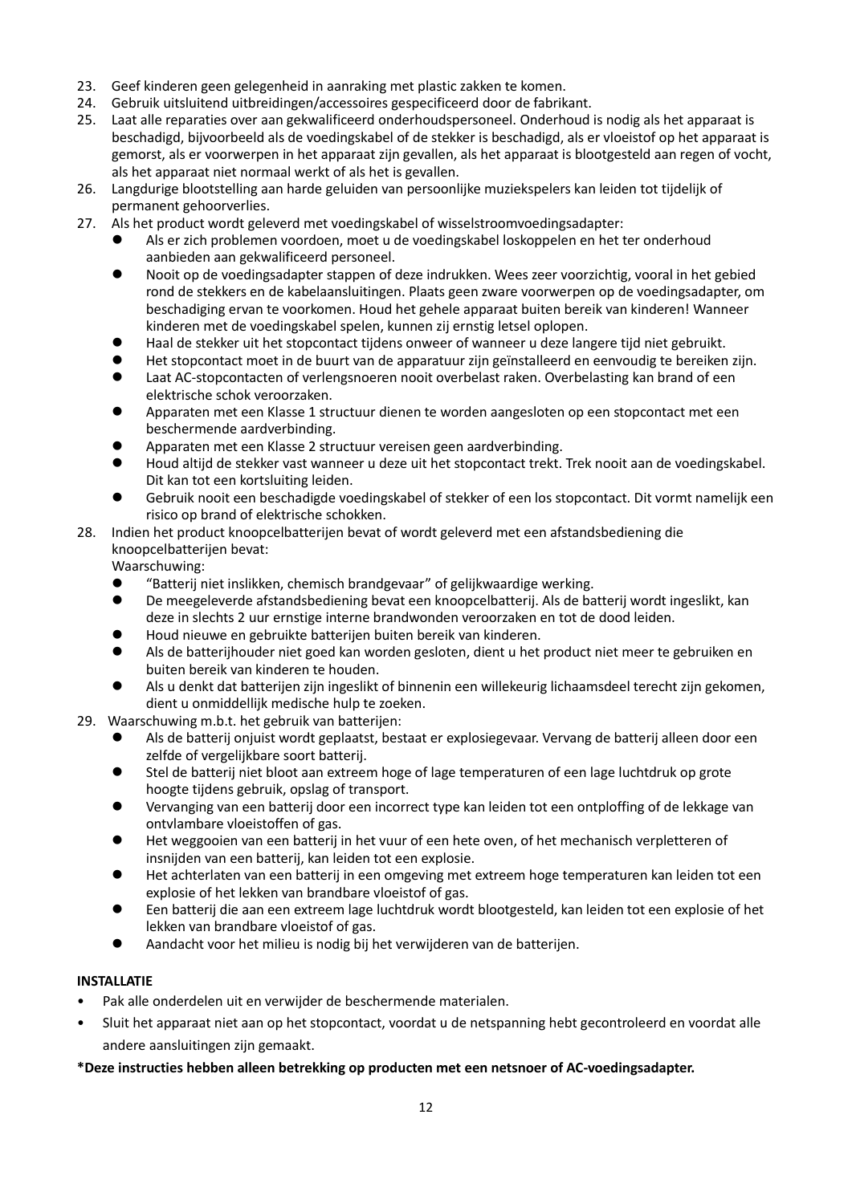23. Geef kinderen geen gelegenheid in aanraking met plastic zakken te komen.
24. Gebruik uitsluitend uitbreidingen/accessoires gespecificeerd door de fabrikant.
25. Laat alle reparaties over aan gekwalificeerd onderhoudspersoneel. Onderhoud is nodig als het apparaat is beschadigd, bijvoorbeeld als de voedingskabel of de stekker is beschadigd, als er vloeistof op het apparaat is gemorst, als er voorwerpen in het apparaat zijn gevallen, als het apparaat is blootgesteld aan regen of vocht, als het apparaat niet normaal werkt of als het is gevallen.
26. Langdurige blootstelling aan harde geluiden van persoonlijke muziekspelers kan leiden tot tijdelijk of permanent gehoorverlies.
27. Als het product wordt geleverd met voedingskabel of wisselstroomvoedingsadapter:
    - Als er zich problemen voordoen, moet u de voedingskabel loskoppelen en het ter onderhoud aanbieden aan gekwalificeerd personeel.
    - Nooit op de voedingsadapter stappen of deze indrukken. Wees zeer voorzichtig, vooral in het gebied rond de stekkers en de kabelaansluitingen. Plaats geen zware voorwerpen op de voedingsadapter, om beschadiging ervan te voorkomen. Houd het gehele apparaat buiten bereik van kinderen! Wanneer kinderen met de voedingskabel spelen, kunnen zij ernstig letsel oplopen.
    - Haal de stekker uit het stopcontact tijdens onweer of wanneer u deze langere tijd niet gebruikt.
    - Het stopcontact moet in de buurt van de apparatuur zijn geïnstalleerd en eenvoudig te bereiken zijn.
    - Laat AC-stopcontacten of verlengsnoeren nooit overbelast raken. Overbelasting kan brand of een elektrische schok veroorzaken.
    - Apparaten met een Klasse 1 structuur dienen te worden aangesloten op een stopcontact met een beschermende aardverbinding.
    - Apparaten met een Klasse 2 structuur vereisen geen aardverbinding.
    - Houd altijd de stekker vast wanneer u deze uit het stopcontact trekt. Trek nooit aan de voedingskabel. Dit kan tot een kortsluiting leiden.
    - Gebruik nooit een beschadigde voedingskabel of stekker of een los stopcontact. Dit vormt namelijk een risico op brand of elektrische schokken.
28. Indien het product knoopcelbatterijen bevat of wordt geleverd met een afstandsbediening die knoopcelbatterijen bevat:
    Waarschuwing:
    - "Batterij niet inslikken, chemisch brandgevaar" of gelijkwaardige werking.
    - De meegeleverde afstandsbediening bevat een knoopcelbatterij. Als de batterij wordt ingeslikt, kan deze in slechts 2 uur ernstige interne brandwonden veroorzaken en tot de dood leiden.
    - Houd nieuwe en gebruikte batterijen buiten bereik van kinderen.
    - Als de batterijhouder niet goed kan worden gesloten, dient u het product niet meer te gebruiken en buiten bereik van kinderen te houden.
    - Als u denkt dat batterijen zijn ingeslikt of binnenin een willekeurig lichaamsdeel terecht zijn gekomen, dient u onmiddellijk medische hulp te zoeken.
29. Waarschuwing m.b.t. het gebruik van batterijen:
    - Als de batterij onjuist wordt geplaatst, bestaat er explosiegevaar. Vervang de batterij alleen door een zelfde of vergelijkbare soort batterij.
    - Stel de batterij niet bloot aan extreem hoge of lage temperaturen of een lage luchtdruk op grote hoogte tijdens gebruik, opslag of transport.
    - Vervanging van een batterij door een incorrect type kan leiden tot een ontploffing of de lekkage van ontvlambare vloeistoffen of gas.
    - Het weggooien van een batterij in het vuur of een hete oven, of het mechanisch verpletteren of insnijden van een batterij, kan leiden tot een explosie.
    - Het achterlaten van een batterij in een omgeving met extreem hoge temperaturen kan leiden tot een explosie of het lekken van brandbare vloeistof of gas.
    - Een batterij die aan een extreem lage luchtdruk wordt blootgesteld, kan leiden tot een explosie of het lekken van brandbare vloeistof of gas.
    - Aandacht voor het milieu is nodig bij het verwijderen van de batterijen.

**INSTALLATIE**

- Pak alle onderdelen uit en verwijder de beschermende materialen.
- Sluit het apparaat niet aan op het stopcontact, voordat u de netspanning hebt gecontroleerd en voordat alle andere aansluitingen zijn gemaakt.

***Deze instructies hebben alleen betrekking op producten met een netsnoer of AC-voedingsadapter.**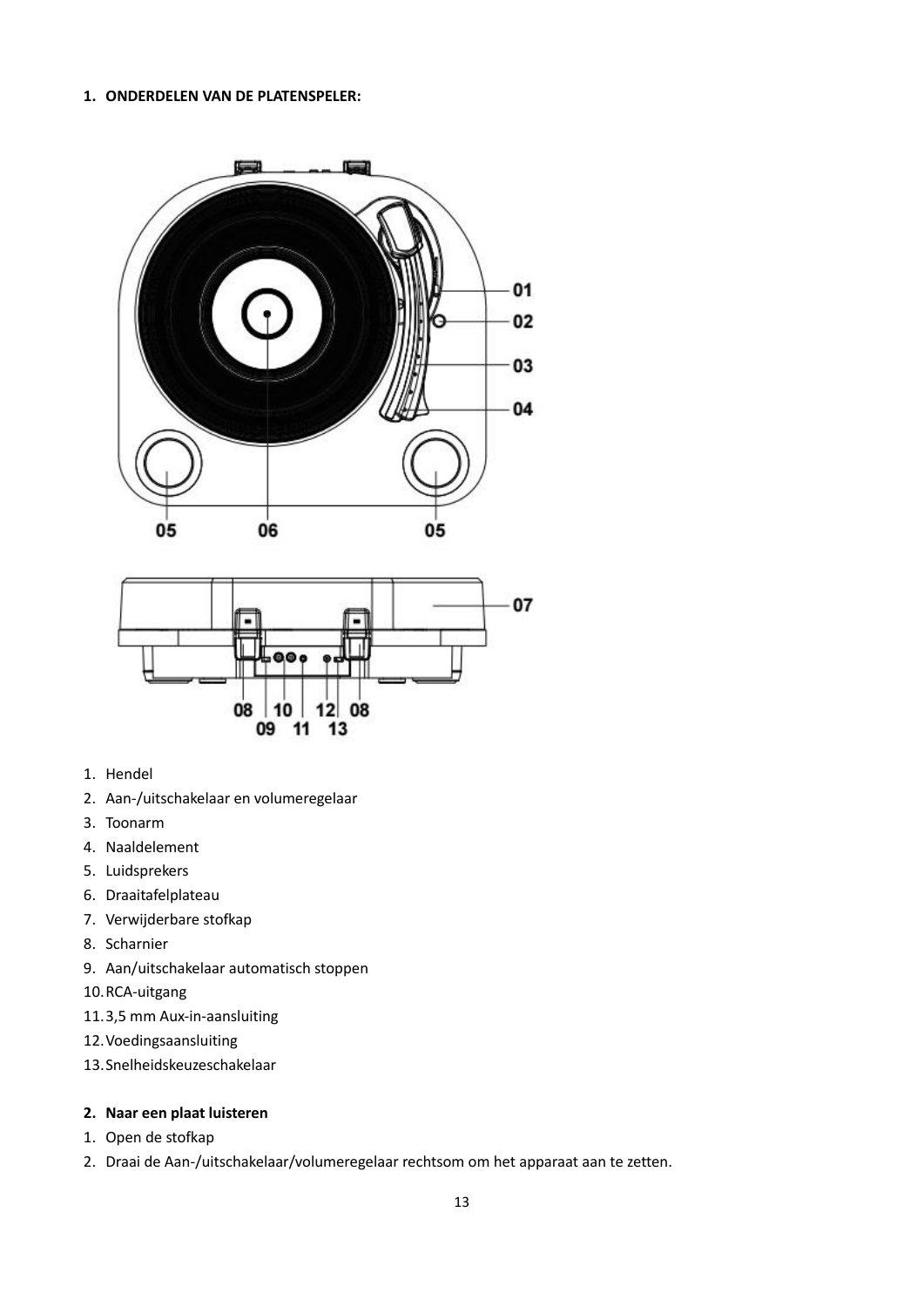## 1. ONDERDELEN VAN DE PLATENSPELER:

1. Hendel
2. Aan-/uitschakelaar en volumeregelaar
3. Toonarm
4. Naaldelement
5. Luidsprekers
6. Draaitafelplateau
7. Verwijderbare stofkap
8. Scharnier
9. Aan/uitschakelaar automatisch stoppen
10. RCA-uitgang
11. 3,5 mm Aux-in-aansluiting
12. Voedingsaansluiting
13. Snelheidskeuzeschakelaar

## 2. Naar een plaat luisteren

1. Open de stofkap
2. Draai de Aan-/uitschakelaar/volumeregelaar rechtsom om het apparaat aan te zetten.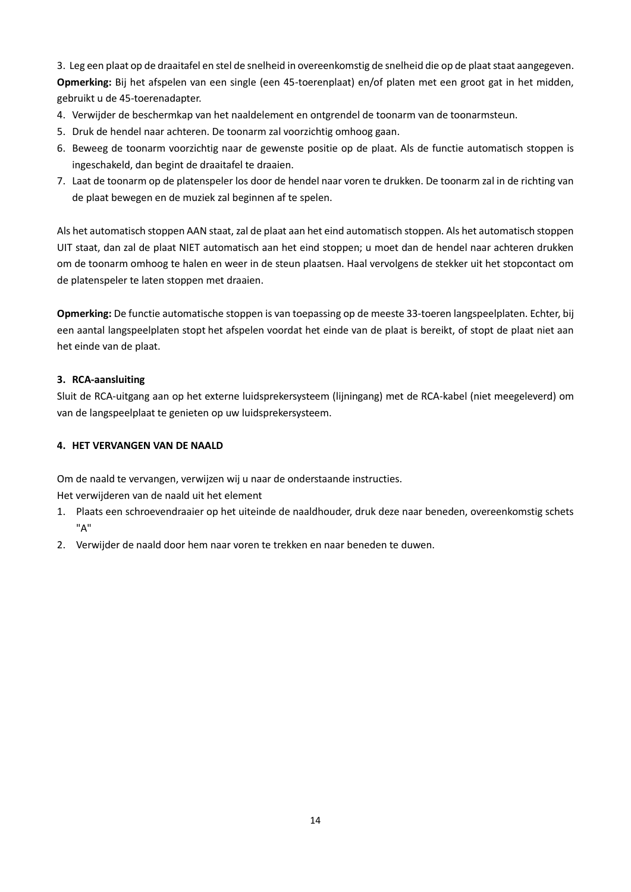3. Leg een plaat op de draaitafel en stel de snelheid in overeenkomstig de snelheid die op de plaat staat aangegeven.
**Opmerking:** Bij het afspelen van een single (een 45-toerenplaat) en/of platen met een groot gat in het midden, gebruikt u de 45-toerenadapter.
4. Verwijder de beschermkap van het naaldelement en ontgrendel de toonarm van de toonarmsteun.
5. Druk de hendel naar achteren. De toonarm zal voorzichtig omhoog gaan.
6. Beweeg de toonarm voorzichtig naar de gewenste positie op de plaat. Als de functie automatisch stoppen is ingeschakeld, dan begint de draaitafel te draaien.
7. Laat de toonarm op de platenspeler los door de hendel naar voren te drukken. De toonarm zal in de richting van de plaat bewegen en de muziek zal beginnen af te spelen.

Als het automatisch stoppen AAN staat, zal de plaat aan het eind automatisch stoppen. Als het automatisch stoppen UIT staat, dan zal de plaat NIET automatisch aan het eind stoppen; u moet dan de hendel naar achteren drukken om de toonarm omhoog te halen en weer in de steun plaatsen. Haal vervolgens de stekker uit het stopcontact om de platenspeler te laten stoppen met draaien.

**Opmerking:** De functie automatische stoppen is van toepassing op de meeste 33-toeren langspeelplaten. Echter, bij een aantal langspeelplaten stopt het afspelen voordat het einde van de plaat is bereikt, of stopt de plaat niet aan het einde van de plaat.

### 3. RCA-aansluiting

Sluit de RCA-uitgang aan op het externe luidsprekersysteem (lijningang) met de RCA-kabel (niet meegeleverd) om van de langspeelplaat te genieten op uw luidsprekersysteem.

### 4. HET VERVANGEN VAN DE NAALD

Om de naald te vervangen, verwijzen wij u naar de onderstaande instructies.
Het verwijderen van de naald uit het element

1. Plaats een schroevendraaier op het uiteinde de naaldhouder, druk deze naar beneden, overeenkomstig schets "A"
2. Verwijder de naald door hem naar voren te trekken en naar beneden te duwen.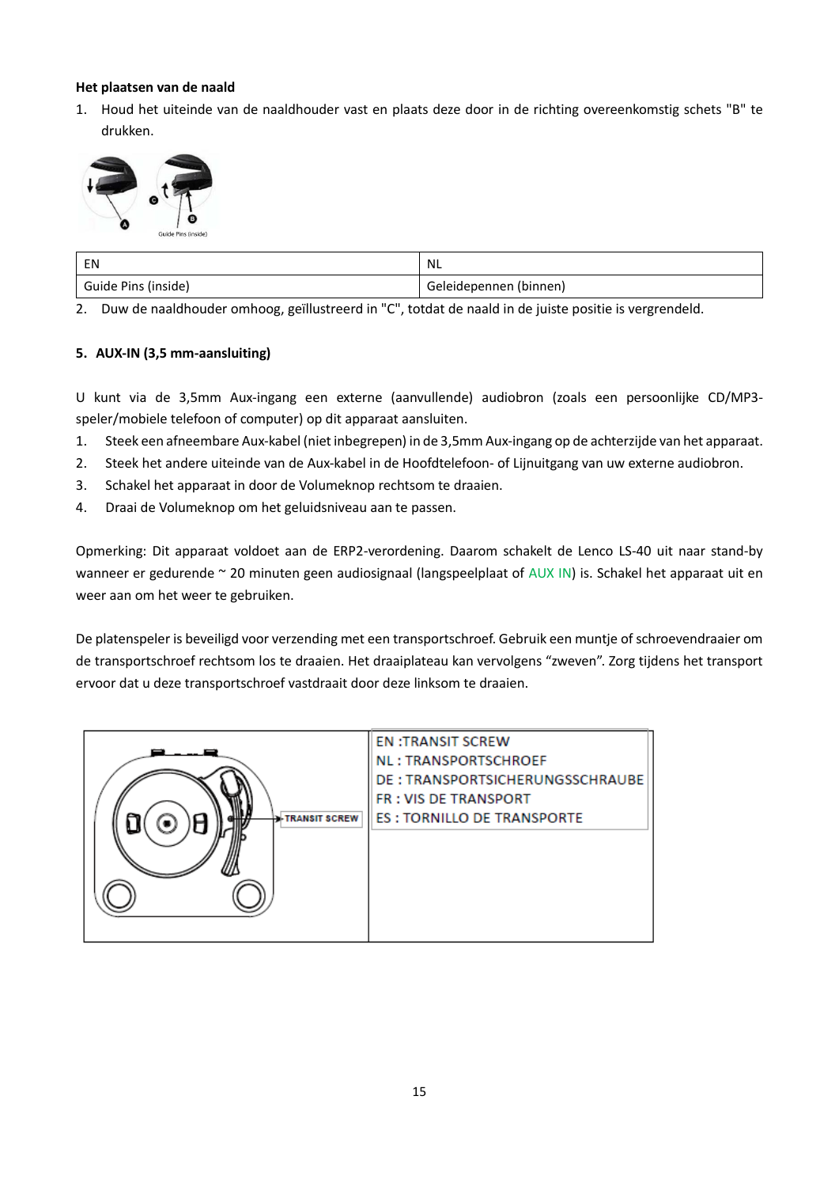**Het plaatsen van de naald**

1. Houd het uiteinde van de naaldhouder vast en plaats deze door in de richting overeenkomstig schets "B" te drukken.

| EN | NL |
| --- | --- |
| Guide Pins (inside) | Geleidepennen (binnen) |

2. Duw de naaldhouder omhoog, geïllustreerd in "C", totdat de naald in de juiste positie is vergrendeld.

**5. AUX-IN (3,5 mm-aansluiting)**

U kunt via de 3,5mm Aux-ingang een externe (aanvullende) audiobron (zoals een persoonlijke CD/MP3-speler/mobiele telefoon of computer) op dit apparaat aansluiten.

1. Steek een afneembare Aux-kabel (niet inbegrepen) in de 3,5mm Aux-ingang op de achterzijde van het apparaat.
2. Steek het andere uiteinde van de Aux-kabel in de Hoofdtelefoon- of Lijnuitgang van uw externe audiobron.
3. Schakel het apparaat in door de Volumeknop rechtsom te draaien.
4. Draai de Volumeknop om het geluidsniveau aan te passen.

Opmerking: Dit apparaat voldoet aan de ERP2-verordening. Daarom schakelt de Lenco LS-40 uit naar stand-by wanneer er gedurende ~ 20 minuten geen audiosignaal (langspeelplaat of AUX IN) is. Schakel het apparaat uit en weer aan om het weer te gebruiken.

De platenspeler is beveiligd voor verzending met een transportschroef. Gebruik een muntje of schroevendraaier om de transportschroef rechtsom los te draaien. Het draaiplateau kan vervolgens “zweven”. Zorg tijdens het transport ervoor dat u deze transportschroef vastdraait door deze linksom te draaien.

TRANSIT SCREW

EN :TRANSIT SCREW
NL : TRANSPORTSCHROEF
DE : TRANSPORTSICHERUNGSSCHRAUBE
FR : VIS DE TRANSPORT
ES : TORNILLO DE TRANSPORTE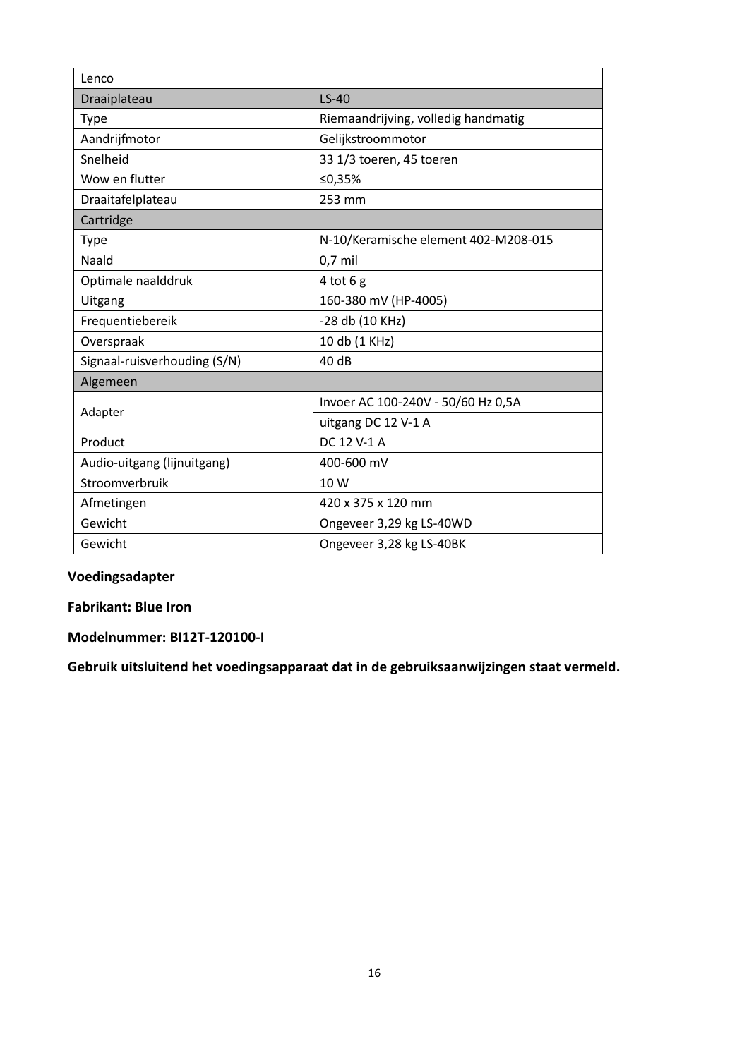| Lenco | |
|---|---|
| Draaiplateau | LS-40 |
| Type | Riemaandrijving, volledig handmatig |
| Aandrijfmotor | Gelijkstroommotor |
| Snelheid | 33 1/3 toeren, 45 toeren |
| Wow en flutter | ≤0,35% |
| Draaitafelplateau | 253 mm |
| Cartridge | |
| Type | N-10/Keramische element 402-M208-015 |
| Naald | 0,7 mil |
| Optimale naalddruk | 4 tot 6 g |
| Uitgang | 160-380 mV (HP-4005) |
| Frequentiebereik | -28 db (10 KHz) |
| Overspraak | 10 db (1 KHz) |
| Signaal-ruisverhouding (S/N) | 40 dB |
| Algemeen | |
| Adapter | Invoer AC 100-240V - 50/60 Hz 0,5A |
| | uitgang DC 12 V-1 A |
| Product | DC 12 V-1 A |
| Audio-uitgang (lijnuitgang) | 400-600 mV |
| Stroomverbruik | 10 W |
| Afmetingen | 420 x 375 x 120 mm |
| Gewicht | Ongeveer 3,29 kg LS-40WD |
| Gewicht | Ongeveer 3,28 kg LS-40BK |

**Voedingsadapter**

**Fabrikant: Blue Iron**

**Modelnummer: BI12T-120100-I**

**Gebruik uitsluitend het voedingsapparaat dat in de gebruiksaanwijzingen staat vermeld.**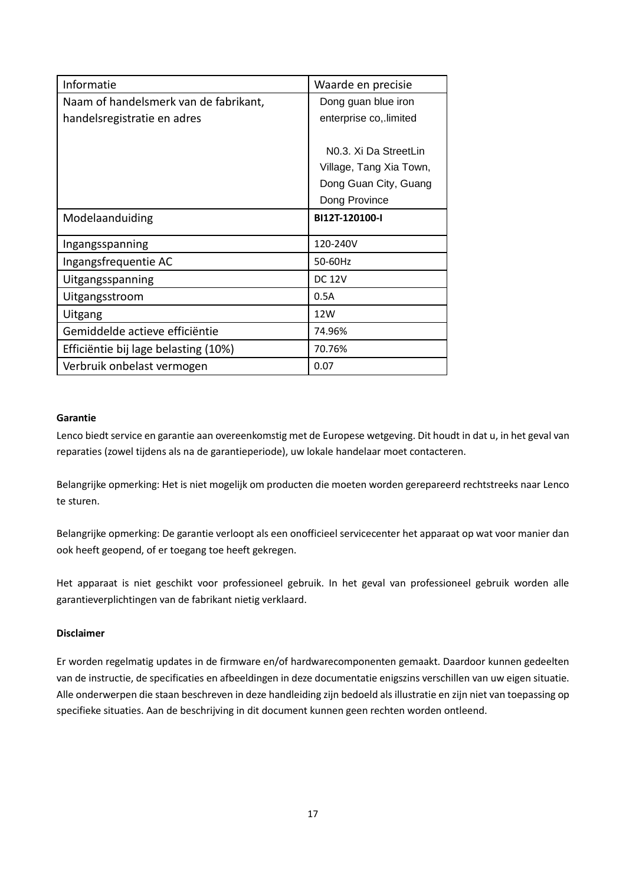| Informatie | Waarde en precisie |
|---|---|
| Naam of handelsmerk van de fabrikant, handelsregistratie en adres | Dong guan blue iron enterprise co,.limited<br><br>N0.3. Xi Da StreetLin Village, Tang Xia Town, Dong Guan City, Guang Dong Province |
| Modelaanduiding | **BI12T-120100-I** |
| Ingangsspanning | 120-240V |
| Ingangsfrequentie AC | 50-60Hz |
| Uitgangsspanning | DC 12V |
| Uitgangsstroom | 0.5A |
| Uitgang | 12W |
| Gemiddelde actieve efficiëntie | 74.96% |
| Efficiëntie bij lage belasting (10%) | 70.76% |
| Verbruik onbelast vermogen | 0.07 |

**Garantie**

Lenco biedt service en garantie aan overeenkomstig met de Europese wetgeving. Dit houdt in dat u, in het geval van reparaties (zowel tijdens als na de garantieperiode), uw lokale handelaar moet contacteren.

Belangrijke opmerking: Het is niet mogelijk om producten die moeten worden gerepareerd rechtstreeks naar Lenco te sturen.

Belangrijke opmerking: De garantie verloopt als een onofficieel servicecenter het apparaat op wat voor manier dan ook heeft geopend, of er toegang toe heeft gekregen.

Het apparaat is niet geschikt voor professioneel gebruik. In het geval van professioneel gebruik worden alle garantieverplichtingen van de fabrikant nietig verklaard.

**Disclaimer**

Er worden regelmatig updates in de firmware en/of hardwarecomponenten gemaakt. Daardoor kunnen gedeelten van de instructie, de specificaties en afbeeldingen in deze documentatie enigszins verschillen van uw eigen situatie. Alle onderwerpen die staan beschreven in deze handleiding zijn bedoeld als illustratie en zijn niet van toepassing op specifieke situaties. Aan de beschrijving in dit document kunnen geen rechten worden ontleend.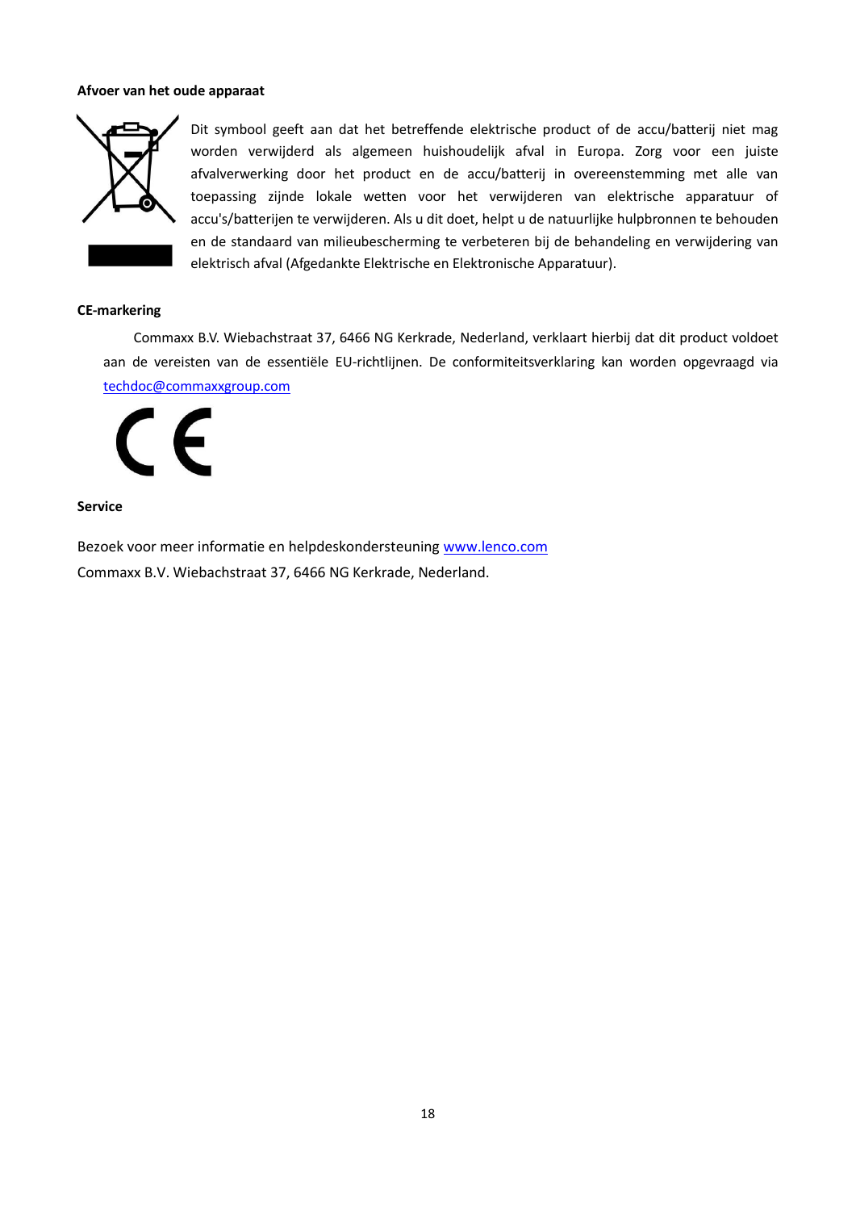**Afvoer van het oude apparaat**

Dit symbool geeft aan dat het betreffende elektrische product of de accu/batterij niet mag worden verwijderd als algemeen huishoudelijk afval in Europa. Zorg voor een juiste afvalverwerking door het product en de accu/batterij in overeenstemming met alle van toepassing zijnde lokale wetten voor het verwijderen van elektrische apparatuur of accu's/batterijen te verwijderen. Als u dit doet, helpt u de natuurlijke hulpbronnen te behouden en de standaard van milieubescherming te verbeteren bij de behandeling en verwijdering van elektrisch afval (Afgedankte Elektrische en Elektronische Apparatuur).

**CE-markering**

Commaxx B.V. Wiebachstraat 37, 6466 NG Kerkrade, Nederland, verklaart hierbij dat dit product voldoet aan de vereisten van de essentiële EU-richtlijnen. De conformiteitsverklaring kan worden opgevraagd via techdoc@commaxxgroup.com

**Service**

Bezoek voor meer informatie en helpdeskondersteuning www.lenco.com
Commaxx B.V. Wiebachstraat 37, 6466 NG Kerkrade, Nederland.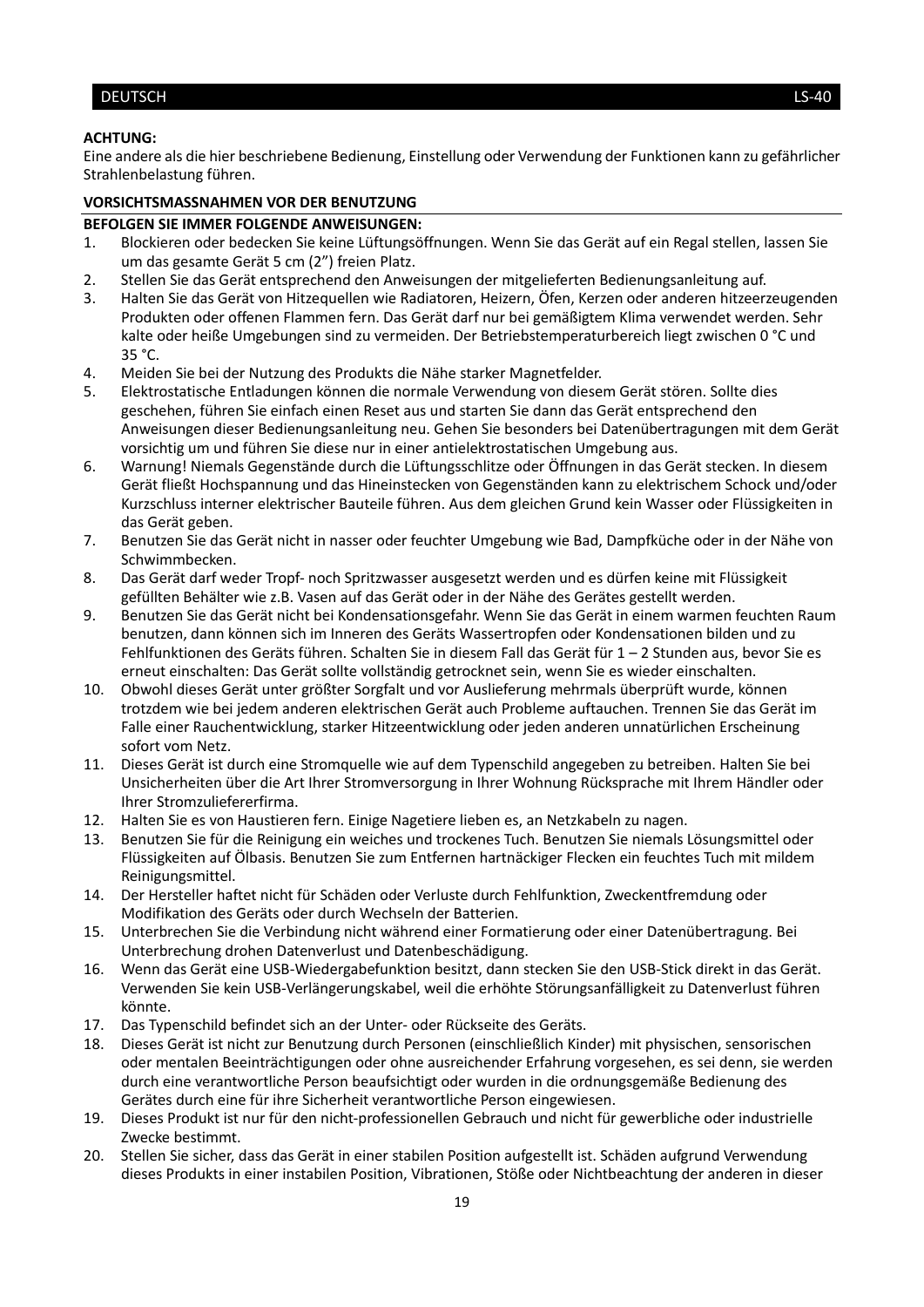**ACHTUNG:**
Eine andere als die hier beschriebene Bedienung, Einstellung oder Verwendung der Funktionen kann zu gefährlicher Strahlenbelastung führen.

**VORSICHTSMASSNAHMEN VOR DER BENUTZUNG**

**BEFOLGEN SIE IMMER FOLGENDE ANWEISUNGEN:**

1. Blockieren oder bedecken Sie keine Lüftungsöffnungen. Wenn Sie das Gerät auf ein Regal stellen, lassen Sie um das gesamte Gerät 5 cm (2”) freien Platz.
2. Stellen Sie das Gerät entsprechend den Anweisungen der mitgelieferten Bedienungsanleitung auf.
3. Halten Sie das Gerät von Hitzequellen wie Radiatoren, Heizern, Öfen, Kerzen oder anderen hitzeerzeugenden Produkten oder offenen Flammen fern. Das Gerät darf nur bei gemäßigtem Klima verwendet werden. Sehr kalte oder heiße Umgebungen sind zu vermeiden. Der Betriebstemperaturbereich liegt zwischen 0 °C und 35 °C.
4. Meiden Sie bei der Nutzung des Produkts die Nähe starker Magnetfelder.
5. Elektrostatische Entladungen können die normale Verwendung von diesem Gerät stören. Sollte dies geschehen, führen Sie einfach einen Reset aus und starten Sie dann das Gerät entsprechend den Anweisungen dieser Bedienungsanleitung neu. Gehen Sie besonders bei Datenübertragungen mit dem Gerät vorsichtig um und führen Sie diese nur in einer antielektrostatischen Umgebung aus.
6. Warnung! Niemals Gegenstände durch die Lüftungsschlitze oder Öffnungen in das Gerät stecken. In diesem Gerät fließt Hochspannung und das Hineinstecken von Gegenständen kann zu elektrischem Schock und/oder Kurzschluss interner elektrischer Bauteile führen. Aus dem gleichen Grund kein Wasser oder Flüssigkeiten in das Gerät geben.
7. Benutzen Sie das Gerät nicht in nasser oder feuchter Umgebung wie Bad, Dampfküche oder in der Nähe von Schwimmbecken.
8. Das Gerät darf weder Tropf- noch Spritzwasser ausgesetzt werden und es dürfen keine mit Flüssigkeit gefüllten Behälter wie z.B. Vasen auf das Gerät oder in der Nähe des Gerätes gestellt werden.
9. Benutzen Sie das Gerät nicht bei Kondensationsgefahr. Wenn Sie das Gerät in einem warmen feuchten Raum benutzen, dann können sich im Inneren des Geräts Wassertropfen oder Kondensationen bilden und zu Fehlfunktionen des Geräts führen. Schalten Sie in diesem Fall das Gerät für 1 – 2 Stunden aus, bevor Sie es erneut einschalten: Das Gerät sollte vollständig getrocknet sein, wenn Sie es wieder einschalten.
10. Obwohl dieses Gerät unter größter Sorgfalt und vor Auslieferung mehrmals überprüft wurde, können trotzdem wie bei jedem anderen elektrischen Gerät auch Probleme auftauchen. Trennen Sie das Gerät im Falle einer Rauchentwicklung, starker Hitzeentwicklung oder jeden anderen unnatürlichen Erscheinung sofort vom Netz.
11. Dieses Gerät ist durch eine Stromquelle wie auf dem Typenschild angegeben zu betreiben. Halten Sie bei Unsicherheiten über die Art Ihrer Stromversorgung in Ihrer Wohnung Rücksprache mit Ihrem Händler oder Ihrer Stromzuliefererfirma.
12. Halten Sie es von Haustieren fern. Einige Nagetiere lieben es, an Netzkabeln zu nagen.
13. Benutzen Sie für die Reinigung ein weiches und trockenes Tuch. Benutzen Sie niemals Lösungsmittel oder Flüssigkeiten auf Ölbasis. Benutzen Sie zum Entfernen hartnäckiger Flecken ein feuchtes Tuch mit mildem Reinigungsmittel.
14. Der Hersteller haftet nicht für Schäden oder Verluste durch Fehlfunktion, Zweckentfremdung oder Modifikation des Geräts oder durch Wechseln der Batterien.
15. Unterbrechen Sie die Verbindung nicht während einer Formatierung oder einer Datenübertragung. Bei Unterbrechung drohen Datenverlust und Datenbeschädigung.
16. Wenn das Gerät eine USB-Wiedergabefunktion besitzt, dann stecken Sie den USB-Stick direkt in das Gerät. Verwenden Sie kein USB-Verlängerungskabel, weil die erhöhte Störungsanfälligkeit zu Datenverlust führen könnte.
17. Das Typenschild befindet sich an der Unter- oder Rückseite des Geräts.
18. Dieses Gerät ist nicht zur Benutzung durch Personen (einschließlich Kinder) mit physischen, sensorischen oder mentalen Beeinträchtigungen oder ohne ausreichender Erfahrung vorgesehen, es sei denn, sie werden durch eine verantwortliche Person beaufsichtigt oder wurden in die ordnungsgemäße Bedienung des Gerätes durch eine für ihre Sicherheit verantwortliche Person eingewiesen.
19. Dieses Produkt ist nur für den nicht-professionellen Gebrauch und nicht für gewerbliche oder industrielle Zwecke bestimmt.
20. Stellen Sie sicher, dass das Gerät in einer stabilen Position aufgestellt ist. Schäden aufgrund Verwendung dieses Produkts in einer instabilen Position, Vibrationen, Stöße oder Nichtbeachtung der anderen in dieser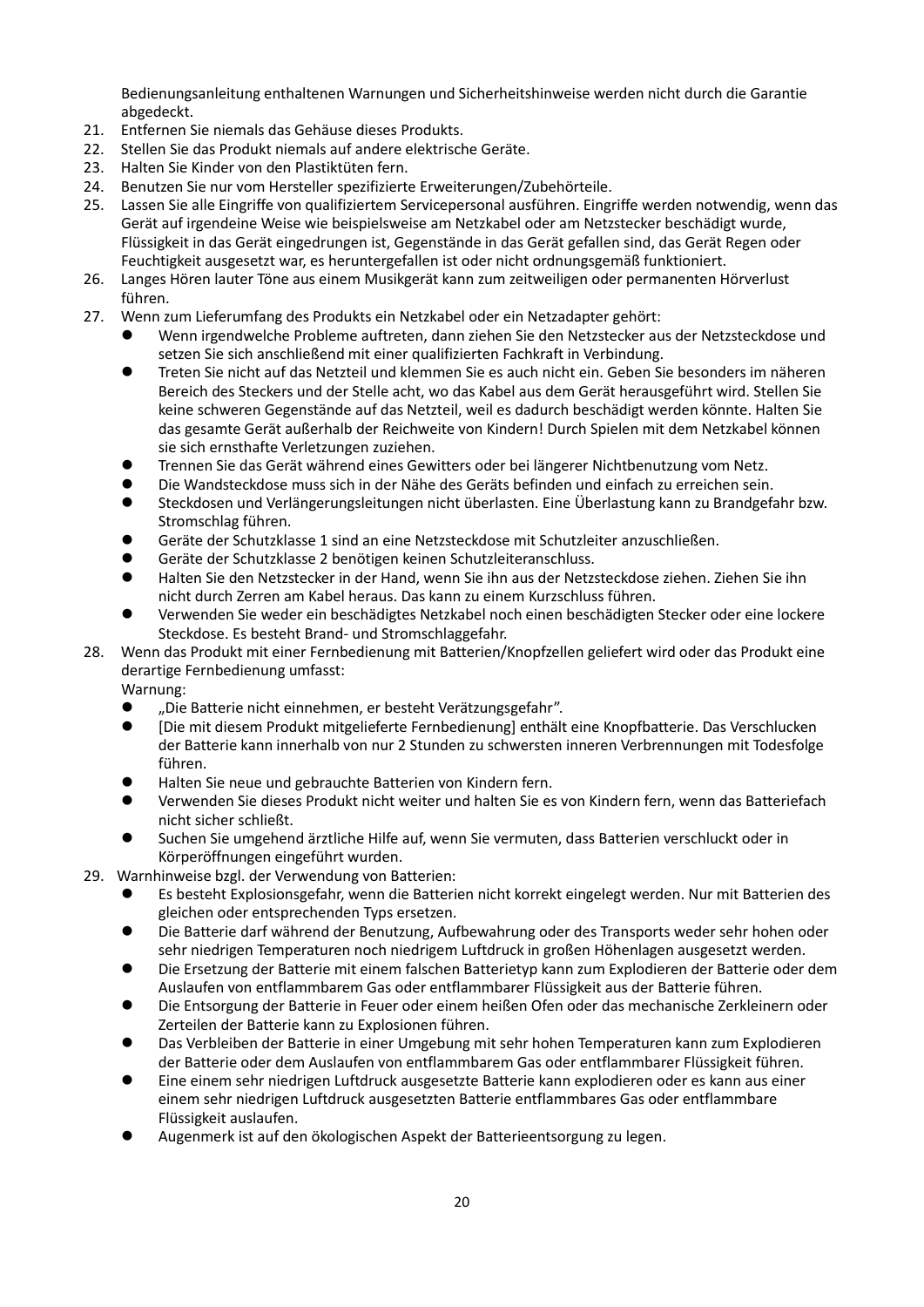Bedienungsanleitung enthaltenen Warnungen und Sicherheitshinweise werden nicht durch die Garantie abgedeckt.

21. Entfernen Sie niemals das Gehäuse dieses Produkts.
22. Stellen Sie das Produkt niemals auf andere elektrische Geräte.
23. Halten Sie Kinder von den Plastiktüten fern.
24. Benutzen Sie nur vom Hersteller spezifizierte Erweiterungen/Zubehörteile.
25. Lassen Sie alle Eingriffe von qualifiziertem Servicepersonal ausführen. Eingriffe werden notwendig, wenn das Gerät auf irgendeine Weise wie beispielsweise am Netzkabel oder am Netzstecker beschädigt wurde, Flüssigkeit in das Gerät eingedrungen ist, Gegenstände in das Gerät gefallen sind, das Gerät Regen oder Feuchtigkeit ausgesetzt war, es heruntergefallen ist oder nicht ordnungsgemäß funktioniert.
26. Langes Hören lauter Töne aus einem Musikgerät kann zum zeitweiligen oder permanenten Hörverlust führen.
27. Wenn zum Lieferumfang des Produkts ein Netzkabel oder ein Netzadapter gehört:
    - Wenn irgendwelche Probleme auftreten, dann ziehen Sie den Netzstecker aus der Netzsteckdose und setzen Sie sich anschließend mit einer qualifizierten Fachkraft in Verbindung.
    - Treten Sie nicht auf das Netzteil und klemmen Sie es auch nicht ein. Geben Sie besonders im näheren Bereich des Steckers und der Stelle acht, wo das Kabel aus dem Gerät herausgeführt wird. Stellen Sie keine schweren Gegenstände auf das Netzteil, weil es dadurch beschädigt werden könnte. Halten Sie das gesamte Gerät außerhalb der Reichweite von Kindern! Durch Spielen mit dem Netzkabel können sie sich ernsthafte Verletzungen zuziehen.
    - Trennen Sie das Gerät während eines Gewitters oder bei längerer Nichtbenutzung vom Netz.
    - Die Wandsteckdose muss sich in der Nähe des Geräts befinden und einfach zu erreichen sein.
    - Steckdosen und Verlängerungsleitungen nicht überlasten. Eine Überlastung kann zu Brandgefahr bzw. Stromschlag führen.
    - Geräte der Schutzklasse 1 sind an eine Netzsteckdose mit Schutzleiter anzuschließen.
    - Geräte der Schutzklasse 2 benötigen keinen Schutzleiteranschluss.
    - Halten Sie den Netzstecker in der Hand, wenn Sie ihn aus der Netzsteckdose ziehen. Ziehen Sie ihn nicht durch Zerren am Kabel heraus. Das kann zu einem Kurzschluss führen.
    - Verwenden Sie weder ein beschädigtes Netzkabel noch einen beschädigten Stecker oder eine lockere Steckdose. Es besteht Brand- und Stromschlaggefahr.
28. Wenn das Produkt mit einer Fernbedienung mit Batterien/Knopfzellen geliefert wird oder das Produkt eine derartige Fernbedienung umfasst:
    Warnung:
    - „Die Batterie nicht einnehmen, er besteht Verätzungsgefahr".
    - [Die mit diesem Produkt mitgelieferte Fernbedienung] enthält eine Knopfbatterie. Das Verschlucken der Batterie kann innerhalb von nur 2 Stunden zu schwersten inneren Verbrennungen mit Todesfolge führen.
    - Halten Sie neue und gebrauchte Batterien von Kindern fern.
    - Verwenden Sie dieses Produkt nicht weiter und halten Sie es von Kindern fern, wenn das Batteriefach nicht sicher schließt.
    - Suchen Sie umgehend ärztliche Hilfe auf, wenn Sie vermuten, dass Batterien verschluckt oder in Körperöffnungen eingeführt wurden.
29. Warnhinweise bzgl. der Verwendung von Batterien:
    - Es besteht Explosionsgefahr, wenn die Batterien nicht korrekt eingelegt werden. Nur mit Batterien des gleichen oder entsprechenden Typs ersetzen.
    - Die Batterie darf während der Benutzung, Aufbewahrung oder des Transports weder sehr hohen oder sehr niedrigen Temperaturen noch niedrigem Luftdruck in großen Höhenlagen ausgesetzt werden.
    - Die Ersetzung der Batterie mit einem falschen Batterietyp kann zum Explodieren der Batterie oder dem Auslaufen von entflammbarem Gas oder entflammbarer Flüssigkeit aus der Batterie führen.
    - Die Entsorgung der Batterie in Feuer oder einem heißen Ofen oder das mechanische Zerkleinern oder Zerteilen der Batterie kann zu Explosionen führen.
    - Das Verbleiben der Batterie in einer Umgebung mit sehr hohen Temperaturen kann zum Explodieren der Batterie oder dem Auslaufen von entflammbarem Gas oder entflammbarer Flüssigkeit führen.
    - Eine einem sehr niedrigen Luftdruck ausgesetzte Batterie kann explodieren oder es kann aus einer einem sehr niedrigen Luftdruck ausgesetzten Batterie entflammbares Gas oder entflammbare Flüssigkeit auslaufen.
    - Augenmerk ist auf den ökologischen Aspekt der Batterieentsorgung zu legen.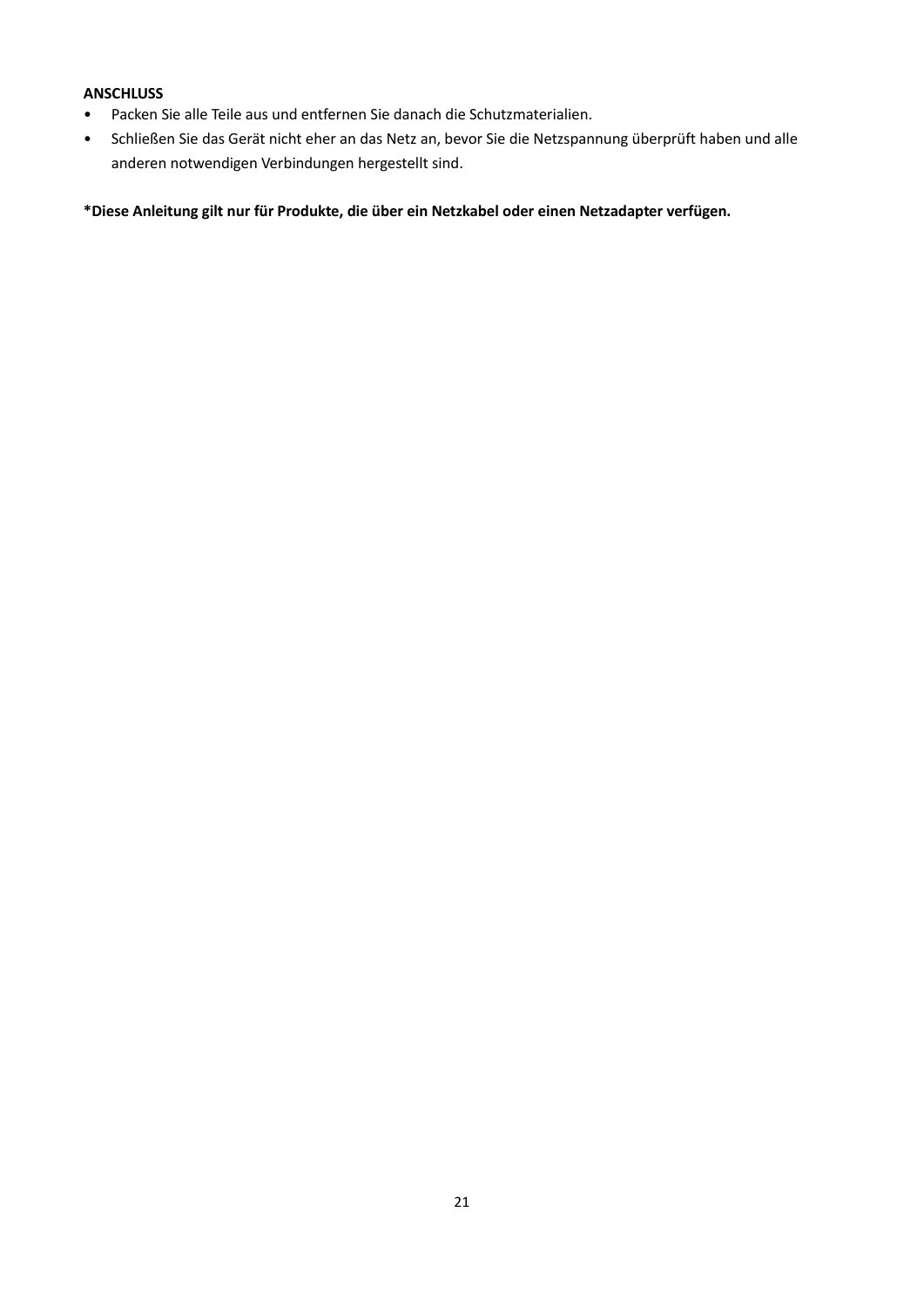**ANSCHLUSS**

- Packen Sie alle Teile aus und entfernen Sie danach die Schutzmaterialien.
- Schließen Sie das Gerät nicht eher an das Netz an, bevor Sie die Netzspannung überprüft haben und alle anderen notwendigen Verbindungen hergestellt sind.

**\*Diese Anleitung gilt nur für Produkte, die über ein Netzkabel oder einen Netzadapter verfügen.**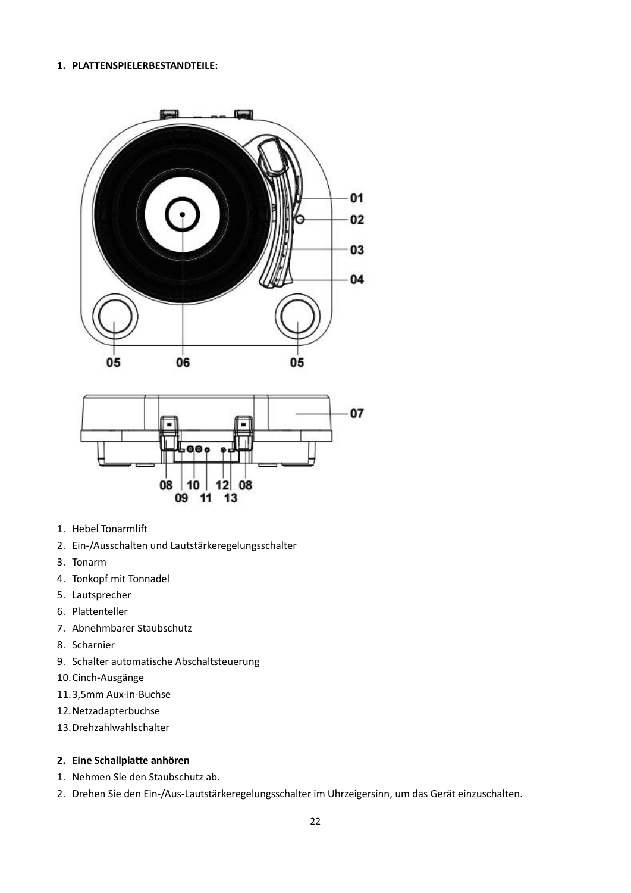## 1. PLATTENSPIELERBESTANDTEILE:

1. Hebel Tonarmlift
2. Ein-/Ausschalten und Lautstärkeregelungsschalter
3. Tonarm
4. Tonkopf mit Tonnadel
5. Lautsprecher
6. Plattenteller
7. Abnehmbarer Staubschutz
8. Scharnier
9. Schalter automatische Abschaltsteuerung
10. Cinch-Ausgänge
11. 3,5mm Aux-in-Buchse
12. Netzadapterbuchse
13. Drehzahlwahlschalter

## 2. Eine Schallplatte anhören

1. Nehmen Sie den Staubschutz ab.
2. Drehen Sie den Ein-/Aus-Lautstärkeregelungsschalter im Uhrzeigersinn, um das Gerät einzuschalten.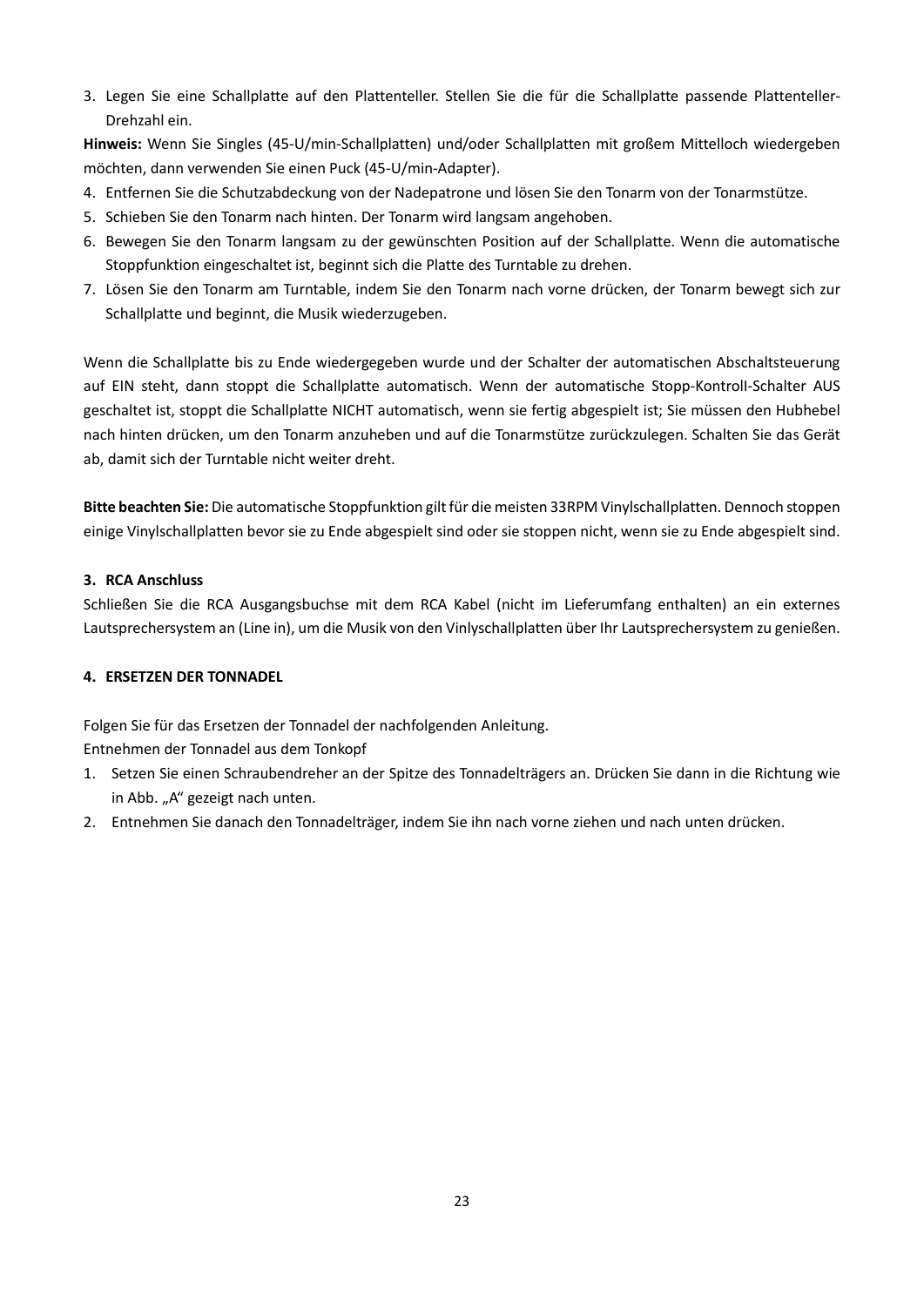3. Legen Sie eine Schallplatte auf den Plattenteller. Stellen Sie die für die Schallplatte passende Plattenteller-Drehzahl ein.

**Hinweis:** Wenn Sie Singles (45-U/min-Schallplatten) und/oder Schallplatten mit großem Mittelloch wiedergeben möchten, dann verwenden Sie einen Puck (45-U/min-Adapter).

4. Entfernen Sie die Schutzabdeckung von der Nadepatrone und lösen Sie den Tonarm von der Tonarmstütze.
5. Schieben Sie den Tonarm nach hinten. Der Tonarm wird langsam angehoben.
6. Bewegen Sie den Tonarm langsam zu der gewünschten Position auf der Schallplatte. Wenn die automatische Stoppfunktion eingeschaltet ist, beginnt sich die Platte des Turntable zu drehen.
7. Lösen Sie den Tonarm am Turntable, indem Sie den Tonarm nach vorne drücken, der Tonarm bewegt sich zur Schallplatte und beginnt, die Musik wiederzugeben.

Wenn die Schallplatte bis zu Ende wiedergegeben wurde und der Schalter der automatischen Abschaltsteuerung auf EIN steht, dann stoppt die Schallplatte automatisch. Wenn der automatische Stopp-Kontroll-Schalter AUS geschaltet ist, stoppt die Schallplatte NICHT automatisch, wenn sie fertig abgespielt ist; Sie müssen den Hubhebel nach hinten drücken, um den Tonarm anzuheben und auf die Tonarmstütze zurückzulegen. Schalten Sie das Gerät ab, damit sich der Turntable nicht weiter dreht.

**Bitte beachten Sie:** Die automatische Stoppfunktion gilt für die meisten 33RPM Vinylschallplatten. Dennoch stoppen einige Vinylschallplatten bevor sie zu Ende abgespielt sind oder sie stoppen nicht, wenn sie zu Ende abgespielt sind.

### 3. RCA Anschluss

Schließen Sie die RCA Ausgangsbuchse mit dem RCA Kabel (nicht im Lieferumfang enthalten) an ein externes Lautsprechersystem an (Line in), um die Musik von den Vinlyschallplatten über Ihr Lautsprechersystem zu genießen.

### 4. ERSETZEN DER TONNADEL

Folgen Sie für das Ersetzen der Tonnadel der nachfolgenden Anleitung.
Entnehmen der Tonnadel aus dem Tonkopf

1. Setzen Sie einen Schraubendreher an der Spitze des Tonnadelträgers an. Drücken Sie dann in die Richtung wie in Abb. „A“ gezeigt nach unten.
2. Entnehmen Sie danach den Tonnadelträger, indem Sie ihn nach vorne ziehen und nach unten drücken.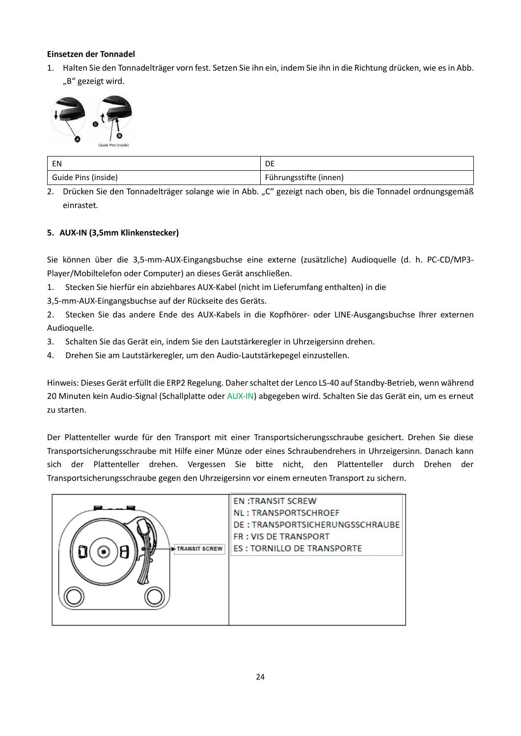**Einsetzen der Tonnadel**

1. Halten Sie den Tonnadelträger vorn fest. Setzen Sie ihn ein, indem Sie ihn in die Richtung drücken, wie es in Abb. „B" gezeigt wird.

| EN | DE |
|---|---|
| Guide Pins (inside) | Führungsstifte (innen) |

2. Drücken Sie den Tonnadelträger solange wie in Abb. „C" gezeigt nach oben, bis die Tonnadel ordnungsgemäß einrastet.

**5. AUX-IN (3,5mm Klinkenstecker)**

Sie können über die 3,5-mm-AUX-Eingangsbuchse eine externe (zusätzliche) Audioquelle (d. h. PC-CD/MP3-Player/Mobiltelefon oder Computer) an dieses Gerät anschließen.

1. Stecken Sie hierfür ein abziehbares AUX-Kabel (nicht im Lieferumfang enthalten) in die 3,5-mm-AUX-Eingangsbuchse auf der Rückseite des Geräts.
2. Stecken Sie das andere Ende des AUX-Kabels in die Kopfhörer- oder LINE-Ausgangsbuchse Ihrer externen Audioquelle.
3. Schalten Sie das Gerät ein, indem Sie den Lautstärkeregler in Uhrzeigersinn drehen.
4. Drehen Sie am Lautstärkeregler, um den Audio-Lautstärkepegel einzustellen.

Hinweis: Dieses Gerät erfüllt die ERP2 Regelung. Daher schaltet der Lenco LS-40 auf Standby-Betrieb, wenn während 20 Minuten kein Audio-Signal (Schallplatte oder AUX-IN) abgegeben wird. Schalten Sie das Gerät ein, um es erneut zu starten.

Der Plattenteller wurde für den Transport mit einer Transportsicherungsschraube gesichert. Drehen Sie diese Transportsicherungsschraube mit Hilfe einer Münze oder eines Schraubendrehers in Uhrzeigersinn. Danach kann sich der Plattenteller drehen. Vergessen Sie bitte nicht, den Plattenteller durch Drehen der Transportsicherungsschraube gegen den Uhrzeigersinn vor einem erneuten Transport zu sichern.

EN :TRANSIT SCREW
NL : TRANSPORTSCHROEF
DE : TRANSPORTSICHERUNGSSCHRAUBE
FR : VIS DE TRANSPORT
ES : TORNILLO DE TRANSPORTE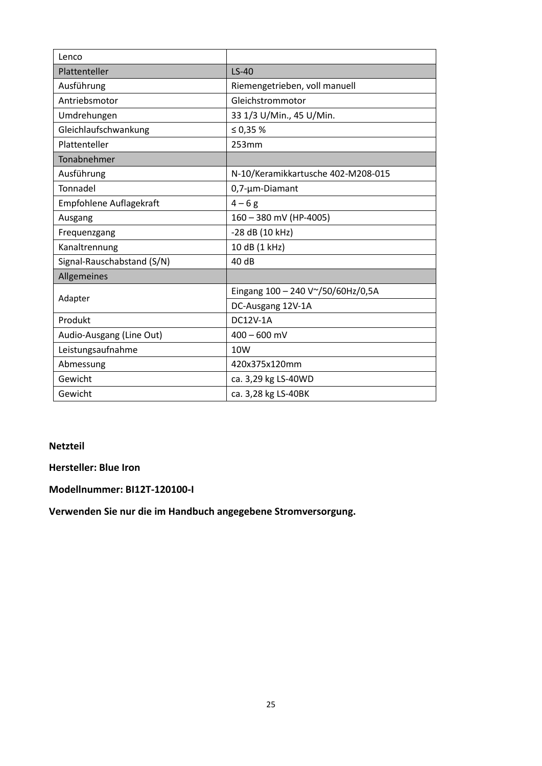| Lenco | |
| --- | --- |
| Plattenteller | LS-40 |
| Ausführung | Riemengetrieben, voll manuell |
| Antriebsmotor | Gleichstrommotor |
| Umdrehungen | 33 1/3 U/Min., 45 U/Min. |
| Gleichlaufschwankung | ≤ 0,35 % |
| Plattenteller | 253mm |
| Tonabnehmer | |
| Ausführung | N-10/Keramikkartusche 402-M208-015 |
| Tonnadel | 0,7-µm-Diamant |
| Empfohlene Auflagekraft | 4 – 6 g |
| Ausgang | 160 – 380 mV (HP-4005) |
| Frequenzgang | -28 dB (10 kHz) |
| Kanaltrennung | 10 dB (1 kHz) |
| Signal-Rauschabstand (S/N) | 40 dB |
| Allgemeines | |
| Adapter | Eingang 100 – 240 V~/50/60Hz/0,5A |
| | DC-Ausgang 12V-1A |
| Produkt | DC12V-1A |
| Audio-Ausgang (Line Out) | 400 – 600 mV |
| Leistungsaufnahme | 10W |
| Abmessung | 420x375x120mm |
| Gewicht | ca. 3,29 kg LS-40WD |
| Gewicht | ca. 3,28 kg LS-40BK |

**Netzteil**

**Hersteller: Blue Iron**

**Modellnummer: BI12T-120100-I**

**Verwenden Sie nur die im Handbuch angegebene Stromversorgung.**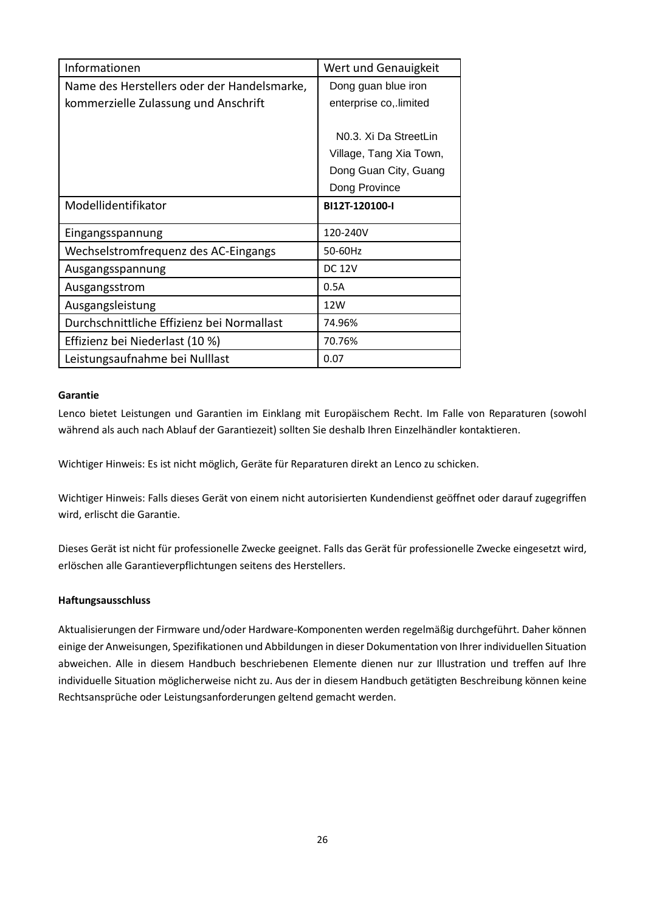| Informationen | Wert und Genauigkeit |
| --- | --- |
| Name des Herstellers oder der Handelsmarke, kommerzielle Zulassung und Anschrift | Dong guan blue iron enterprise co,.limited<br><br>N0.3. Xi Da StreetLin Village, Tang Xia Town, Dong Guan City, Guang Dong Province |
| Modellidentifikator | **BI12T-120100-I** |
| Eingangsspannung | 120-240V |
| Wechselstromfrequenz des AC-Eingangs | 50-60Hz |
| Ausgangsspannung | DC 12V |
| Ausgangsstrom | 0.5A |
| Ausgangsleistung | 12W |
| Durchschnittliche Effizienz bei Normallast | 74.96% |
| Effizienz bei Niederlast (10 %) | 70.76% |
| Leistungsaufnahme bei Nulllast | 0.07 |

**Garantie**

Lenco bietet Leistungen und Garantien im Einklang mit Europäischem Recht. Im Falle von Reparaturen (sowohl während als auch nach Ablauf der Garantiezeit) sollten Sie deshalb Ihren Einzelhändler kontaktieren.

Wichtiger Hinweis: Es ist nicht möglich, Geräte für Reparaturen direkt an Lenco zu schicken.

Wichtiger Hinweis: Falls dieses Gerät von einem nicht autorisierten Kundendienst geöffnet oder darauf zugegriffen wird, erlischt die Garantie.

Dieses Gerät ist nicht für professionelle Zwecke geeignet. Falls das Gerät für professionelle Zwecke eingesetzt wird, erlöschen alle Garantieverpflichtungen seitens des Herstellers.

**Haftungsausschluss**

Aktualisierungen der Firmware und/oder Hardware-Komponenten werden regelmäßig durchgeführt. Daher können einige der Anweisungen, Spezifikationen und Abbildungen in dieser Dokumentation von Ihrer individuellen Situation abweichen. Alle in diesem Handbuch beschriebenen Elemente dienen nur zur Illustration und treffen auf Ihre individuelle Situation möglicherweise nicht zu. Aus der in diesem Handbuch getätigten Beschreibung können keine Rechtsansprüche oder Leistungsanforderungen geltend gemacht werden.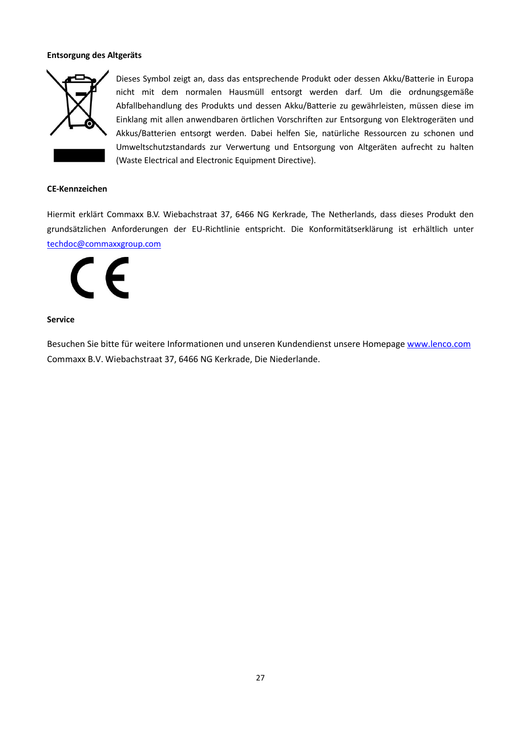**Entsorgung des Altgeräts**

Dieses Symbol zeigt an, dass das entsprechende Produkt oder dessen Akku/Batterie in Europa nicht mit dem normalen Hausmüll entsorgt werden darf. Um die ordnungsgemäße Abfallbehandlung des Produkts und dessen Akku/Batterie zu gewährleisten, müssen diese im Einklang mit allen anwendbaren örtlichen Vorschriften zur Entsorgung von Elektrogeräten und Akkus/Batterien entsorgt werden. Dabei helfen Sie, natürliche Ressourcen zu schonen und Umweltschutzstandards zur Verwertung und Entsorgung von Altgeräten aufrecht zu halten (Waste Electrical and Electronic Equipment Directive).

**CE-Kennzeichen**

Hiermit erklärt Commaxx B.V. Wiebachstraat 37, 6466 NG Kerkrade, The Netherlands, dass dieses Produkt den grundsätzlichen Anforderungen der EU-Richtlinie entspricht. Die Konformitätserklärung ist erhältlich unter techdoc@commaxxgroup.com

**Service**

Besuchen Sie bitte für weitere Informationen und unseren Kundendienst unsere Homepage www.lenco.com
Commaxx B.V. Wiebachstraat 37, 6466 NG Kerkrade, Die Niederlande.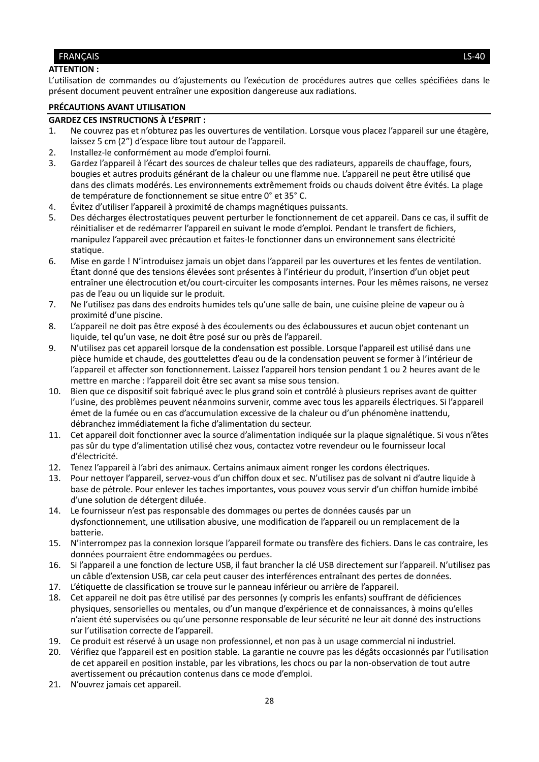**ATTENTION :**

L'utilisation de commandes ou d'ajustements ou l'exécution de procédures autres que celles spécifiées dans le présent document peuvent entraîner une exposition dangereuse aux radiations.

## PRÉCAUTIONS AVANT UTILISATION

**GARDEZ CES INSTRUCTIONS À L'ESPRIT :**

1. Ne couvrez pas et n'obturez pas les ouvertures de ventilation. Lorsque vous placez l'appareil sur une étagère, laissez 5 cm (2") d'espace libre tout autour de l'appareil.
2. Installez-le conformément au mode d'emploi fourni.
3. Gardez l'appareil à l'écart des sources de chaleur telles que des radiateurs, appareils de chauffage, fours, bougies et autres produits générant de la chaleur ou une flamme nue. L'appareil ne peut être utilisé que dans des climats modérés. Les environnements extrêmement froids ou chauds doivent être évités. La plage de température de fonctionnement se situe entre 0° et 35° C.
4. Évitez d'utiliser l'appareil à proximité de champs magnétiques puissants.
5. Des décharges électrostatiques peuvent perturber le fonctionnement de cet appareil. Dans ce cas, il suffit de réinitialiser et de redémarrer l'appareil en suivant le mode d'emploi. Pendant le transfert de fichiers, manipulez l'appareil avec précaution et faites-le fonctionner dans un environnement sans électricité statique.
6. Mise en garde ! N'introduisez jamais un objet dans l'appareil par les ouvertures et les fentes de ventilation. Étant donné que des tensions élevées sont présentes à l'intérieur du produit, l'insertion d'un objet peut entraîner une électrocution et/ou court-circuiter les composants internes. Pour les mêmes raisons, ne versez pas de l'eau ou un liquide sur le produit.
7. Ne l'utilisez pas dans des endroits humides tels qu'une salle de bain, une cuisine pleine de vapeur ou à proximité d'une piscine.
8. L'appareil ne doit pas être exposé à des écoulements ou des éclaboussures et aucun objet contenant un liquide, tel qu'un vase, ne doit être posé sur ou près de l'appareil.
9. N'utilisez pas cet appareil lorsque de la condensation est possible. Lorsque l'appareil est utilisé dans une pièce humide et chaude, des gouttelettes d'eau ou de la condensation peuvent se former à l'intérieur de l'appareil et affecter son fonctionnement. Laissez l'appareil hors tension pendant 1 ou 2 heures avant de le mettre en marche : l'appareil doit être sec avant sa mise sous tension.
10. Bien que ce dispositif soit fabriqué avec le plus grand soin et contrôlé à plusieurs reprises avant de quitter l'usine, des problèmes peuvent néanmoins survenir, comme avec tous les appareils électriques. Si l'appareil émet de la fumée ou en cas d'accumulation excessive de la chaleur ou d'un phénomène inattendu, débranchez immédiatement la fiche d'alimentation du secteur.
11. Cet appareil doit fonctionner avec la source d'alimentation indiquée sur la plaque signalétique. Si vous n'êtes pas sûr du type d'alimentation utilisé chez vous, contactez votre revendeur ou le fournisseur local d'électricité.
12. Tenez l'appareil à l'abri des animaux. Certains animaux aiment ronger les cordons électriques.
13. Pour nettoyer l'appareil, servez-vous d'un chiffon doux et sec. N'utilisez pas de solvant ni d'autre liquide à base de pétrole. Pour enlever les taches importantes, vous pouvez vous servir d'un chiffon humide imbibé d'une solution de détergent diluée.
14. Le fournisseur n'est pas responsable des dommages ou pertes de données causés par un dysfonctionnement, une utilisation abusive, une modification de l'appareil ou un remplacement de la batterie.
15. N'interrompez pas la connexion lorsque l'appareil formate ou transfère des fichiers. Dans le cas contraire, les données pourraient être endommagées ou perdues.
16. Si l'appareil a une fonction de lecture USB, il faut brancher la clé USB directement sur l'appareil. N'utilisez pas un câble d'extension USB, car cela peut causer des interférences entraînant des pertes de données.
17. L'étiquette de classification se trouve sur le panneau inférieur ou arrière de l'appareil.
18. Cet appareil ne doit pas être utilisé par des personnes (y compris les enfants) souffrant de déficiences physiques, sensorielles ou mentales, ou d'un manque d'expérience et de connaissances, à moins qu'elles n'aient été supervisées ou qu'une personne responsable de leur sécurité ne leur ait donné des instructions sur l'utilisation correcte de l'appareil.
19. Ce produit est réservé à un usage non professionnel, et non pas à un usage commercial ni industriel.
20. Vérifiez que l'appareil est en position stable. La garantie ne couvre pas les dégâts occasionnés par l'utilisation de cet appareil en position instable, par les vibrations, les chocs ou par la non-observation de tout autre avertissement ou précaution contenus dans ce mode d'emploi.
21. N'ouvrez jamais cet appareil.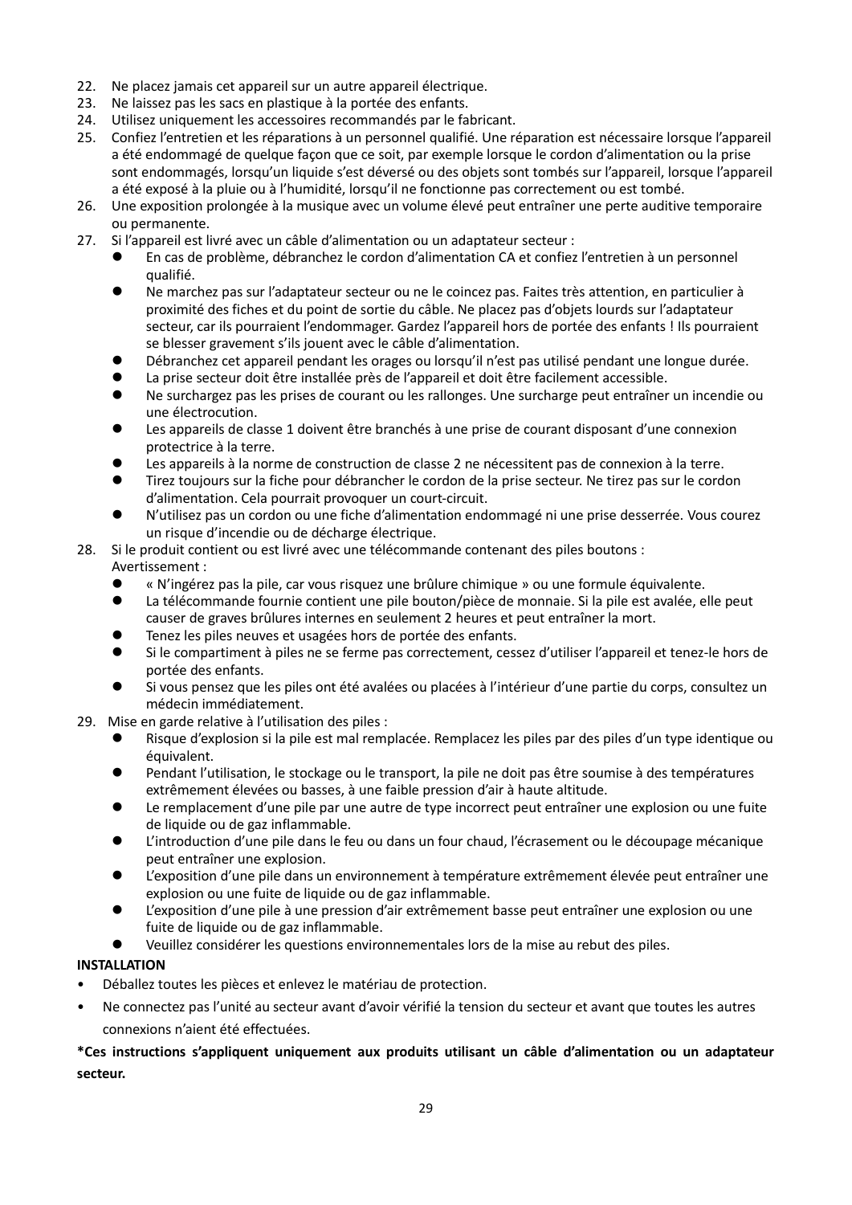22. Ne placez jamais cet appareil sur un autre appareil électrique.
23. Ne laissez pas les sacs en plastique à la portée des enfants.
24. Utilisez uniquement les accessoires recommandés par le fabricant.
25. Confiez l'entretien et les réparations à un personnel qualifié. Une réparation est nécessaire lorsque l'appareil a été endommagé de quelque façon que ce soit, par exemple lorsque le cordon d'alimentation ou la prise sont endommagés, lorsqu'un liquide s'est déversé ou des objets sont tombés sur l'appareil, lorsque l'appareil a été exposé à la pluie ou à l'humidité, lorsqu'il ne fonctionne pas correctement ou est tombé.
26. Une exposition prolongée à la musique avec un volume élevé peut entraîner une perte auditive temporaire ou permanente.
27. Si l'appareil est livré avec un câble d'alimentation ou un adaptateur secteur :
    - En cas de problème, débranchez le cordon d'alimentation CA et confiez l'entretien à un personnel qualifié.
    - Ne marchez pas sur l'adaptateur secteur ou ne le coincez pas. Faites très attention, en particulier à proximité des fiches et du point de sortie du câble. Ne placez pas d'objets lourds sur l'adaptateur secteur, car ils pourraient l'endommager. Gardez l'appareil hors de portée des enfants ! Ils pourraient se blesser gravement s'ils jouent avec le câble d'alimentation.
    - Débranchez cet appareil pendant les orages ou lorsqu'il n'est pas utilisé pendant une longue durée.
    - La prise secteur doit être installée près de l'appareil et doit être facilement accessible.
    - Ne surchargez pas les prises de courant ou les rallonges. Une surcharge peut entraîner un incendie ou une électrocution.
    - Les appareils de classe 1 doivent être branchés à une prise de courant disposant d'une connexion protectrice à la terre.
    - Les appareils à la norme de construction de classe 2 ne nécessitent pas de connexion à la terre.
    - Tirez toujours sur la fiche pour débrancher le cordon de la prise secteur. Ne tirez pas sur le cordon d'alimentation. Cela pourrait provoquer un court-circuit.
    - N'utilisez pas un cordon ou une fiche d'alimentation endommagé ni une prise desserrée. Vous courez un risque d'incendie ou de décharge électrique.
28. Si le produit contient ou est livré avec une télécommande contenant des piles boutons :
    Avertissement :
    - « N'ingérez pas la pile, car vous risquez une brûlure chimique » ou une formule équivalente.
    - La télécommande fournie contient une pile bouton/pièce de monnaie. Si la pile est avalée, elle peut causer de graves brûlures internes en seulement 2 heures et peut entraîner la mort.
    - Tenez les piles neuves et usagées hors de portée des enfants.
    - Si le compartiment à piles ne se ferme pas correctement, cessez d'utiliser l'appareil et tenez-le hors de portée des enfants.
    - Si vous pensez que les piles ont été avalées ou placées à l'intérieur d'une partie du corps, consultez un médecin immédiatement.
29. Mise en garde relative à l'utilisation des piles :
    - Risque d'explosion si la pile est mal remplacée. Remplacez les piles par des piles d'un type identique ou équivalent.
    - Pendant l'utilisation, le stockage ou le transport, la pile ne doit pas être soumise à des températures extrêmement élevées ou basses, à une faible pression d'air à haute altitude.
    - Le remplacement d'une pile par une autre de type incorrect peut entraîner une explosion ou une fuite de liquide ou de gaz inflammable.
    - L'introduction d'une pile dans le feu ou dans un four chaud, l'écrasement ou le découpage mécanique peut entraîner une explosion.
    - L'exposition d'une pile dans un environnement à température extrêmement élevée peut entraîner une explosion ou une fuite de liquide ou de gaz inflammable.
    - L'exposition d'une pile à une pression d'air extrêmement basse peut entraîner une explosion ou une fuite de liquide ou de gaz inflammable.
    - Veuillez considérer les questions environnementales lors de la mise au rebut des piles.

**INSTALLATION**

- Déballez toutes les pièces et enlevez le matériau de protection.
- Ne connectez pas l'unité au secteur avant d'avoir vérifié la tension du secteur et avant que toutes les autres connexions n'aient été effectuées.

***Ces instructions s'appliquent uniquement aux produits utilisant un câble d'alimentation ou un adaptateur secteur.**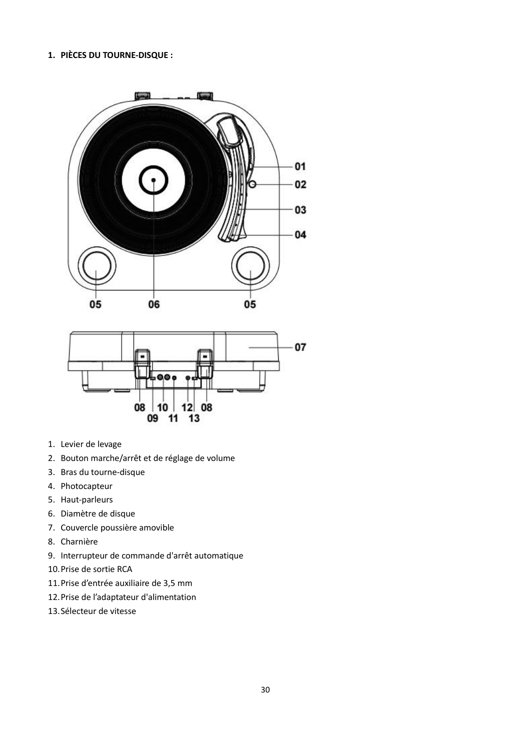## 1. PIÈCES DU TOURNE-DISQUE :

1. Levier de levage
2. Bouton marche/arrêt et de réglage de volume
3. Bras du tourne-disque
4. Photocapteur
5. Haut-parleurs
6. Diamètre de disque
7. Couvercle poussière amovible
8. Charnière
9. Interrupteur de commande d'arrêt automatique
10. Prise de sortie RCA
11. Prise d’entrée auxiliaire de 3,5 mm
12. Prise de l’adaptateur d'alimentation
13. Sélecteur de vitesse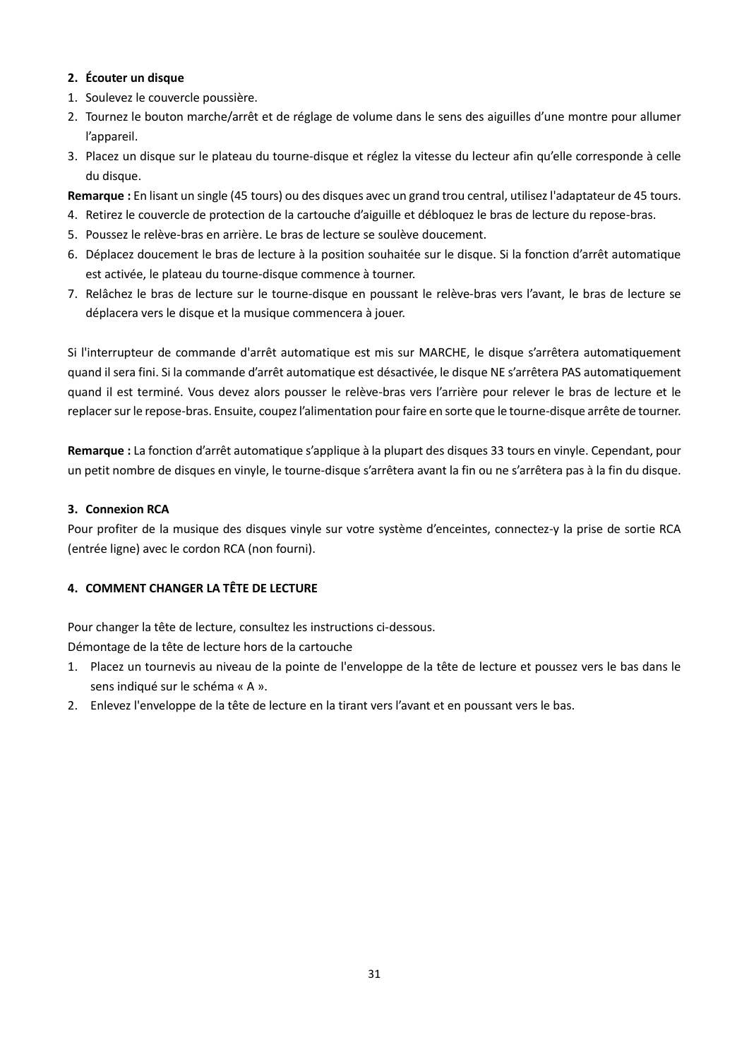## 2. Écouter un disque

1. Soulevez le couvercle poussière.
2. Tournez le bouton marche/arrêt et de réglage de volume dans le sens des aiguilles d'une montre pour allumer l'appareil.
3. Placez un disque sur le plateau du tourne-disque et réglez la vitesse du lecteur afin qu'elle corresponde à celle du disque.

**Remarque :** En lisant un single (45 tours) ou des disques avec un grand trou central, utilisez l'adaptateur de 45 tours.

4. Retirez le couvercle de protection de la cartouche d'aiguille et débloquez le bras de lecture du repose-bras.
5. Poussez le relève-bras en arrière. Le bras de lecture se soulève doucement.
6. Déplacez doucement le bras de lecture à la position souhaitée sur le disque. Si la fonction d'arrêt automatique est activée, le plateau du tourne-disque commence à tourner.
7. Relâchez le bras de lecture sur le tourne-disque en poussant le relève-bras vers l'avant, le bras de lecture se déplacera vers le disque et la musique commencera à jouer.

Si l'interrupteur de commande d'arrêt automatique est mis sur MARCHE, le disque s'arrêtera automatiquement quand il sera fini. Si la commande d'arrêt automatique est désactivée, le disque NE s'arrêtera PAS automatiquement quand il est terminé. Vous devez alors pousser le relève-bras vers l'arrière pour relever le bras de lecture et le replacer sur le repose-bras. Ensuite, coupez l'alimentation pour faire en sorte que le tourne-disque arrête de tourner.

**Remarque :** La fonction d'arrêt automatique s'applique à la plupart des disques 33 tours en vinyle. Cependant, pour un petit nombre de disques en vinyle, le tourne-disque s'arrêtera avant la fin ou ne s'arrêtera pas à la fin du disque.

## 3. Connexion RCA

Pour profiter de la musique des disques vinyle sur votre système d'enceintes, connectez-y la prise de sortie RCA (entrée ligne) avec le cordon RCA (non fourni).

## 4. COMMENT CHANGER LA TÊTE DE LECTURE

Pour changer la tête de lecture, consultez les instructions ci-dessous.
Démontage de la tête de lecture hors de la cartouche

1. Placez un tournevis au niveau de la pointe de l'enveloppe de la tête de lecture et poussez vers le bas dans le sens indiqué sur le schéma « A ».
2. Enlevez l'enveloppe de la tête de lecture en la tirant vers l'avant et en poussant vers le bas.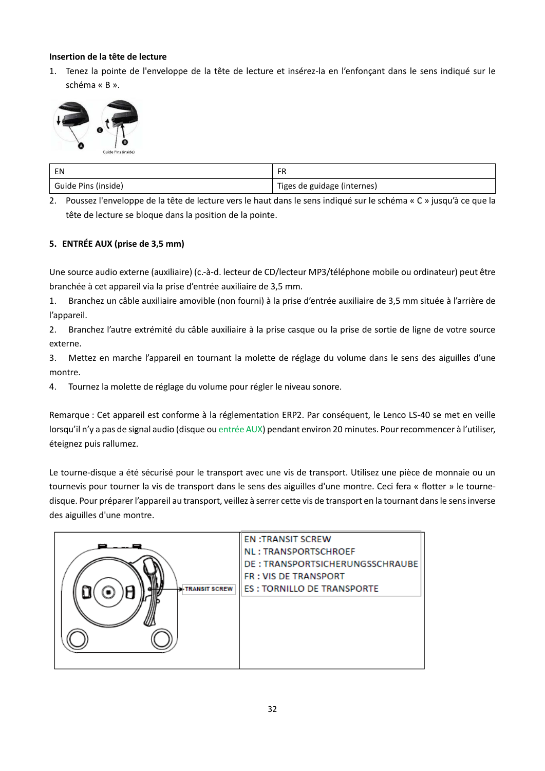**Insertion de la tête de lecture**

1. Tenez la pointe de l'enveloppe de la tête de lecture et insérez-la en l'enfonçant dans le sens indiqué sur le schéma « B ».

| EN | FR |
| --- | --- |
| Guide Pins (inside) | Tiges de guidage (internes) |

2. Poussez l'enveloppe de la tête de lecture vers le haut dans le sens indiqué sur le schéma « C » jusqu'à ce que la tête de lecture se bloque dans la position de la pointe.

**5. ENTRÉE AUX (prise de 3,5 mm)**

Une source audio externe (auxiliaire) (c.-à-d. lecteur de CD/lecteur MP3/téléphone mobile ou ordinateur) peut être branchée à cet appareil via la prise d'entrée auxiliaire de 3,5 mm.

1. Branchez un câble auxiliaire amovible (non fourni) à la prise d'entrée auxiliaire de 3,5 mm située à l'arrière de l'appareil.
2. Branchez l'autre extrémité du câble auxiliaire à la prise casque ou la prise de sortie de ligne de votre source externe.
3. Mettez en marche l'appareil en tournant la molette de réglage du volume dans le sens des aiguilles d'une montre.
4. Tournez la molette de réglage du volume pour régler le niveau sonore.

Remarque : Cet appareil est conforme à la réglementation ERP2. Par conséquent, le Lenco LS-40 se met en veille lorsqu'il n'y a pas de signal audio (disque ou entrée AUX) pendant environ 20 minutes. Pour recommencer à l'utiliser, éteignez puis rallumez.

Le tourne-disque a été sécurisé pour le transport avec une vis de transport. Utilisez une pièce de monnaie ou un tournevis pour tourner la vis de transport dans le sens des aiguilles d'une montre. Ceci fera « flotter » le tourne-disque. Pour préparer l'appareil au transport, veillez à serrer cette vis de transport en la tournant dans le sens inverse des aiguilles d'une montre.

EN :TRANSIT SCREW
NL : TRANSPORTSCHROEF
DE : TRANSPORTSICHERUNGSSCHRAUBE
FR : VIS DE TRANSPORT
ES : TORNILLO DE TRANSPORTE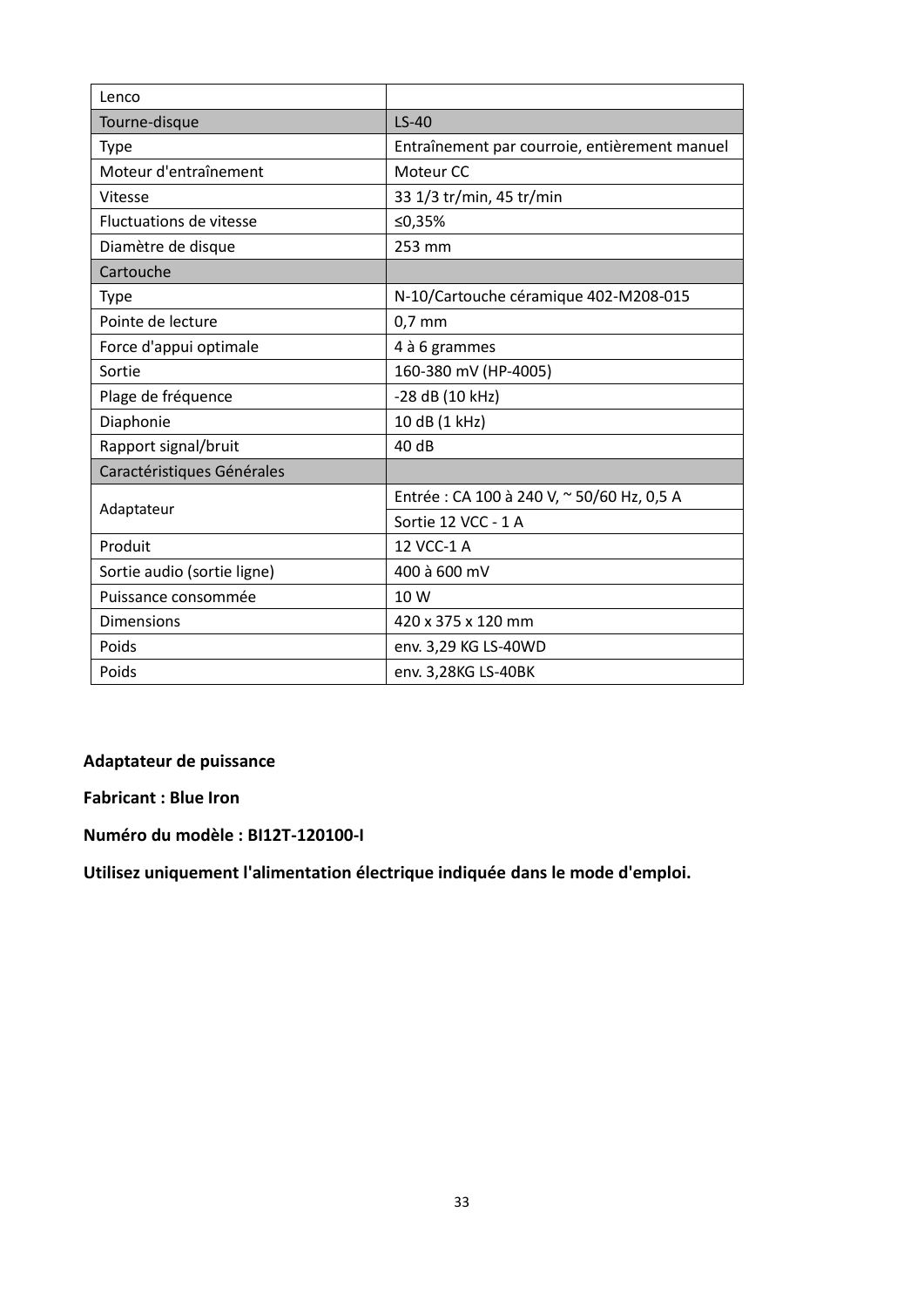| Lenco | |
|---|---|
| Tourne-disque | LS-40 |
| Type | Entraînement par courroie, entièrement manuel |
| Moteur d'entraînement | Moteur CC |
| Vitesse | 33 1/3 tr/min, 45 tr/min |
| Fluctuations de vitesse | ≤0,35% |
| Diamètre de disque | 253 mm |
| Cartouche | |
| Type | N-10/Cartouche céramique 402-M208-015 |
| Pointe de lecture | 0,7 mm |
| Force d'appui optimale | 4 à 6 grammes |
| Sortie | 160-380 mV (HP-4005) |
| Plage de fréquence | -28 dB (10 kHz) |
| Diaphonie | 10 dB (1 kHz) |
| Rapport signal/bruit | 40 dB |
| Caractéristiques Générales | |
| Adaptateur | Entrée : CA 100 à 240 V, ~ 50/60 Hz, 0,5 A |
| | Sortie 12 VCC - 1 A |
| Produit | 12 VCC-1 A |
| Sortie audio (sortie ligne) | 400 à 600 mV |
| Puissance consommée | 10 W |
| Dimensions | 420 x 375 x 120 mm |
| Poids | env. 3,29 KG LS-40WD |
| Poids | env. 3,28KG LS-40BK |

**Adaptateur de puissance**

**Fabricant : Blue Iron**

**Numéro du modèle : BI12T-120100-I**

**Utilisez uniquement l'alimentation électrique indiquée dans le mode d'emploi.**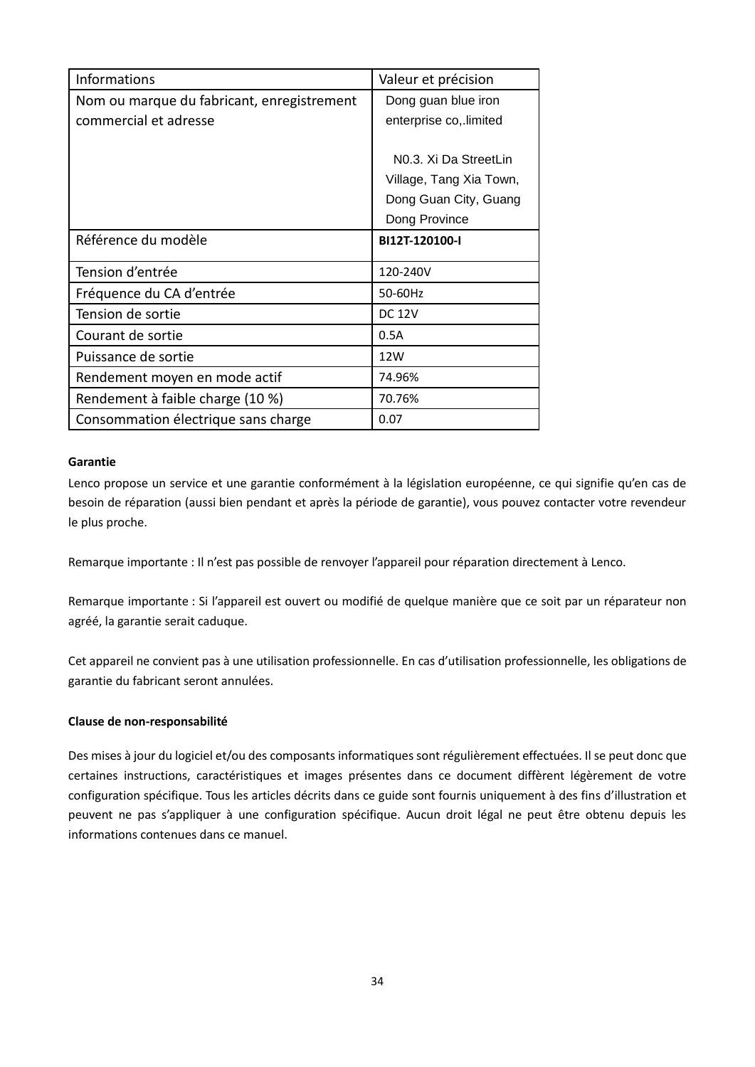| Informations | Valeur et précision |
|---|---|
| Nom ou marque du fabricant, enregistrement commercial et adresse | Dong guan blue iron enterprise co,.limited<br><br>N0.3. Xi Da StreetLin Village, Tang Xia Town, Dong Guan City, Guang Dong Province |
| Référence du modèle | **BI12T-120100-I** |
| Tension d'entrée | 120-240V |
| Fréquence du CA d'entrée | 50-60Hz |
| Tension de sortie | DC 12V |
| Courant de sortie | 0.5A |
| Puissance de sortie | 12W |
| Rendement moyen en mode actif | 74.96% |
| Rendement à faible charge (10 %) | 70.76% |
| Consommation électrique sans charge | 0.07 |

**Garantie**

Lenco propose un service et une garantie conformément à la législation européenne, ce qui signifie qu'en cas de besoin de réparation (aussi bien pendant et après la période de garantie), vous pouvez contacter votre revendeur le plus proche.

Remarque importante : Il n'est pas possible de renvoyer l'appareil pour réparation directement à Lenco.

Remarque importante : Si l'appareil est ouvert ou modifié de quelque manière que ce soit par un réparateur non agréé, la garantie serait caduque.

Cet appareil ne convient pas à une utilisation professionnelle. En cas d'utilisation professionnelle, les obligations de garantie du fabricant seront annulées.

**Clause de non-responsabilité**

Des mises à jour du logiciel et/ou des composants informatiques sont régulièrement effectuées. Il se peut donc que certaines instructions, caractéristiques et images présentes dans ce document diffèrent légèrement de votre configuration spécifique. Tous les articles décrits dans ce guide sont fournis uniquement à des fins d'illustration et peuvent ne pas s'appliquer à une configuration spécifique. Aucun droit légal ne peut être obtenu depuis les informations contenues dans ce manuel.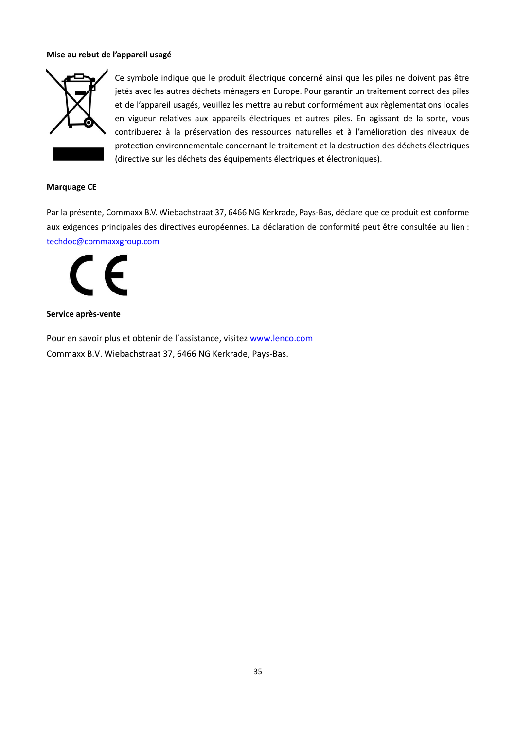**Mise au rebut de l'appareil usagé**

Ce symbole indique que le produit électrique concerné ainsi que les piles ne doivent pas être jetés avec les autres déchets ménagers en Europe. Pour garantir un traitement correct des piles et de l'appareil usagés, veuillez les mettre au rebut conformément aux règlementations locales en vigueur relatives aux appareils électriques et autres piles. En agissant de la sorte, vous contribuerez à la préservation des ressources naturelles et à l'amélioration des niveaux de protection environnementale concernant le traitement et la destruction des déchets électriques (directive sur les déchets des équipements électriques et électroniques).

**Marquage CE**

Par la présente, Commaxx B.V. Wiebachstraat 37, 6466 NG Kerkrade, Pays-Bas, déclare que ce produit est conforme aux exigences principales des directives européennes. La déclaration de conformité peut être consultée au lien : techdoc@commaxxgroup.com

**Service après-vente**

Pour en savoir plus et obtenir de l'assistance, visitez www.lenco.com
Commaxx B.V. Wiebachstraat 37, 6466 NG Kerkrade, Pays-Bas.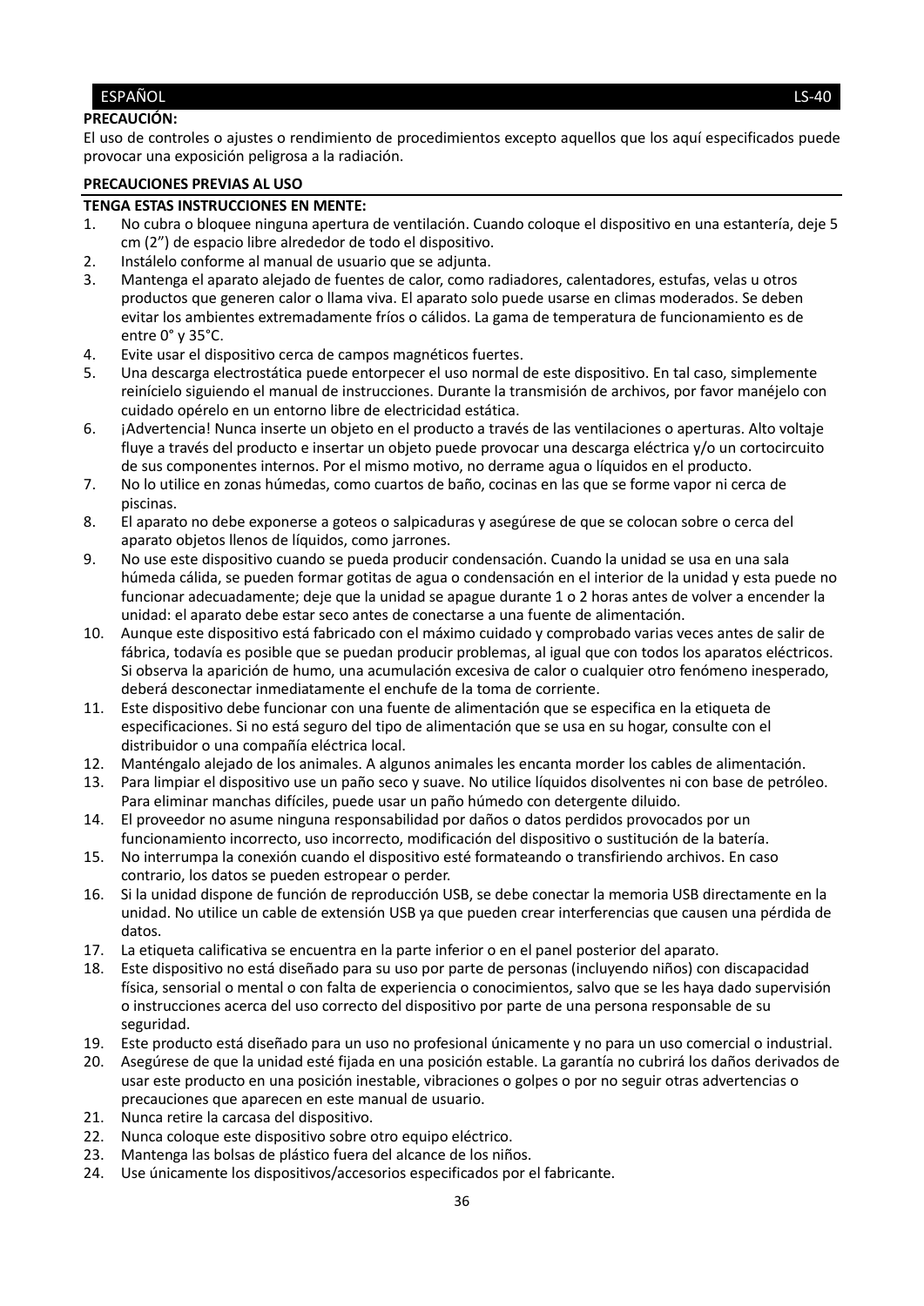**PRECAUCIÓN:**

El uso de controles o ajustes o rendimiento de procedimientos excepto aquellos que los aquí especificados puede provocar una exposición peligrosa a la radiación.

**PRECAUCIONES PREVIAS AL USO**

**TENGA ESTAS INSTRUCCIONES EN MENTE:**

1. No cubra o bloquee ninguna apertura de ventilación. Cuando coloque el dispositivo en una estantería, deje 5 cm (2”) de espacio libre alrededor de todo el dispositivo.
2. Instálelo conforme al manual de usuario que se adjunta.
3. Mantenga el aparato alejado de fuentes de calor, como radiadores, calentadores, estufas, velas u otros productos que generen calor o llama viva. El aparato solo puede usarse en climas moderados. Se deben evitar los ambientes extremadamente fríos o cálidos. La gama de temperatura de funcionamiento es de entre 0° y 35°C.
4. Evite usar el dispositivo cerca de campos magnéticos fuertes.
5. Una descarga electrostática puede entorpecer el uso normal de este dispositivo. En tal caso, simplemente reinícielo siguiendo el manual de instrucciones. Durante la transmisión de archivos, por favor manéjelo con cuidado opérelo en un entorno libre de electricidad estática.
6. ¡Advertencia! Nunca inserte un objeto en el producto a través de las ventilaciones o aperturas. Alto voltaje fluye a través del producto e insertar un objeto puede provocar una descarga eléctrica y/o un cortocircuito de sus componentes internos. Por el mismo motivo, no derrame agua o líquidos en el producto.
7. No lo utilice en zonas húmedas, como cuartos de baño, cocinas en las que se forme vapor ni cerca de piscinas.
8. El aparato no debe exponerse a goteos o salpicaduras y asegúrese de que se colocan sobre o cerca del aparato objetos llenos de líquidos, como jarrones.
9. No use este dispositivo cuando se pueda producir condensación. Cuando la unidad se usa en una sala húmeda cálida, se pueden formar gotitas de agua o condensación en el interior de la unidad y esta puede no funcionar adecuadamente; deje que la unidad se apague durante 1 o 2 horas antes de volver a encender la unidad: el aparato debe estar seco antes de conectarse a una fuente de alimentación.
10. Aunque este dispositivo está fabricado con el máximo cuidado y comprobado varias veces antes de salir de fábrica, todavía es posible que se puedan producir problemas, al igual que con todos los aparatos eléctricos. Si observa la aparición de humo, una acumulación excesiva de calor o cualquier otro fenómeno inesperado, deberá desconectar inmediatamente el enchufe de la toma de corriente.
11. Este dispositivo debe funcionar con una fuente de alimentación que se especifica en la etiqueta de especificaciones. Si no está seguro del tipo de alimentación que se usa en su hogar, consulte con el distribuidor o una compañía eléctrica local.
12. Manténgalo alejado de los animales. A algunos animales les encanta morder los cables de alimentación.
13. Para limpiar el dispositivo use un paño seco y suave. No utilice líquidos disolventes ni con base de petróleo. Para eliminar manchas difíciles, puede usar un paño húmedo con detergente diluido.
14. El proveedor no asume ninguna responsabilidad por daños o datos perdidos provocados por un funcionamiento incorrecto, uso incorrecto, modificación del dispositivo o sustitución de la batería.
15. No interrumpa la conexión cuando el dispositivo esté formateando o transfiriendo archivos. En caso contrario, los datos se pueden estropear o perder.
16. Si la unidad dispone de función de reproducción USB, se debe conectar la memoria USB directamente en la unidad. No utilice un cable de extensión USB ya que pueden crear interferencias que causen una pérdida de datos.
17. La etiqueta calificativa se encuentra en la parte inferior o en el panel posterior del aparato.
18. Este dispositivo no está diseñado para su uso por parte de personas (incluyendo niños) con discapacidad física, sensorial o mental o con falta de experiencia o conocimientos, salvo que se les haya dado supervisión o instrucciones acerca del uso correcto del dispositivo por parte de una persona responsable de su seguridad.
19. Este producto está diseñado para un uso no profesional únicamente y no para un uso comercial o industrial.
20. Asegúrese de que la unidad esté fijada en una posición estable. La garantía no cubrirá los daños derivados de usar este producto en una posición inestable, vibraciones o golpes o por no seguir otras advertencias o precauciones que aparecen en este manual de usuario.
21. Nunca retire la carcasa del dispositivo.
22. Nunca coloque este dispositivo sobre otro equipo eléctrico.
23. Mantenga las bolsas de plástico fuera del alcance de los niños.
24. Use únicamente los dispositivos/accesorios especificados por el fabricante.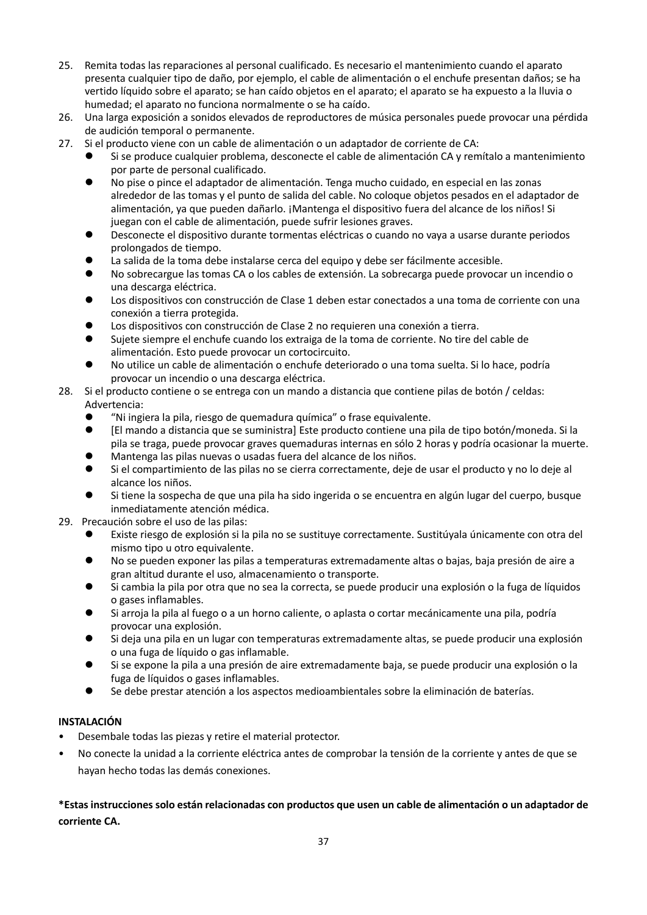25. Remita todas las reparaciones al personal cualificado. Es necesario el mantenimiento cuando el aparato presenta cualquier tipo de daño, por ejemplo, el cable de alimentación o el enchufe presentan daños; se ha vertido líquido sobre el aparato; se han caído objetos en el aparato; el aparato se ha expuesto a la lluvia o humedad; el aparato no funciona normalmente o se ha caído.
26. Una larga exposición a sonidos elevados de reproductores de música personales puede provocar una pérdida de audición temporal o permanente.
27. Si el producto viene con un cable de alimentación o un adaptador de corriente de CA:
    - Si se produce cualquier problema, desconecte el cable de alimentación CA y remítalo a mantenimiento por parte de personal cualificado.
    - No pise o pince el adaptador de alimentación. Tenga mucho cuidado, en especial en las zonas alrededor de las tomas y el punto de salida del cable. No coloque objetos pesados en el adaptador de alimentación, ya que pueden dañarlo. ¡Mantenga el dispositivo fuera del alcance de los niños! Si juegan con el cable de alimentación, puede sufrir lesiones graves.
    - Desconecte el dispositivo durante tormentas eléctricas o cuando no vaya a usarse durante periodos prolongados de tiempo.
    - La salida de la toma debe instalarse cerca del equipo y debe ser fácilmente accesible.
    - No sobrecargue las tomas CA o los cables de extensión. La sobrecarga puede provocar un incendio o una descarga eléctrica.
    - Los dispositivos con construcción de Clase 1 deben estar conectados a una toma de corriente con una conexión a tierra protegida.
    - Los dispositivos con construcción de Clase 2 no requieren una conexión a tierra.
    - Sujete siempre el enchufe cuando los extraiga de la toma de corriente. No tire del cable de alimentación. Esto puede provocar un cortocircuito.
    - No utilice un cable de alimentación o enchufe deteriorado o una toma suelta. Si lo hace, podría provocar un incendio o una descarga eléctrica.
28. Si el producto contiene o se entrega con un mando a distancia que contiene pilas de botón / celdas:
    Advertencia:
    - “Ni ingiera la pila, riesgo de quemadura química” o frase equivalente.
    - [El mando a distancia que se suministra] Este producto contiene una pila de tipo botón/moneda. Si la pila se traga, puede provocar graves quemaduras internas en sólo 2 horas y podría ocasionar la muerte.
    - Mantenga las pilas nuevas o usadas fuera del alcance de los niños.
    - Si el compartimiento de las pilas no se cierra correctamente, deje de usar el producto y no lo deje al alcance los niños.
    - Si tiene la sospecha de que una pila ha sido ingerida o se encuentra en algún lugar del cuerpo, busque inmediatamente atención médica.
29. Precaución sobre el uso de las pilas:
    - Existe riesgo de explosión si la pila no se sustituye correctamente. Sustitúyala únicamente con otra del mismo tipo u otro equivalente.
    - No se pueden exponer las pilas a temperaturas extremadamente altas o bajas, baja presión de aire a gran altitud durante el uso, almacenamiento o transporte.
    - Si cambia la pila por otra que no sea la correcta, se puede producir una explosión o la fuga de líquidos o gases inflamables.
    - Si arroja la pila al fuego o a un horno caliente, o aplasta o cortar mecánicamente una pila, podría provocar una explosión.
    - Si deja una pila en un lugar con temperaturas extremadamente altas, se puede producir una explosión o una fuga de líquido o gas inflamable.
    - Si se expone la pila a una presión de aire extremadamente baja, se puede producir una explosión o la fuga de líquidos o gases inflamables.
    - Se debe prestar atención a los aspectos medioambientales sobre la eliminación de baterías.

**INSTALACIÓN**

- Desembale todas las piezas y retire el material protector.
- No conecte la unidad a la corriente eléctrica antes de comprobar la tensión de la corriente y antes de que se hayan hecho todas las demás conexiones.

**\*Estas instrucciones solo están relacionadas con productos que usen un cable de alimentación o un adaptador de corriente CA.**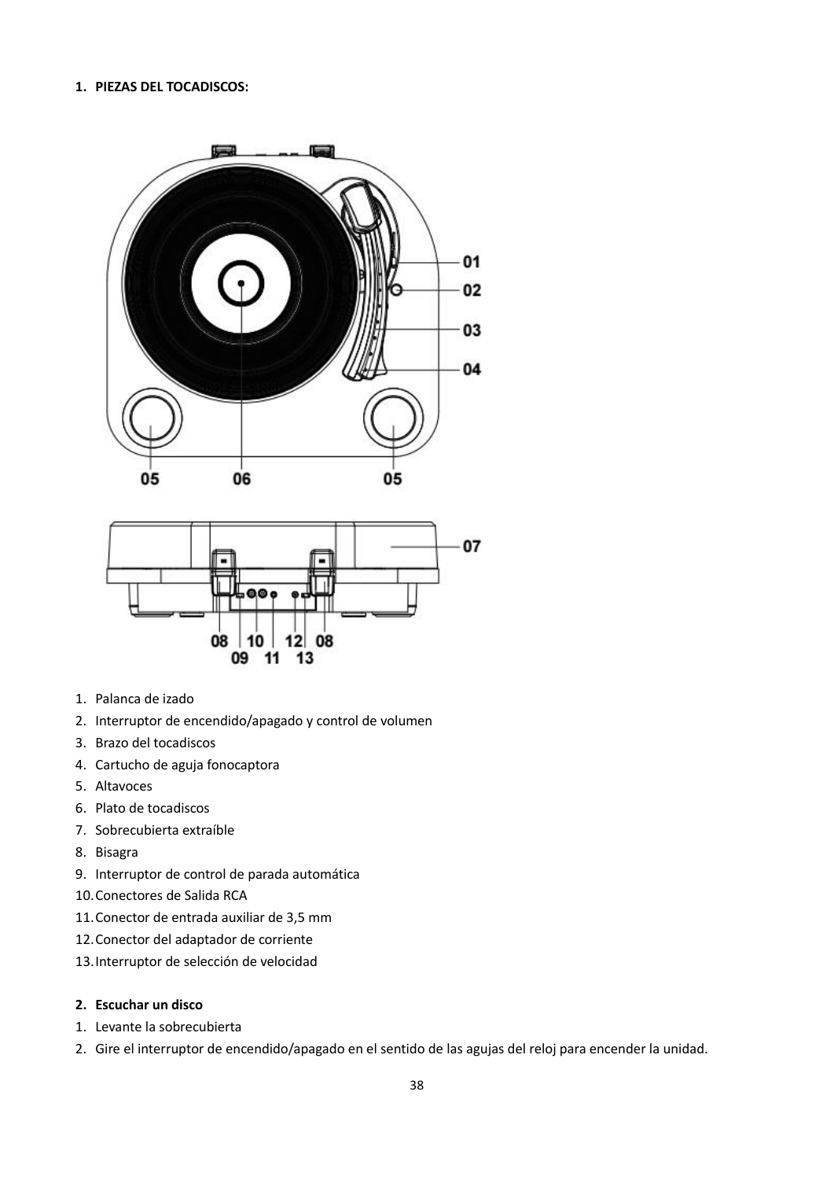## 1. PIEZAS DEL TOCADISCOS:

1. Palanca de izado
2. Interruptor de encendido/apagado y control de volumen
3. Brazo del tocadiscos
4. Cartucho de aguja fonocaptora
5. Altavoces
6. Plato de tocadiscos
7. Sobrecubierta extraíble
8. Bisagra
9. Interruptor de control de parada automática
10. Conectores de Salida RCA
11. Conector de entrada auxiliar de 3,5 mm
12. Conector del adaptador de corriente
13. Interruptor de selección de velocidad

## 2. Escuchar un disco

1. Levante la sobrecubierta
2. Gire el interruptor de encendido/apagado en el sentido de las agujas del reloj para encender la unidad.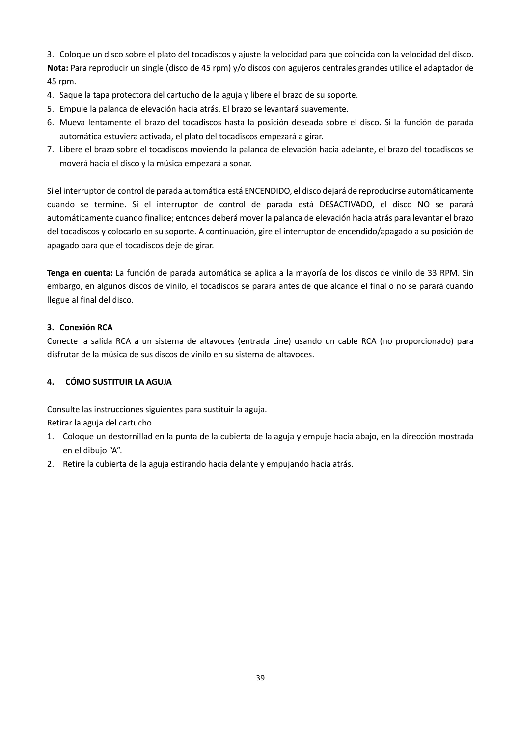3. Coloque un disco sobre el plato del tocadiscos y ajuste la velocidad para que coincida con la velocidad del disco.
**Nota:** Para reproducir un single (disco de 45 rpm) y/o discos con agujeros centrales grandes utilice el adaptador de 45 rpm.
4. Saque la tapa protectora del cartucho de la aguja y libere el brazo de su soporte.
5. Empuje la palanca de elevación hacia atrás. El brazo se levantará suavemente.
6. Mueva lentamente el brazo del tocadiscos hasta la posición deseada sobre el disco. Si la función de parada automática estuviera activada, el plato del tocadiscos empezará a girar.
7. Libere el brazo sobre el tocadiscos moviendo la palanca de elevación hacia adelante, el brazo del tocadiscos se moverá hacia el disco y la música empezará a sonar.

Si el interruptor de control de parada automática está ENCENDIDO, el disco dejará de reproducirse automáticamente cuando se termine. Si el interruptor de control de parada está DESACTIVADO, el disco NO se parará automáticamente cuando finalice; entonces deberá mover la palanca de elevación hacia atrás para levantar el brazo del tocadiscos y colocarlo en su soporte. A continuación, gire el interruptor de encendido/apagado a su posición de apagado para que el tocadiscos deje de girar.

**Tenga en cuenta:** La función de parada automática se aplica a la mayoría de los discos de vinilo de 33 RPM. Sin embargo, en algunos discos de vinilo, el tocadiscos se parará antes de que alcance el final o no se parará cuando llegue al final del disco.

### 3. Conexión RCA

Conecte la salida RCA a un sistema de altavoces (entrada Line) usando un cable RCA (no proporcionado) para disfrutar de la música de sus discos de vinilo en su sistema de altavoces.

## 4. CÓMO SUSTITUIR LA AGUJA

Consulte las instrucciones siguientes para sustituir la aguja.
Retirar la aguja del cartucho

1. Coloque un destornillad en la punta de la cubierta de la aguja y empuje hacia abajo, en la dirección mostrada en el dibujo “A”.
2. Retire la cubierta de la aguja estirando hacia delante y empujando hacia atrás.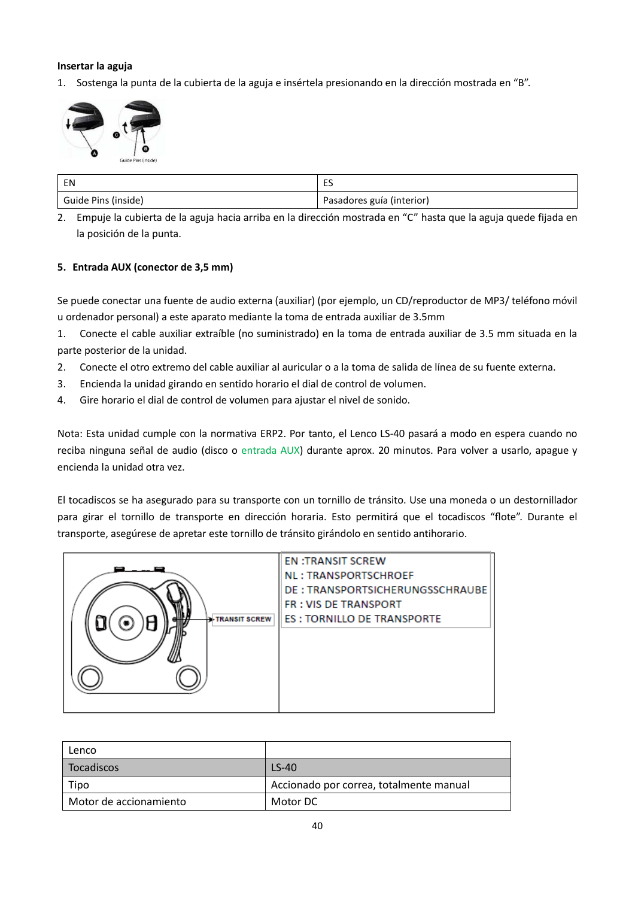**Insertar la aguja**

1. Sostenga la punta de la cubierta de la aguja e insértela presionando en la dirección mostrada en "B".

| EN | ES |
|---|---|
| Guide Pins (inside) | Pasadores guía (interior) |

2. Empuje la cubierta de la aguja hacia arriba en la dirección mostrada en "C" hasta que la aguja quede fijada en la posición de la punta.

**5. Entrada AUX (conector de 3,5 mm)**

Se puede conectar una fuente de audio externa (auxiliar) (por ejemplo, un CD/reproductor de MP3/ teléfono móvil u ordenador personal) a este aparato mediante la toma de entrada auxiliar de 3.5mm

1. Conecte el cable auxiliar extraíble (no suministrado) en la toma de entrada auxiliar de 3.5 mm situada en la parte posterior de la unidad.
2. Conecte el otro extremo del cable auxiliar al auricular o a la toma de salida de línea de su fuente externa.
3. Encienda la unidad girando en sentido horario el dial de control de volumen.
4. Gire horario el dial de control de volumen para ajustar el nivel de sonido.

Nota: Esta unidad cumple con la normativa ERP2. Por tanto, el Lenco LS-40 pasará a modo en espera cuando no reciba ninguna señal de audio (disco o entrada AUX) durante aprox. 20 minutos. Para volver a usarlo, apague y encienda la unidad otra vez.

El tocadiscos se ha asegurado para su transporte con un tornillo de tránsito. Use una moneda o un destornillador para girar el tornillo de transporte en dirección horaria. Esto permitirá que el tocadiscos "flote". Durante el transporte, asegúrese de apretar este tornillo de tránsito girándolo en sentido antihorario.

TRANSIT SCREW

EN :TRANSIT SCREW
NL : TRANSPORTSCHROEF
DE : TRANSPORTSICHERUNGSSCHRAUBE
FR : VIS DE TRANSPORT
ES : TORNILLO DE TRANSPORTE

| Lenco | |
|---|---|
| Tocadiscos | LS-40 |
| Tipo | Accionado por correa, totalmente manual |
| Motor de accionamiento | Motor DC |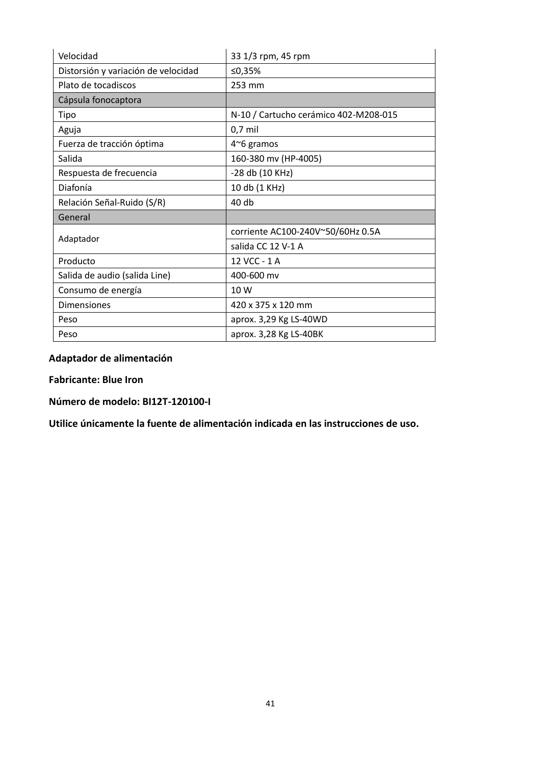| Velocidad | 33 1/3 rpm, 45 rpm |
|---|---|
| Distorsión y variación de velocidad | ≤0,35% |
| Plato de tocadiscos | 253 mm |
| Cápsula fonocaptora | |
| Tipo | N-10 / Cartucho cerámico 402-M208-015 |
| Aguja | 0,7 mil |
| Fuerza de tracción óptima | 4~6 gramos |
| Salida | 160-380 mv (HP-4005) |
| Respuesta de frecuencia | -28 db (10 KHz) |
| Diafonía | 10 db (1 KHz) |
| Relación Señal-Ruido (S/R) | 40 db |
| General | |
| Adaptador | corriente AC100-240V~50/60Hz 0.5A |
| | salida CC 12 V-1 A |
| Producto | 12 VCC - 1 A |
| Salida de audio (salida Line) | 400-600 mv |
| Consumo de energía | 10 W |
| Dimensiones | 420 x 375 x 120 mm |
| Peso | aprox. 3,29 Kg LS-40WD |
| Peso | aprox. 3,28 Kg LS-40BK |

**Adaptador de alimentación**

**Fabricante: Blue Iron**

**Número de modelo: BI12T-120100-I**

**Utilice únicamente la fuente de alimentación indicada en las instrucciones de uso.**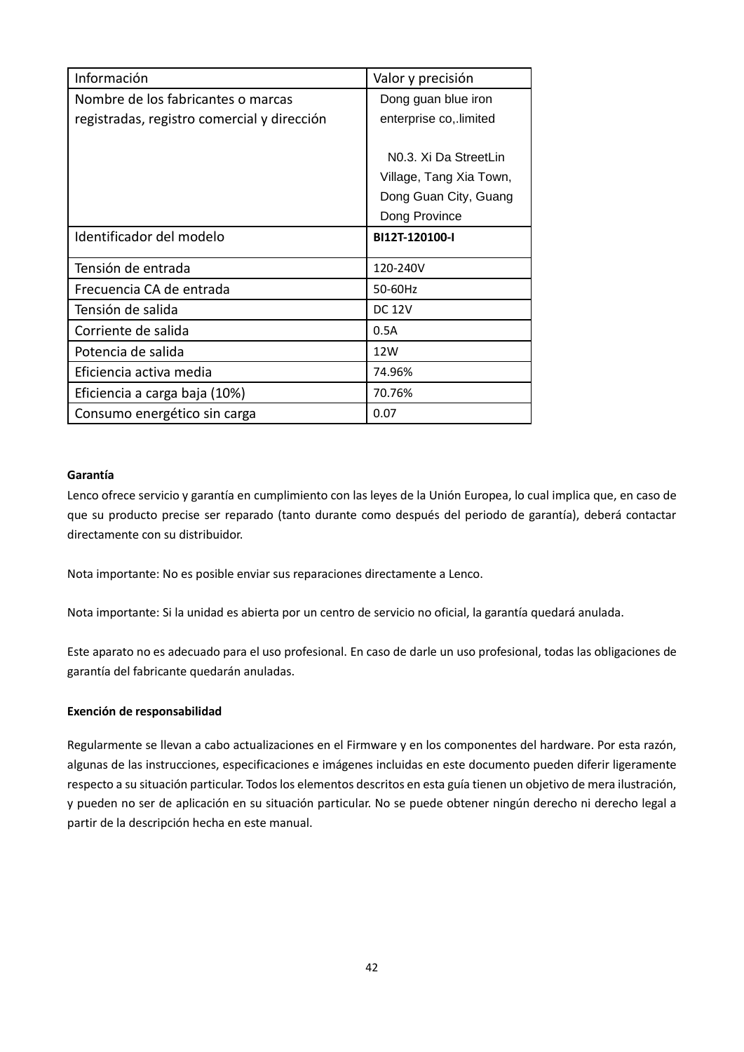| Información | Valor y precisión |
|---|---|
| Nombre de los fabricantes o marcas registradas, registro comercial y dirección | Dong guan blue iron enterprise co,.limited<br><br>N0.3. Xi Da StreetLin Village, Tang Xia Town, Dong Guan City, Guang Dong Province |
| Identificador del modelo | **BI12T-120100-I** |
| Tensión de entrada | 120-240V |
| Frecuencia CA de entrada | 50-60Hz |
| Tensión de salida | DC 12V |
| Corriente de salida | 0.5A |
| Potencia de salida | 12W |
| Eficiencia activa media | 74.96% |
| Eficiencia a carga baja (10%) | 70.76% |
| Consumo energético sin carga | 0.07 |

**Garantía**

Lenco ofrece servicio y garantía en cumplimiento con las leyes de la Unión Europea, lo cual implica que, en caso de que su producto precise ser reparado (tanto durante como después del periodo de garantía), deberá contactar directamente con su distribuidor.

Nota importante: No es posible enviar sus reparaciones directamente a Lenco.

Nota importante: Si la unidad es abierta por un centro de servicio no oficial, la garantía quedará anulada.

Este aparato no es adecuado para el uso profesional. En caso de darle un uso profesional, todas las obligaciones de garantía del fabricante quedarán anuladas.

**Exención de responsabilidad**

Regularmente se llevan a cabo actualizaciones en el Firmware y en los componentes del hardware. Por esta razón, algunas de las instrucciones, especificaciones e imágenes incluidas en este documento pueden diferir ligeramente respecto a su situación particular. Todos los elementos descritos en esta guía tienen un objetivo de mera ilustración, y pueden no ser de aplicación en su situación particular. No se puede obtener ningún derecho ni derecho legal a partir de la descripción hecha en este manual.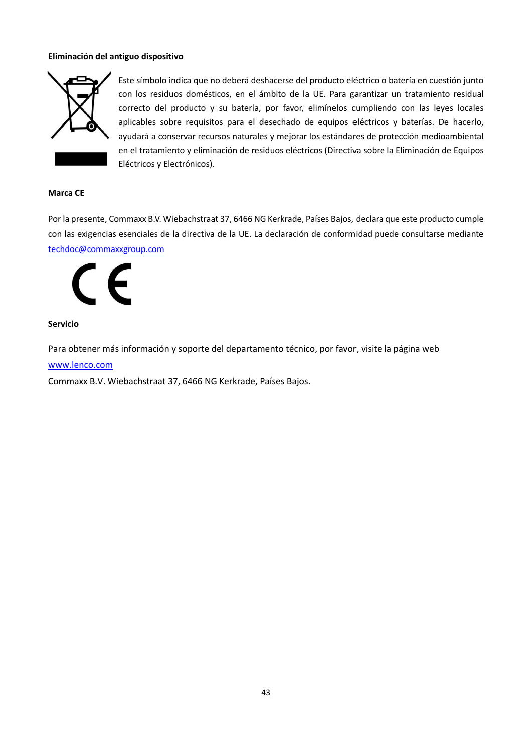**Eliminación del antiguo dispositivo**

Este símbolo indica que no deberá deshacerse del producto eléctrico o batería en cuestión junto con los residuos domésticos, en el ámbito de la UE. Para garantizar un tratamiento residual correcto del producto y su batería, por favor, elimínelos cumpliendo con las leyes locales aplicables sobre requisitos para el desechado de equipos eléctricos y baterías. De hacerlo, ayudará a conservar recursos naturales y mejorar los estándares de protección medioambiental en el tratamiento y eliminación de residuos eléctricos (Directiva sobre la Eliminación de Equipos Eléctricos y Electrónicos).

**Marca CE**

Por la presente, Commaxx B.V. Wiebachstraat 37, 6466 NG Kerkrade, Países Bajos, declara que este producto cumple con las exigencias esenciales de la directiva de la UE. La declaración de conformidad puede consultarse mediante techdoc@commaxxgroup.com

**Servicio**

Para obtener más información y soporte del departamento técnico, por favor, visite la página web www.lenco.com

Commaxx B.V. Wiebachstraat 37, 6466 NG Kerkrade, Países Bajos.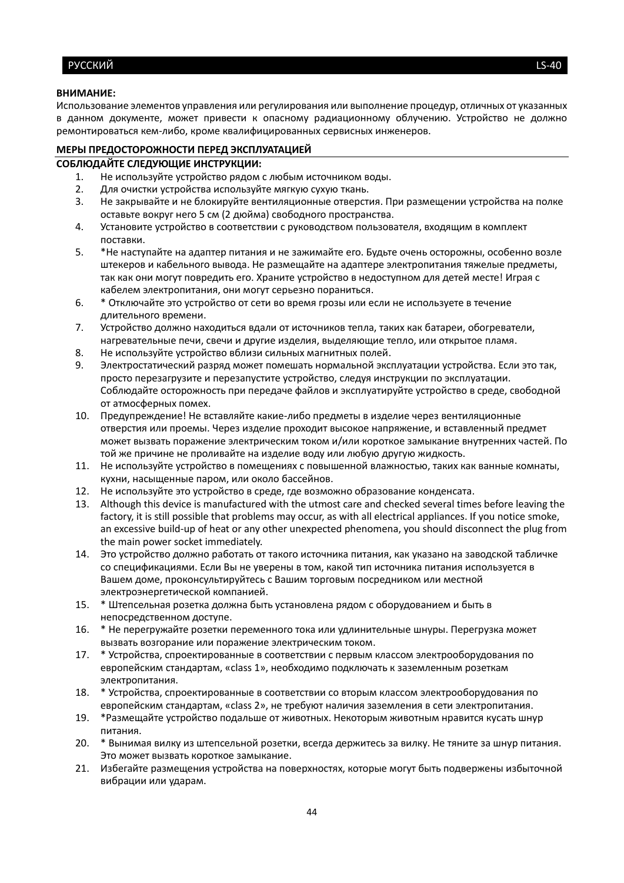**ВНИМАНИЕ:**

Использование элементов управления или регулирования или выполнение процедур, отличных от указанных в данном документе, может привести к опасному радиационному облучению. Устройство не должно ремонтироваться кем-либо, кроме квалифицированных сервисных инженеров.

**МЕРЫ ПРЕДОСТОРОЖНОСТИ ПЕРЕД ЭКСПЛУАТАЦИЕЙ**

**СОБЛЮДАЙТЕ СЛЕДУЮЩИЕ ИНСТРУКЦИИ:**

1. Не используйте устройство рядом с любым источником воды.
2. Для очистки устройства используйте мягкую сухую ткань.
3. Не закрывайте и не блокируйте вентиляционные отверстия. При размещении устройства на полке оставьте вокруг него 5 см (2 дюйма) свободного пространства.
4. Установите устройство в соответствии с руководством пользователя, входящим в комплект поставки.
5. *Не наступайте на адаптер питания и не зажимайте его. Будьте очень осторожны, особенно возле штекеров и кабельного вывода. Не размещайте на адаптере электропитания тяжелые предметы, так как они могут повредить его. Храните устройство в недоступном для детей месте! Играя с кабелем электропитания, они могут серьезно пораниться.
6. * Отключайте это устройство от сети во время грозы или если не используете в течение длительного времени.
7. Устройство должно находиться вдали от источников тепла, таких как батареи, обогреватели, нагревательные печи, свечи и другие изделия, выделяющие тепло, или открытое пламя.
8. Не используйте устройство вблизи сильных магнитных полей.
9. Электростатический разряд может помешать нормальной эксплуатации устройства. Если это так, просто перезагрузите и перезапустите устройство, следуя инструкции по эксплуатации. Соблюдайте осторожность при передаче файлов и эксплуатируйте устройство в среде, свободной от атмосферных помех.
10. Предупреждение! Не вставляйте какие-либо предметы в изделие через вентиляционные отверстия или проемы. Через изделие проходит высокое напряжение, и вставленный предмет может вызвать поражение электрическим током и/или короткое замыкание внутренних частей. По той же причине не проливайте на изделие воду или любую другую жидкость.
11. Не используйте устройство в помещениях с повышенной влажностью, таких как ванные комнаты, кухни, насыщенные паром, или около бассейнов.
12. Не используйте это устройство в среде, где возможно образование конденсата.
13. Although this device is manufactured with the utmost care and checked several times before leaving the factory, it is still possible that problems may occur, as with all electrical appliances. If you notice smoke, an excessive build-up of heat or any other unexpected phenomena, you should disconnect the plug from the main power socket immediately.
14. Это устройство должно работать от такого источника питания, как указано на заводской табличке со спецификациями. Если Вы не уверены в том, какой тип источника питания используется в Вашем доме, проконсультируйтесь с Вашим торговым посредником или местной электроэнергетической компанией.
15. * Штепсельная розетка должна быть установлена рядом с оборудованием и быть в непосредственном доступе.
16. * Не перегружайте розетки переменного тока или удлинительные шнуры. Перегрузка может вызвать возгорание или поражение электрическим током.
17. * Устройства, спроектированные в соответствии с первым классом электрооборудования по европейским стандартам, «class 1», необходимо подключать к заземленным розеткам электропитания.
18. * Устройства, спроектированные в соответствии со вторым классом электрооборудования по европейским стандартам, «class 2», не требуют наличия заземления в сети электропитания.
19. *Размещайте устройство подальше от животных. Некоторым животным нравится кусать шнур питания.
20. * Вынимая вилку из штепсельной розетки, всегда держитесь за вилку. Не тяните за шнур питания. Это может вызвать короткое замыкание.
21. Избегайте размещения устройства на поверхностях, которые могут быть подвержены избыточной вибрации или ударам.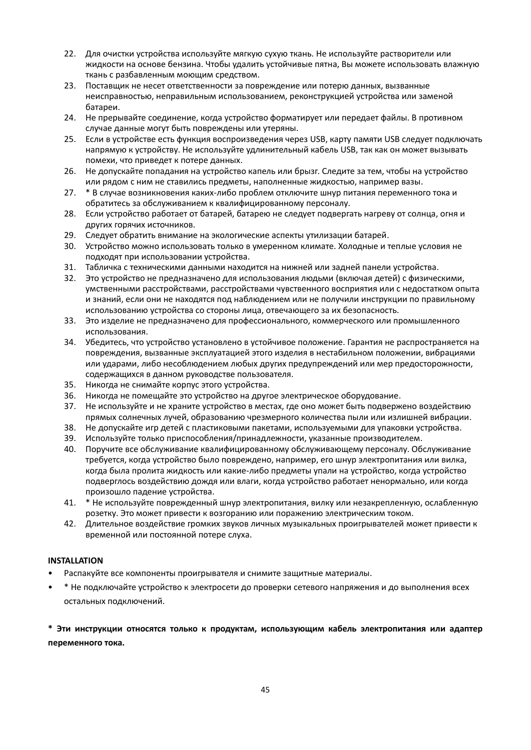22. Для очистки устройства используйте мягкую сухую ткань. Не используйте растворители или жидкости на основе бензина. Чтобы удалить устойчивые пятна, Вы можете использовать влажную ткань с разбавленным моющим средством.
23. Поставщик не несет ответственности за повреждение или потерю данных, вызванные неисправностью, неправильным использованием, реконструкцией устройства или заменой батареи.
24. Не прерывайте соединение, когда устройство форматирует или передает файлы. В противном случае данные могут быть повреждены или утеряны.
25. Если в устройстве есть функция воспроизведения через USB, карту памяти USB следует подключать напрямую к устройству. Не используйте удлинительный кабель USB, так как он может вызывать помехи, что приведет к потере данных.
26. Не допускайте попадания на устройство капель или брызг. Следите за тем, чтобы на устройство или рядом с ним не ставились предметы, наполненные жидкостью, например вазы.
27. * В случае возникновения каких-либо проблем отключите шнур питания переменного тока и обратитесь за обслуживанием к квалифицированному персоналу.
28. Если устройство работает от батарей, батарею не следует подвергать нагреву от солнца, огня и других горячих источников.
29. Следует обратить внимание на экологические аспекты утилизации батарей.
30. Устройство можно использовать только в умеренном климате. Холодные и теплые условия не подходят при использовании устройства.
31. Табличка с техническими данными находится на нижней или задней панели устройства.
32. Это устройство не предназначено для использования людьми (включая детей) с физическими, умственными расстройствами, расстройствами чувственного восприятия или с недостатком опыта и знаний, если они не находятся под наблюдением или не получили инструкции по правильному использованию устройства со стороны лица, отвечающего за их безопасность.
33. Это изделие не предназначено для профессионального, коммерческого или промышленного использования.
34. Убедитесь, что устройство установлено в устойчивое положение. Гарантия не распространяется на повреждения, вызванные эксплуатацией этого изделия в нестабильном положении, вибрациями или ударами, либо несоблюдением любых других предупреждений или мер предосторожности, содержащихся в данном руководстве пользователя.
35. Никогда не снимайте корпус этого устройства.
36. Никогда не помещайте это устройство на другое электрическое оборудование.
37. Не используйте и не храните устройство в местах, где оно может быть подвержено воздействию прямых солнечных лучей, образованию чрезмерного количества пыли или излишней вибрации.
38. Не допускайте игр детей с пластиковыми пакетами, используемыми для упаковки устройства.
39. Используйте только приспособления/принадлежности, указанные производителем.
40. Поручите все обслуживание квалифицированному обслуживающему персоналу. Обслуживание требуется, когда устройство было повреждено, например, его шнур электропитания или вилка, когда была пролита жидкость или какие-либо предметы упали на устройство, когда устройство подверглось воздействию дождя или влаги, когда устройство работает ненормально, или когда произошло падение устройства.
41. * Не используйте поврежденный шнур электропитания, вилку или незакрепленную, ослабленную розетку. Это может привести к возгоранию или поражению электрическим током.
42. Длительное воздействие громких звуков личных музыкальных проигрывателей может привести к временной или постоянной потере слуха.

**INSTALLATION**

- Распакуйте все компоненты проигрывателя и снимите защитные материалы.
- * Не подключайте устройство к электросети до проверки сетевого напряжения и до выполнения всех остальных подключений.

**\* Эти инструкции относятся только к продуктам, использующим кабель электропитания или адаптер переменного тока.**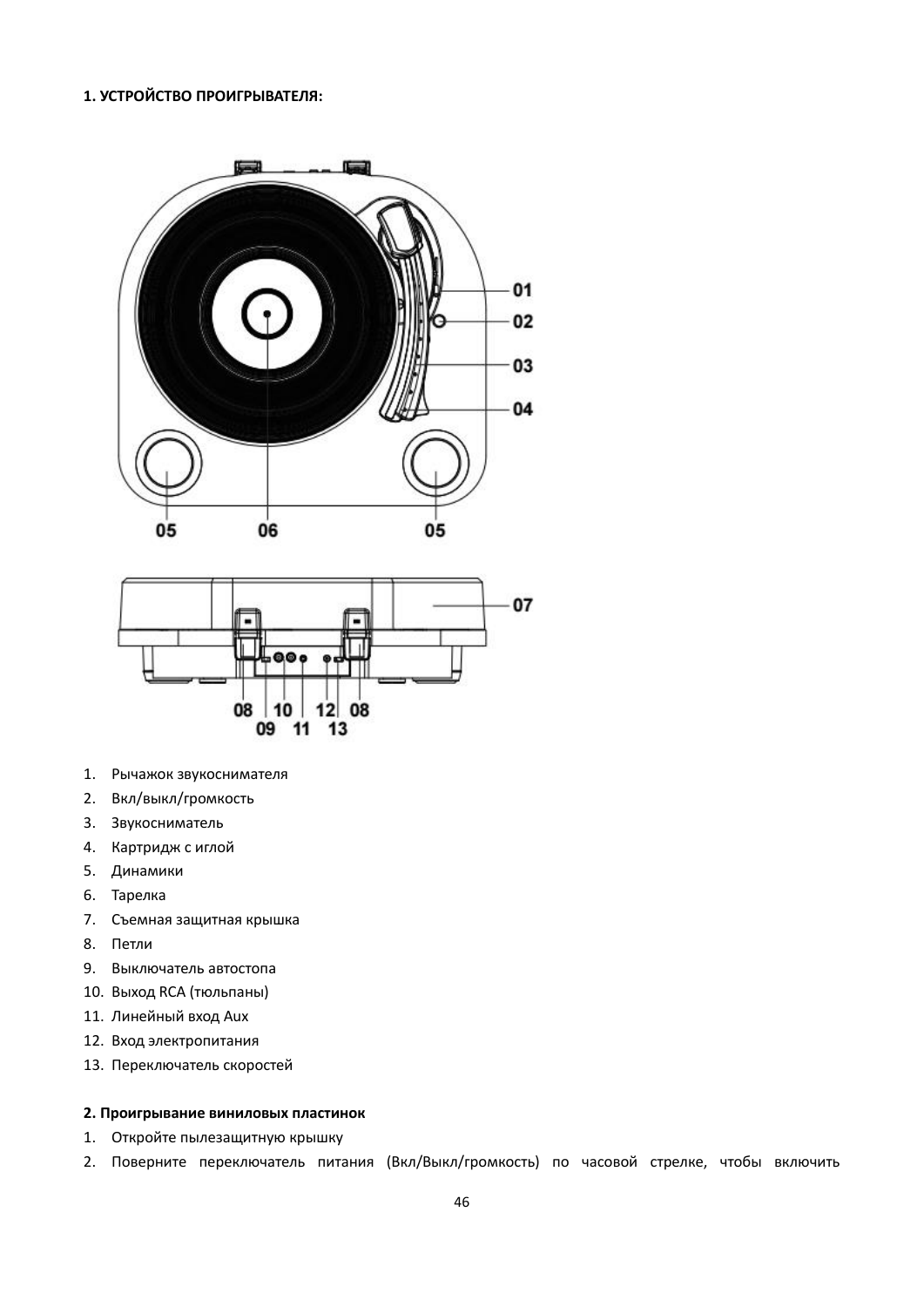## 1. УСТРОЙСТВО ПРОИГРЫВАТЕЛЯ:

1. Рычажок звукоснимателя
2. Вкл/выкл/громкость
3. Звукосниматель
4. Картридж с иглой
5. Динамики
6. Тарелка
7. Съемная защитная крышка
8. Петли
9. Выключатель автостопа
10. Выход RCA (тюльпаны)
11. Линейный вход Aux
12. Вход электропитания
13. Переключатель скоростей

### 2. Проигрывание виниловых пластинок

1. Откройте пылезащитную крышку
2. Поверните переключатель питания (Вкл/Выкл/громкость) по часовой стрелке, чтобы включить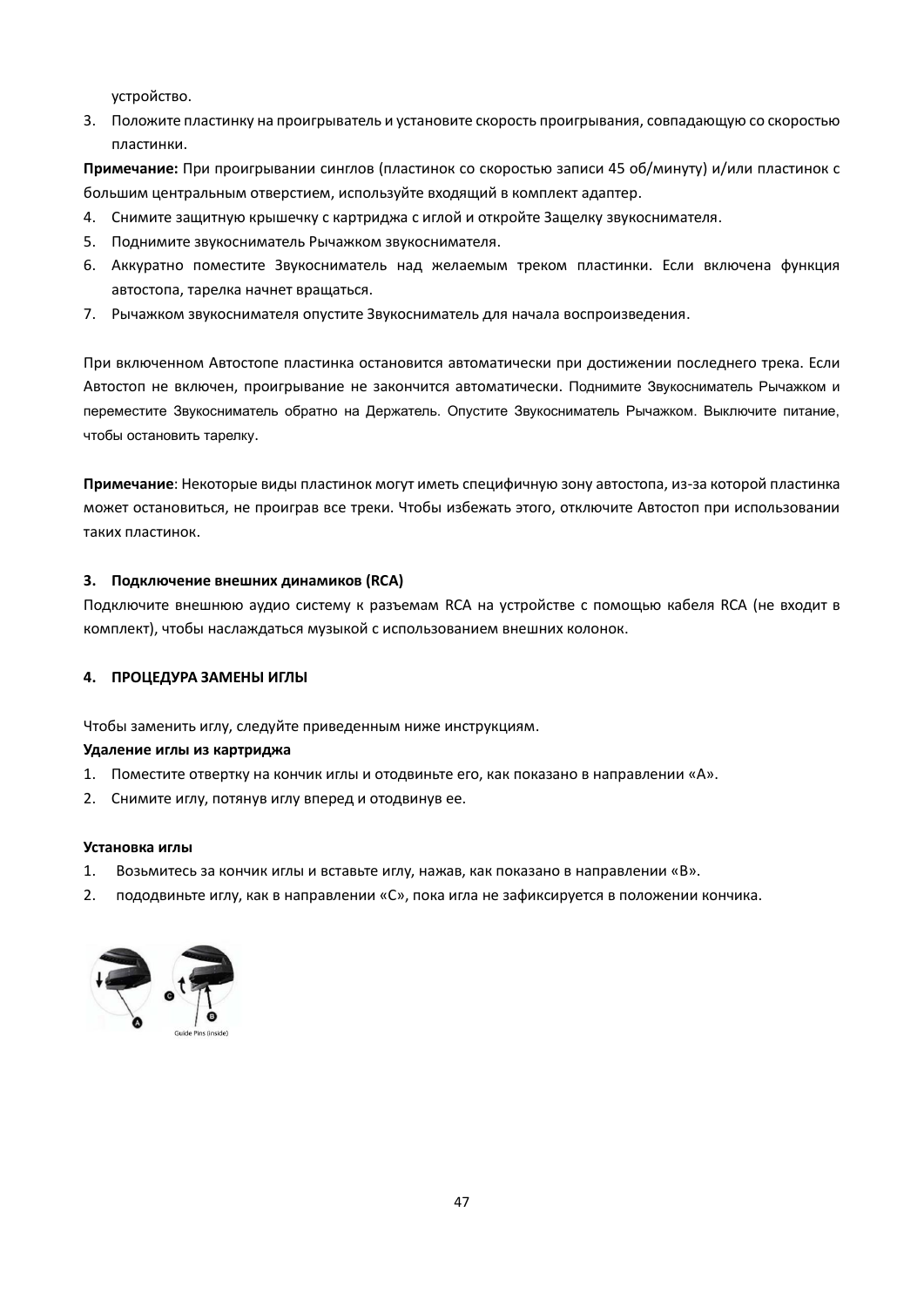устройство.

3. Положите пластинку на проигрыватель и установите скорость проигрывания, совпадающую со скоростью пластинки.

**Примечание:** При проигрывании синглов (пластинок со скоростью записи 45 об/минуту) и/или пластинок с большим центральным отверстием, используйте входящий в комплект адаптер.

4. Снимите защитную крышечку с картриджа с иглой и откройте Защелку звукоснимателя.
5. Поднимите звукосниматель Рычажком звукоснимателя.
6. Аккуратно поместите Звукосниматель над желаемым треком пластинки. Если включена функция автостопа, тарелка начнет вращаться.
7. Рычажком звукоснимателя опустите Звукосниматель для начала воспроизведения.

При включенном Автостопе пластинка остановится автоматически при достижении последнего трека. Если Автостоп не включен, проигрывание не закончится автоматически. Поднимите Звукосниматель Рычажком и переместите Звукосниматель обратно на Держатель. Опустите Звукосниматель Рычажком. Выключите питание, чтобы остановить тарелку.

**Примечание**: Некоторые виды пластинок могут иметь специфичную зону автостопа, из-за которой пластинка может остановиться, не проиграв все треки. Чтобы избежать этого, отключите Автостоп при использовании таких пластинок.

### 3. Подключение внешних динамиков (RCA)

Подключите внешнюю аудио систему к разъемам RCA на устройстве с помощью кабеля RCA (не входит в комплект), чтобы наслаждаться музыкой с использованием внешних колонок.

### 4. ПРОЦЕДУРА ЗАМЕНЫ ИГЛЫ

Чтобы заменить иглу, следуйте приведенным ниже инструкциям.

**Удаление иглы из картриджа**

1. Поместите отвертку на кончик иглы и отодвиньте его, как показано в направлении «A».
2. Снимите иглу, потянув иглу вперед и отодвинув ее.

**Установка иглы**

1. Возьмитесь за кончик иглы и вставьте иглу, нажав, как показано в направлении «B».
2. пододвиньте иглу, как в направлении «C», пока игла не зафиксируется в положении кончика.

Guide Pins (inside)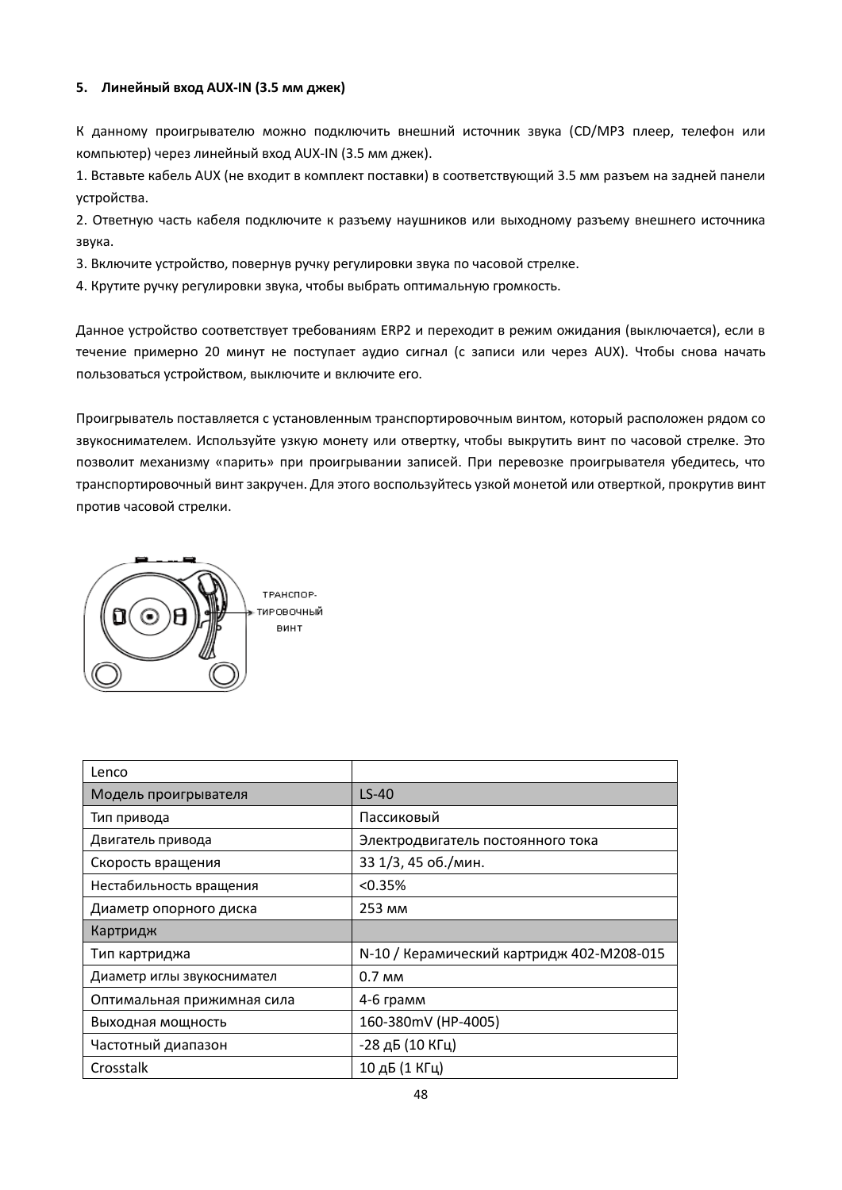**5. Линейный вход AUX-IN (3.5 мм джек)**

К данному проигрывателю можно подключить внешний источник звука (CD/MP3 плеер, телефон или компьютер) через линейный вход AUX-IN (3.5 мм джек).

1. Вставьте кабель AUX (не входит в комплект поставки) в соответствующий 3.5 мм разъем на задней панели устройства.
2. Ответную часть кабеля подключите к разъему наушников или выходному разъему внешнего источника звука.
3. Включите устройство, повернув ручку регулировки звука по часовой стрелке.
4. Крутите ручку регулировки звука, чтобы выбрать оптимальную громкость.

Данное устройство соответствует требованиям ERP2 и переходит в режим ожидания (выключается), если в течение примерно 20 минут не поступает аудио сигнал (с записи или через AUX). Чтобы снова начать пользоваться устройством, выключите и включите его.

Проигрыватель поставляется с установленным транспортировочным винтом, который расположен рядом со звукоснимателем. Используйте узкую монету или отвертку, чтобы выкрутить винт по часовой стрелке. Это позволит механизму «парить» при проигрывании записей. При перевозке проигрывателя убедитесь, что транспортировочный винт закручен. Для этого воспользуйтесь узкой монетой или отверткой, прокрутив винт против часовой стрелки.

ТРАНСПОР-ТИРОВОЧНЫЙ ВИНТ

| Lenco | |
|---|---|
| Модель проигрывателя | LS-40 |
| Тип привода | Пассиковый |
| Двигатель привода | Электродвигатель постоянного тока |
| Скорость вращения | 33 1/3, 45 об./мин. |
| Нестабильность вращения | <0.35% |
| Диаметр опорного диска | 253 мм |
| Картридж | |
| Тип картриджа | N-10 / Керамический картридж 402-M208-015 |
| Диаметр иглы звукоснимател | 0.7 мм |
| Оптимальная прижимная сила | 4-6 грамм |
| Выходная мощность | 160-380mV (HP-4005) |
| Частотный диапазон | -28 дБ (10 КГц) |
| Crosstalk | 10 дБ (1 КГц) |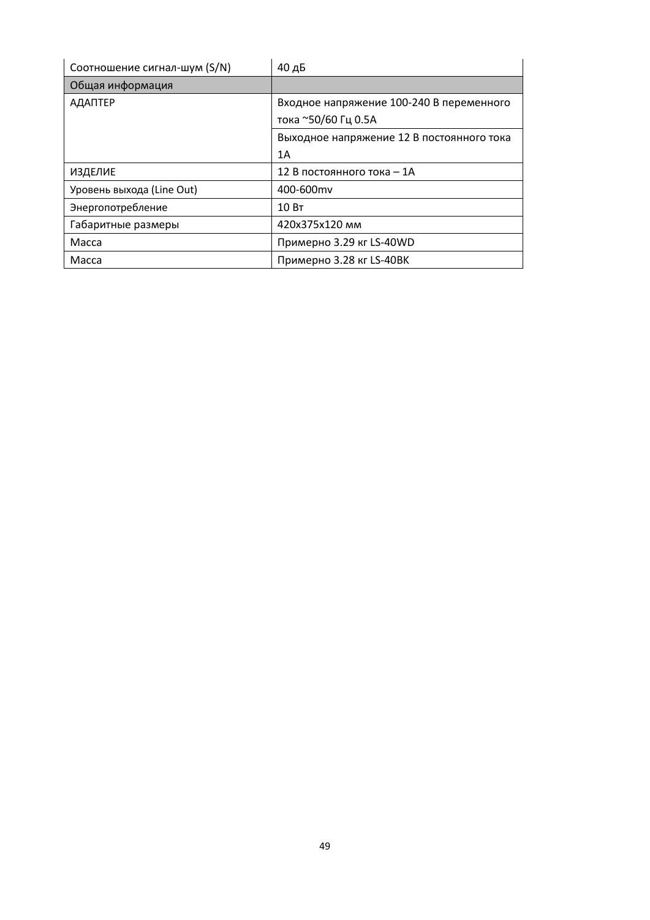| Соотношение сигнал-шум (S/N) | 40 дБ |
|---|---|
| Общая информация | |
| АДАПТЕР | Входное напряжение 100-240 В переменного тока ~50/60 Гц 0.5A |
| | Выходное напряжение 12 В постоянного тока 1A |
| ИЗДЕЛИЕ | 12 В постоянного тока – 1A |
| Уровень выхода (Line Out) | 400-600mv |
| Энергопотребление | 10 Вт |
| Габаритные размеры | 420x375x120 мм |
| Масса | Примерно 3.29 кг LS-40WD |
| Масса | Примерно 3.28 кг LS-40BK |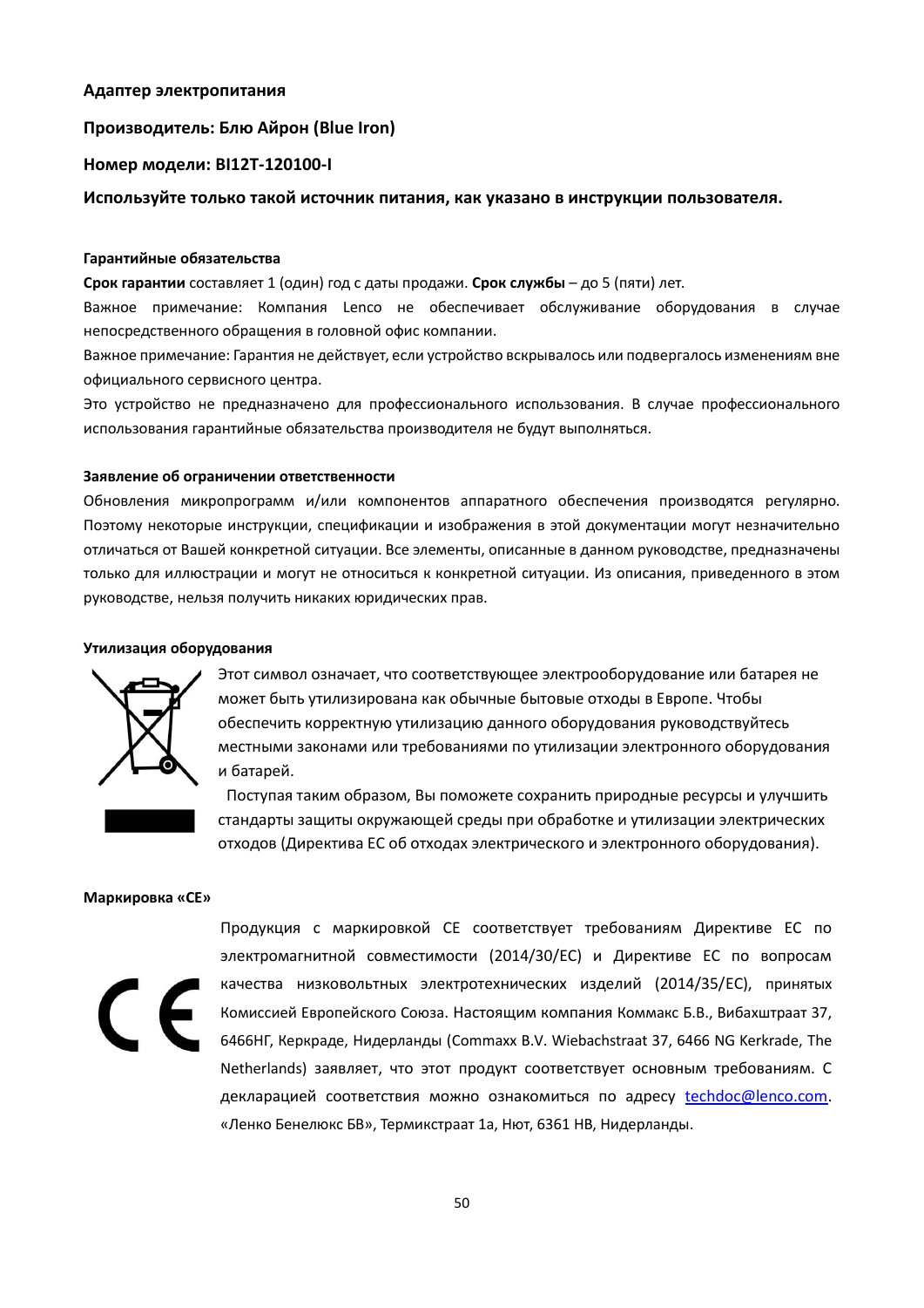**Адаптер электропитания**

**Производитель: Блю Айрон (Blue Iron)**

**Номер модели: BI12T-120100-I**

**Используйте только такой источник питания, как указано в инструкции пользователя.**

### Гарантийные обязательства

**Срок гарантии** составляет 1 (один) год с даты продажи. **Срок службы** – до 5 (пяти) лет.

Важное примечание: Компания Lenco не обеспечивает обслуживание оборудования в случае непосредственного обращения в головной офис компании.

Важное примечание: Гарантия не действует, если устройство вскрывалось или подвергалось изменениям вне официального сервисного центра.

Это устройство не предназначено для профессионального использования. В случае профессионального использования гарантийные обязательства производителя не будут выполняться.

### Заявление об ограничении ответственности

Обновления микропрограмм и/или компонентов аппаратного обеспечения производятся регулярно. Поэтому некоторые инструкции, спецификации и изображения в этой документации могут незначительно отличаться от Вашей конкретной ситуации. Все элементы, описанные в данном руководстве, предназначены только для иллюстрации и могут не относиться к конкретной ситуации. Из описания, приведенного в этом руководстве, нельзя получить никаких юридических прав.

### Утилизация оборудования

Этот символ означает, что соответствующее электрооборудование или батарея не может быть утилизирована как обычные бытовые отходы в Европе. Чтобы обеспечить корректную утилизацию данного оборудования руководствуйтесь местными законами или требованиями по утилизации электронного оборудования и батарей.

Поступая таким образом, Вы поможете сохранить природные ресурсы и улучшить стандарты защиты окружающей среды при обработке и утилизации электрических отходов (Директива ЕС об отходах электрического и электронного оборудования).

### Маркировка «CE»

Продукция с маркировкой CE соответствует требованиям Директиве ЕС по электромагнитной совместимости (2014/30/EC) и Директиве ЕС по вопросам качества низковольтных электротехнических изделий (2014/35/EC), принятых Комиссией Европейского Союза. Настоящим компания Коммакс Б.В., Вибахштраат 37, 6466НГ, Керкраде, Нидерланды (Commaxx B.V. Wiebachstraat 37, 6466 NG Kerkrade, The Netherlands) заявляет, что этот продукт соответствует основным требованиям. С декларацией соответствия можно ознакомиться по адресу techdoc@lenco.com. «Ленко Бенелюкс БВ», Термикстраат 1а, Нют, 6361 НВ, Нидерланды.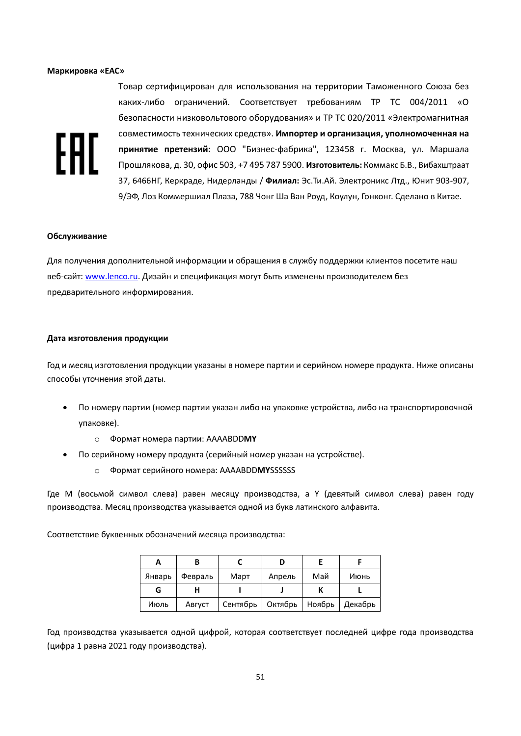**Маркировка «EAC»**

Товар сертифицирован для использования на территории Таможенного Союза без каких-либо ограничений. Соответствует требованиям ТР ТС 004/2011 «О безопасности низковольтового оборудования» и ТР ТС 020/2011 «Электромагнитная совместимость технических средств». **Импортер и организация, уполномоченная на принятие претензий:** ООО "Бизнес-фабрика", 123458 г. Москва, ул. Маршала Прошлякова, д. 30, офис 503, +7 495 787 5900. **Изготовитель:** Коммакс Б.В., Вибахштраат 37, 6466НГ, Керкраде, Нидерланды / **Филиал:** Эс.Ти.Ай. Электроникс Лтд., Юнит 903-907, 9/ЭФ, Лоз Коммершиал Плаза, 788 Чонг Ша Ван Роуд, Коулун, Гонконг. Сделано в Китае.

**Обслуживание**

Для получения дополнительной информации и обращения в службу поддержки клиентов посетите наш веб-сайт: www.lenco.ru. Дизайн и спецификация могут быть изменены производителем без предварительного информирования.

**Дата изготовления продукции**

Год и месяц изготовления продукции указаны в номере партии и серийном номере продукта. Ниже описаны способы уточнения этой даты.

- По номеру партии (номер партии указан либо на упаковке устройства, либо на транспортировочной упаковке).
  - Формат номера партии: AAAABDD**MY**
- По серийному номеру продукта (серийный номер указан на устройстве).
  - Формат серийного номера: AAAABDD**MY**SSSSSS

Где M (восьмой символ слева) равен месяцу производства, а Y (девятый символ слева) равен году производства. Месяц производства указывается одной из букв латинского алфавита.

Соответствие буквенных обозначений месяца производства:

| A | B | C | D | E | F |
|---|---|---|---|---|---|
| Январь | Февраль | Март | Апрель | Май | Июнь |
| **G** | **H** | **I** | **J** | **K** | **L** |
| Июль | Август | Сентябрь | Октябрь | Ноябрь | Декабрь |

Год производства указывается одной цифрой, которая соответствует последней цифре года производства (цифра 1 равна 2021 году производства).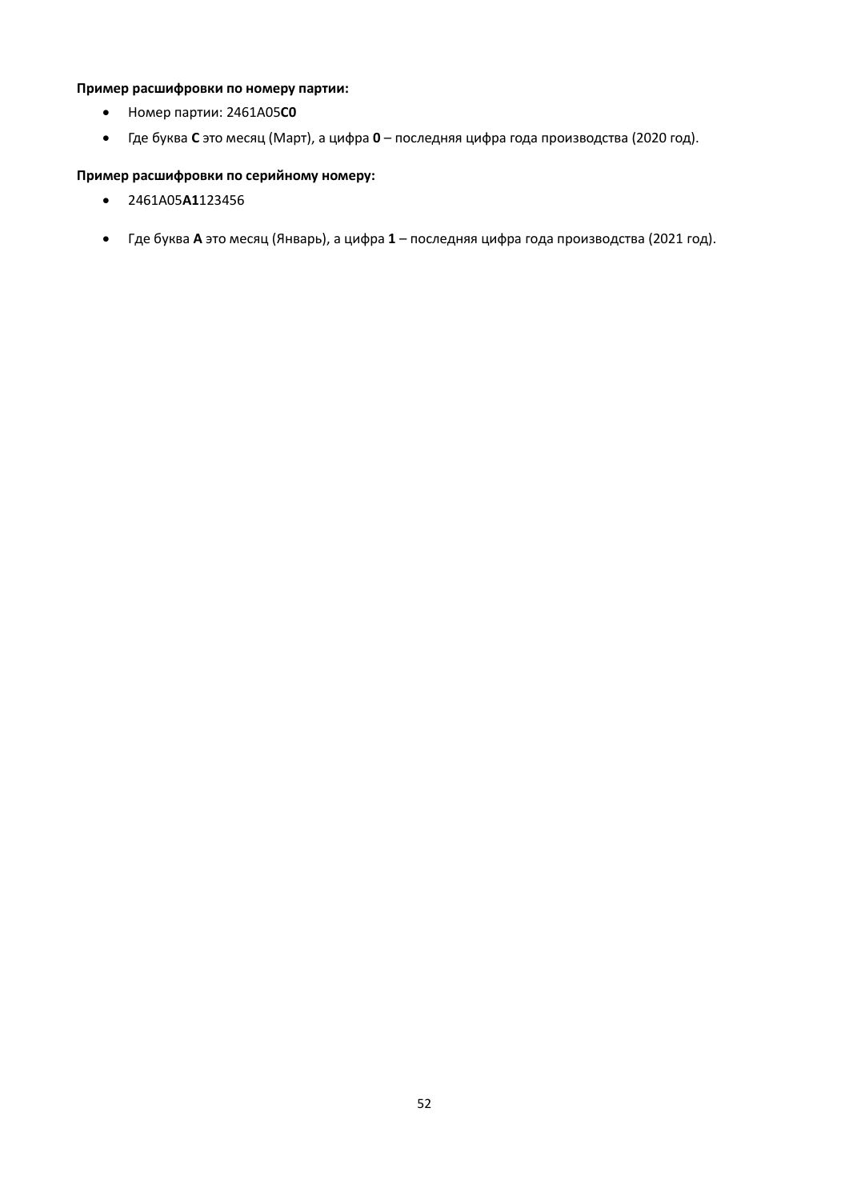**Пример расшифровки по номеру партии:**

- Номер партии: 2461A05**C0**
- Где буква **C** это месяц (Март), а цифра **0** – последняя цифра года производства (2020 год).

**Пример расшифровки по серийному номеру:**

- 2461A05**A1**123456
- Где буква **A** это месяц (Январь), а цифра **1** – последняя цифра года производства (2021 год).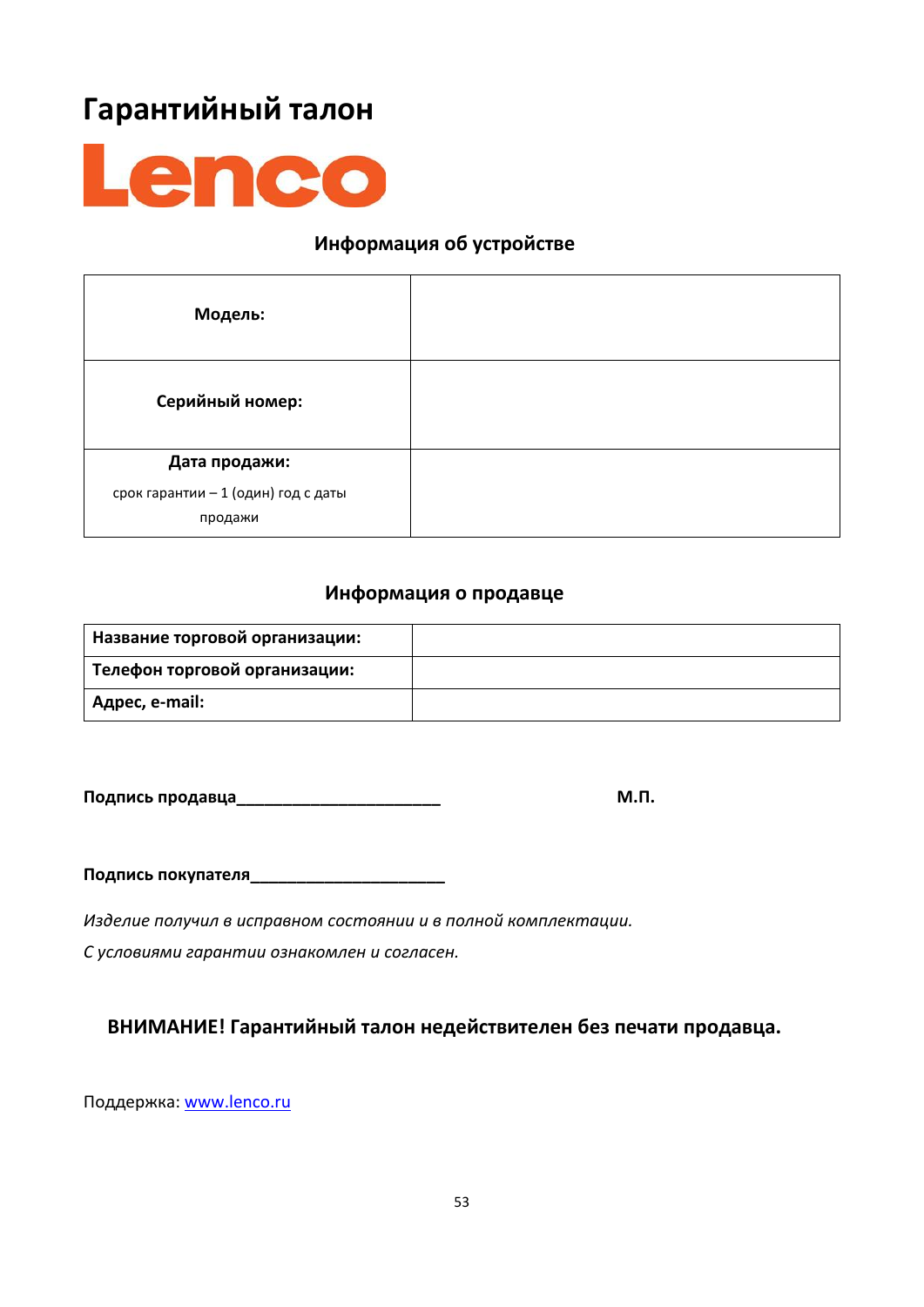# Гарантийный талон

**Lenco**

### Информация об устройстве

| **Модель:** | |
|---|---|
| **Серийный номер:** | |
| **Дата продажи:** срок гарантии – 1 (один) год с даты продажи | |

### Информация о продавце

| **Название торговой организации:** | |
|---|---|
| **Телефон торговой организации:** | |
| **Адрес, e-mail:** | |

**Подпись продавца**______________________ **М.П.**

**Подпись покупателя**_____________________

*Изделие получил в исправном состоянии и в полной комплектации.*

*С условиями гарантии ознакомлен и согласен.*

**ВНИМАНИЕ! Гарантийный талон недействителен без печати продавца.**

Поддержка: www.lenco.ru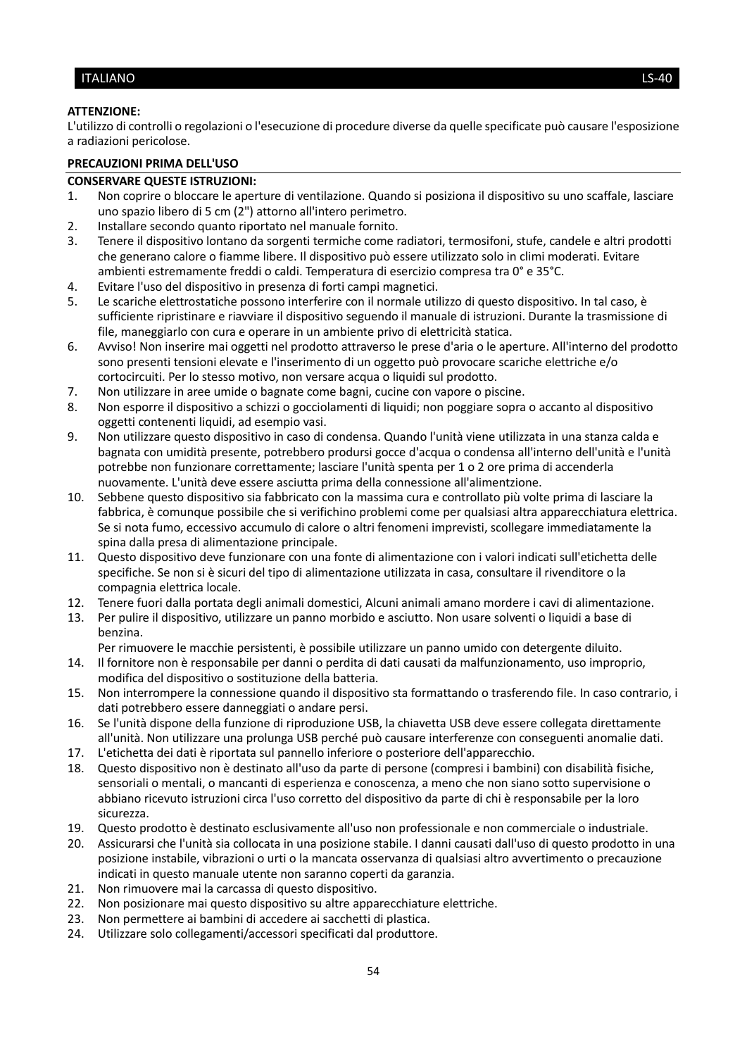**ATTENZIONE:**
L'utilizzo di controlli o regolazioni o l'esecuzione di procedure diverse da quelle specificate può causare l'esposizione a radiazioni pericolose.

**PRECAUZIONI PRIMA DELL'USO**

**CONSERVARE QUESTE ISTRUZIONI:**

1. Non coprire o bloccare le aperture di ventilazione. Quando si posiziona il dispositivo su uno scaffale, lasciare uno spazio libero di 5 cm (2") attorno all'intero perimetro.
2. Installare secondo quanto riportato nel manuale fornito.
3. Tenere il dispositivo lontano da sorgenti termiche come radiatori, termosifoni, stufe, candele e altri prodotti che generano calore o fiamme libere. Il dispositivo può essere utilizzato solo in climi moderati. Evitare ambienti estremamente freddi o caldi. Temperatura di esercizio compresa tra 0° e 35°C.
4. Evitare l'uso del dispositivo in presenza di forti campi magnetici.
5. Le scariche elettrostatiche possono interferire con il normale utilizzo di questo dispositivo. In tal caso, è sufficiente ripristinare e riavviare il dispositivo seguendo il manuale di istruzioni. Durante la trasmissione di file, maneggiarlo con cura e operare in un ambiente privo di elettricità statica.
6. Avviso! Non inserire mai oggetti nel prodotto attraverso le prese d'aria o le aperture. All'interno del prodotto sono presenti tensioni elevate e l'inserimento di un oggetto può provocare scariche elettriche e/o cortocircuiti. Per lo stesso motivo, non versare acqua o liquidi sul prodotto.
7. Non utilizzare in aree umide o bagnate come bagni, cucine con vapore o piscine.
8. Non esporre il dispositivo a schizzi o gocciolamenti di liquidi; non poggiare sopra o accanto al dispositivo oggetti contenenti liquidi, ad esempio vasi.
9. Non utilizzare questo dispositivo in caso di condensa. Quando l'unità viene utilizzata in una stanza calda e bagnata con umidità presente, potrebbero prodursi gocce d'acqua o condensa all'interno dell'unità e l'unità potrebbe non funzionare correttamente; lasciare l'unità spenta per 1 o 2 ore prima di accenderla nuovamente. L'unità deve essere asciutta prima della connessione all'alimentzione.
10. Sebbene questo dispositivo sia fabbricato con la massima cura e controllato più volte prima di lasciare la fabbrica, è comunque possibile che si verifichino problemi come per qualsiasi altra apparecchiatura elettrica. Se si nota fumo, eccessivo accumulo di calore o altri fenomeni imprevisti, scollegare immediatamente la spina dalla presa di alimentazione principale.
11. Questo dispositivo deve funzionare con una fonte di alimentazione con i valori indicati sull'etichetta delle specifiche. Se non si è sicuri del tipo di alimentazione utilizzata in casa, consultare il rivenditore o la compagnia elettrica locale.
12. Tenere fuori dalla portata degli animali domestici, Alcuni animali amano mordere i cavi di alimentazione.
13. Per pulire il dispositivo, utilizzare un panno morbido e asciutto. Non usare solventi o liquidi a base di benzina.
    Per rimuovere le macchie persistenti, è possibile utilizzare un panno umido con detergente diluito.
14. Il fornitore non è responsabile per danni o perdita di dati causati da malfunzionamento, uso improprio, modifica del dispositivo o sostituzione della batteria.
15. Non interrompere la connessione quando il dispositivo sta formattando o trasferendo file. In caso contrario, i dati potrebbero essere danneggiati o andare persi.
16. Se l'unità dispone della funzione di riproduzione USB, la chiavetta USB deve essere collegata direttamente all'unità. Non utilizzare una prolunga USB perché può causare interferenze con conseguenti anomalie dati.
17. L'etichetta dei dati è riportata sul pannello inferiore o posteriore dell'apparecchio.
18. Questo dispositivo non è destinato all'uso da parte di persone (compresi i bambini) con disabilità fisiche, sensoriali o mentali, o mancanti di esperienza e conoscenza, a meno che non siano sotto supervisione o abbiano ricevuto istruzioni circa l'uso corretto del dispositivo da parte di chi è responsabile per la loro sicurezza.
19. Questo prodotto è destinato esclusivamente all'uso non professionale e non commerciale o industriale.
20. Assicurarsi che l'unità sia collocata in una posizione stabile. I danni causati dall'uso di questo prodotto in una posizione instabile, vibrazioni o urti o la mancata osservanza di qualsiasi altro avvertimento o precauzione indicati in questo manuale utente non saranno coperti da garanzia.
21. Non rimuovere mai la carcassa di questo dispositivo.
22. Non posizionare mai questo dispositivo su altre apparecchiature elettriche.
23. Non permettere ai bambini di accedere ai sacchetti di plastica.
24. Utilizzare solo collegamenti/accessori specificati dal produttore.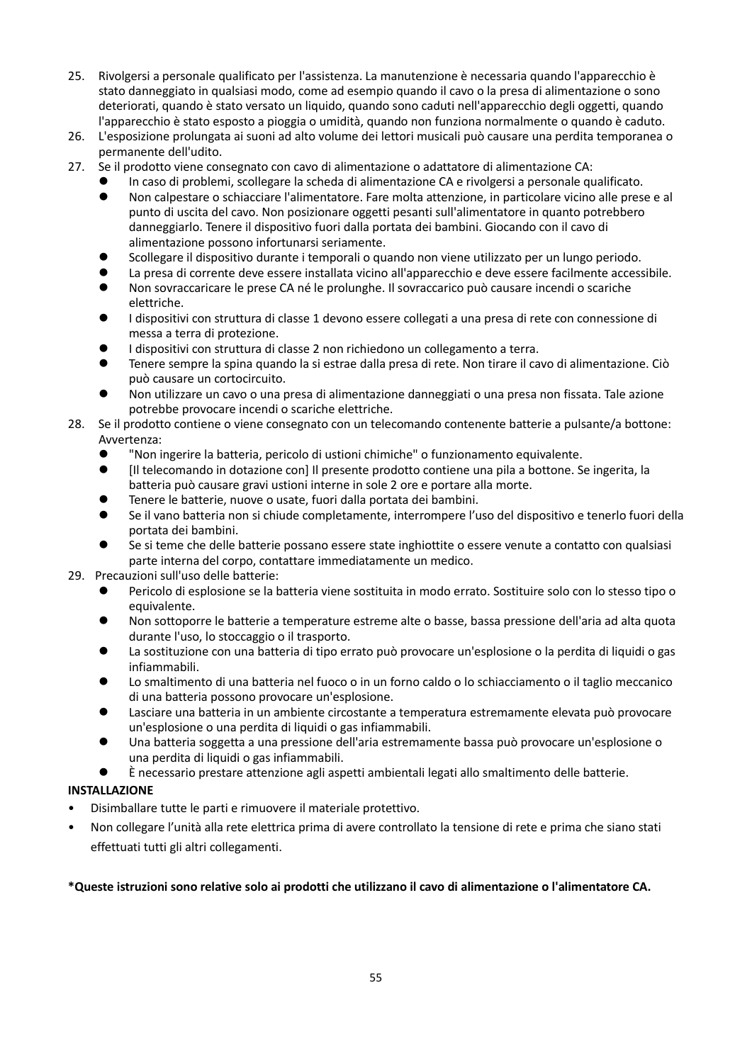25. Rivolgersi a personale qualificato per l'assistenza. La manutenzione è necessaria quando l'apparecchio è stato danneggiato in qualsiasi modo, come ad esempio quando il cavo o la presa di alimentazione o sono deteriorati, quando è stato versato un liquido, quando sono caduti nell'apparecchio degli oggetti, quando l'apparecchio è stato esposto a pioggia o umidità, quando non funziona normalmente o quando è caduto.
26. L'esposizione prolungata ai suoni ad alto volume dei lettori musicali può causare una perdita temporanea o permanente dell'udito.
27. Se il prodotto viene consegnato con cavo di alimentazione o adattatore di alimentazione CA:
    - In caso di problemi, scollegare la scheda di alimentazione CA e rivolgersi a personale qualificato.
    - Non calpestare o schiacciare l'alimentatore. Fare molta attenzione, in particolare vicino alle prese e al punto di uscita del cavo. Non posizionare oggetti pesanti sull'alimentatore in quanto potrebbero danneggiarlo. Tenere il dispositivo fuori dalla portata dei bambini. Giocando con il cavo di alimentazione possono infortunarsi seriamente.
    - Scollegare il dispositivo durante i temporali o quando non viene utilizzato per un lungo periodo.
    - La presa di corrente deve essere installata vicino all'apparecchio e deve essere facilmente accessibile.
    - Non sovraccaricare le prese CA né le prolunghe. Il sovraccarico può causare incendi o scariche elettriche.
    - I dispositivi con struttura di classe 1 devono essere collegati a una presa di rete con connessione di messa a terra di protezione.
    - I dispositivi con struttura di classe 2 non richiedono un collegamento a terra.
    - Tenere sempre la spina quando la si estrae dalla presa di rete. Non tirare il cavo di alimentazione. Ciò può causare un cortocircuito.
    - Non utilizzare un cavo o una presa di alimentazione danneggiati o una presa non fissata. Tale azione potrebbe provocare incendi o scariche elettriche.
28. Se il prodotto contiene o viene consegnato con un telecomando contenente batterie a pulsante/a bottone: Avvertenza:
    - "Non ingerire la batteria, pericolo di ustioni chimiche" o funzionamento equivalente.
    - [Il telecomando in dotazione con] Il presente prodotto contiene una pila a bottone. Se ingerita, la batteria può causare gravi ustioni interne in sole 2 ore e portare alla morte.
    - Tenere le batterie, nuove o usate, fuori dalla portata dei bambini.
    - Se il vano batteria non si chiude completamente, interrompere l'uso del dispositivo e tenerlo fuori della portata dei bambini.
    - Se si teme che delle batterie possano essere state inghiottite o essere venute a contatto con qualsiasi parte interna del corpo, contattare immediatamente un medico.
29. Precauzioni sull'uso delle batterie:
    - Pericolo di esplosione se la batteria viene sostituita in modo errato. Sostituire solo con lo stesso tipo o equivalente.
    - Non sottoporre le batterie a temperature estreme alte o basse, bassa pressione dell'aria ad alta quota durante l'uso, lo stoccaggio o il trasporto.
    - La sostituzione con una batteria di tipo errato può provocare un'esplosione o la perdita di liquidi o gas infiammabili.
    - Lo smaltimento di una batteria nel fuoco o in un forno caldo o lo schiacciamento o il taglio meccanico di una batteria possono provocare un'esplosione.
    - Lasciare una batteria in un ambiente circostante a temperatura estremamente elevata può provocare un'esplosione o una perdita di liquidi o gas infiammabili.
    - Una batteria soggetta a una pressione dell'aria estremamente bassa può provocare un'esplosione o una perdita di liquidi o gas infiammabili.
    - È necessario prestare attenzione agli aspetti ambientali legati allo smaltimento delle batterie.

**INSTALLAZIONE**

- Disimballare tutte le parti e rimuovere il materiale protettivo.
- Non collegare l'unità alla rete elettrica prima di avere controllato la tensione di rete e prima che siano stati effettuati tutti gli altri collegamenti.

***Queste istruzioni sono relative solo ai prodotti che utilizzano il cavo di alimentazione o l'alimentatore CA.**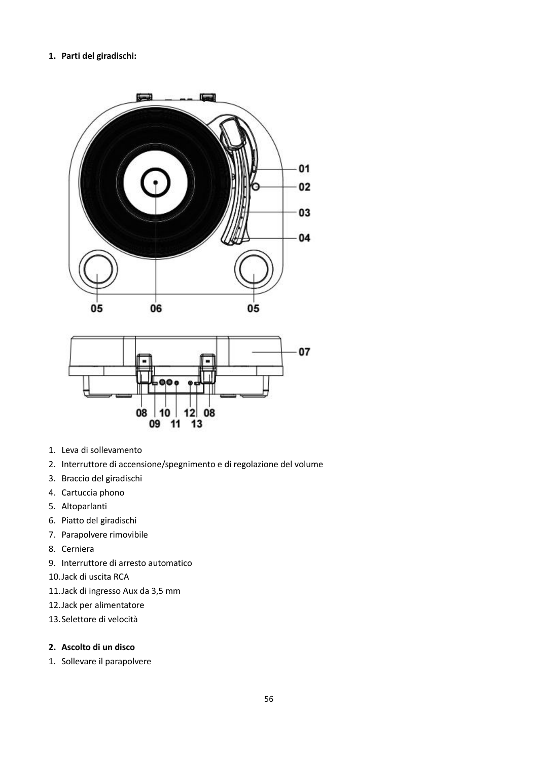1. **Parti del giradischi:**

1. Leva di sollevamento
2. Interruttore di accensione/spegnimento e di regolazione del volume
3. Braccio del giradischi
4. Cartuccia phono
5. Altoparlanti
6. Piatto del giradischi
7. Parapolvere rimovibile
8. Cerniera
9. Interruttore di arresto automatico
10. Jack di uscita RCA
11. Jack di ingresso Aux da 3,5 mm
12. Jack per alimentatore
13. Selettore di velocità

2. **Ascolto di un disco**

1. Sollevare il parapolvere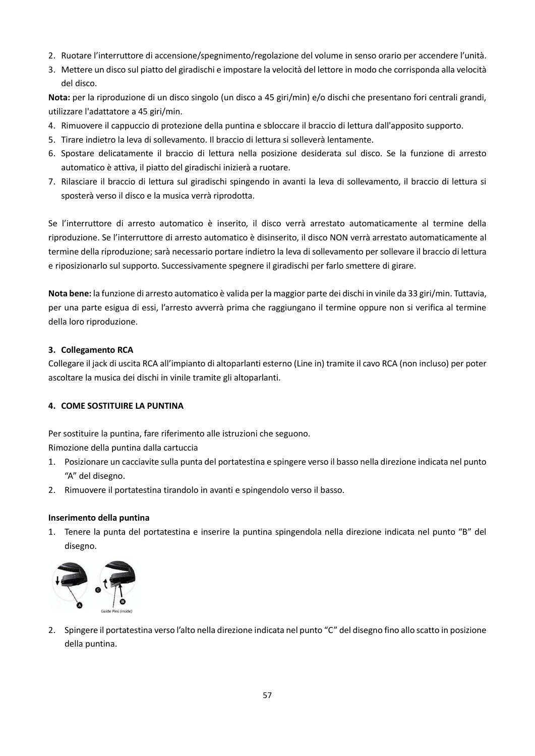2. Ruotare l'interruttore di accensione/spegnimento/regolazione del volume in senso orario per accendere l'unità.
3. Mettere un disco sul piatto del giradischi e impostare la velocità del lettore in modo che corrisponda alla velocità del disco.

**Nota:** per la riproduzione di un disco singolo (un disco a 45 giri/min) e/o dischi che presentano fori centrali grandi, utilizzare l'adattatore a 45 giri/min.

4. Rimuovere il cappuccio di protezione della puntina e sbloccare il braccio di lettura dall'apposito supporto.
5. Tirare indietro la leva di sollevamento. Il braccio di lettura si solleverà lentamente.
6. Spostare delicatamente il braccio di lettura nella posizione desiderata sul disco. Se la funzione di arresto automatico è attiva, il piatto del giradischi inizierà a ruotare.
7. Rilasciare il braccio di lettura sul giradischi spingendo in avanti la leva di sollevamento, il braccio di lettura si sposterà verso il disco e la musica verrà riprodotta.

Se l'interruttore di arresto automatico è inserito, il disco verrà arrestato automaticamente al termine della riproduzione. Se l'interruttore di arresto automatico è disinserito, il disco NON verrà arrestato automaticamente al termine della riproduzione; sarà necessario portare indietro la leva di sollevamento per sollevare il braccio di lettura e riposizionarlo sul supporto. Successivamente spegnere il giradischi per farlo smettere di girare.

**Nota bene:** la funzione di arresto automatico è valida per la maggior parte dei dischi in vinile da 33 giri/min. Tuttavia, per una parte esigua di essi, l'arresto avverrà prima che raggiungano il termine oppure non si verifica al termine della loro riproduzione.

**3. Collegamento RCA**

Collegare il jack di uscita RCA all'impianto di altoparlanti esterno (Line in) tramite il cavo RCA (non incluso) per poter ascoltare la musica dei dischi in vinile tramite gli altoparlanti.

**4. COME SOSTITUIRE LA PUNTINA**

Per sostituire la puntina, fare riferimento alle istruzioni che seguono.
Rimozione della puntina dalla cartuccia

1. Posizionare un cacciavite sulla punta del portatestina e spingere verso il basso nella direzione indicata nel punto "A" del disegno.
2. Rimuovere il portatestina tirandolo in avanti e spingendolo verso il basso.

**Inserimento della puntina**

1. Tenere la punta del portatestina e inserire la puntina spingendola nella direzione indicata nel punto "B" del disegno.

Guide Pins (inside)

2. Spingere il portatestina verso l'alto nella direzione indicata nel punto "C" del disegno fino allo scatto in posizione della puntina.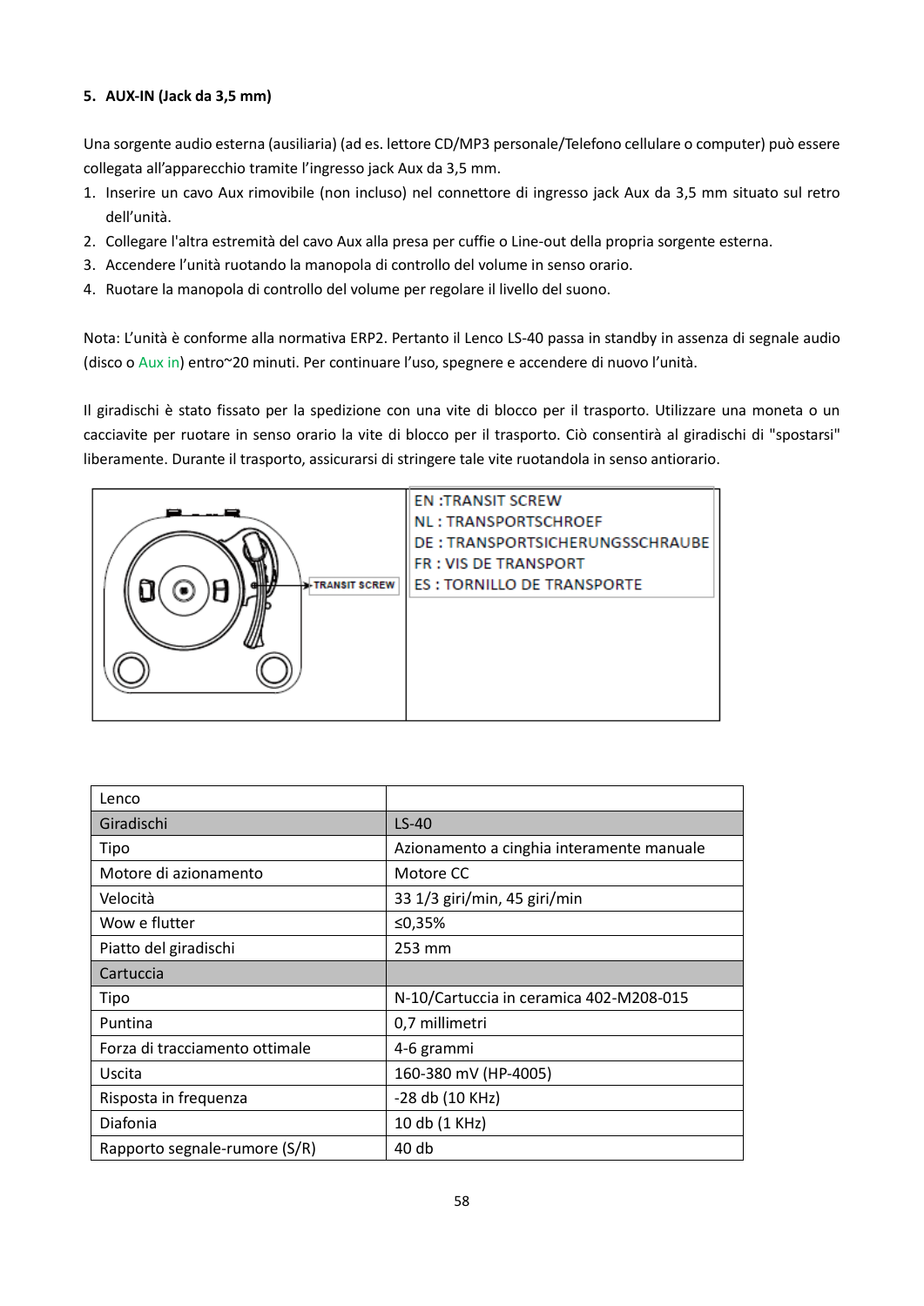**5. AUX-IN (Jack da 3,5 mm)**

Una sorgente audio esterna (ausiliaria) (ad es. lettore CD/MP3 personale/Telefono cellulare o computer) può essere collegata all'apparecchio tramite l'ingresso jack Aux da 3,5 mm.

1. Inserire un cavo Aux rimovibile (non incluso) nel connettore di ingresso jack Aux da 3,5 mm situato sul retro dell'unità.
2. Collegare l'altra estremità del cavo Aux alla presa per cuffie o Line-out della propria sorgente esterna.
3. Accendere l'unità ruotando la manopola di controllo del volume in senso orario.
4. Ruotare la manopola di controllo del volume per regolare il livello del suono.

Nota: L'unità è conforme alla normativa ERP2. Pertanto il Lenco LS-40 passa in standby in assenza di segnale audio (disco o Aux in) entro~20 minuti. Per continuare l'uso, spegnere e accendere di nuovo l'unità.

Il giradischi è stato fissato per la spedizione con una vite di blocco per il trasporto. Utilizzare una moneta o un cacciavite per ruotare in senso orario la vite di blocco per il trasporto. Ciò consentirà al giradischi di "spostarsi" liberamente. Durante il trasporto, assicurarsi di stringere tale vite ruotandola in senso antiorario.

TRANSIT SCREW

EN :TRANSIT SCREW
NL : TRANSPORTSCHROEF
DE : TRANSPORTSICHERUNGSSCHRAUBE
FR : VIS DE TRANSPORT
ES : TORNILLO DE TRANSPORTE

| Lenco | |
|---|---|
| Giradischi | LS-40 |
| Tipo | Azionamento a cinghia interamente manuale |
| Motore di azionamento | Motore CC |
| Velocità | 33 1/3 giri/min, 45 giri/min |
| Wow e flutter | ≤0,35% |
| Piatto del giradischi | 253 mm |
| Cartuccia | |
| Tipo | N-10/Cartuccia in ceramica 402-M208-015 |
| Puntina | 0,7 millimetri |
| Forza di tracciamento ottimale | 4-6 grammi |
| Uscita | 160-380 mV (HP-4005) |
| Risposta in frequenza | -28 db (10 KHz) |
| Diafonia | 10 db (1 KHz) |
| Rapporto segnale-rumore (S/R) | 40 db |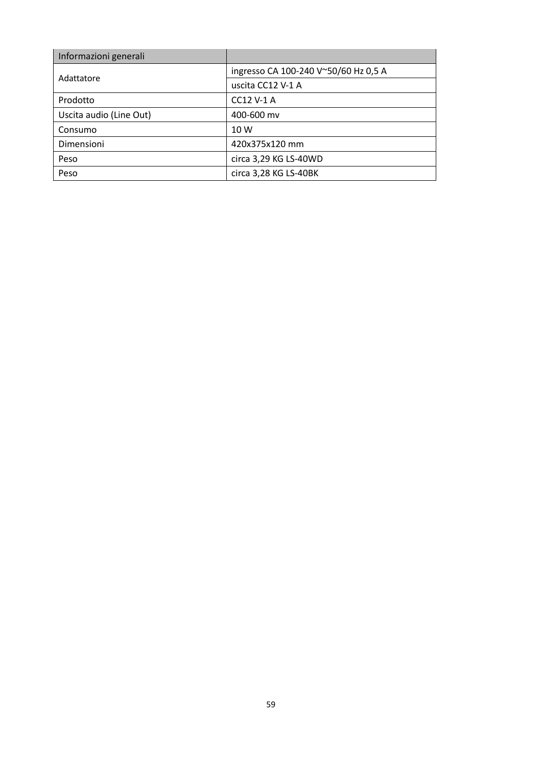| Informazioni generali | |
|---|---|
| Adattatore | ingresso CA 100-240 V~50/60 Hz 0,5 A |
| | uscita CC12 V-1 A |
| Prodotto | CC12 V-1 A |
| Uscita audio (Line Out) | 400-600 mv |
| Consumo | 10 W |
| Dimensioni | 420x375x120 mm |
| Peso | circa 3,29 KG LS-40WD |
| Peso | circa 3,28 KG LS-40BK |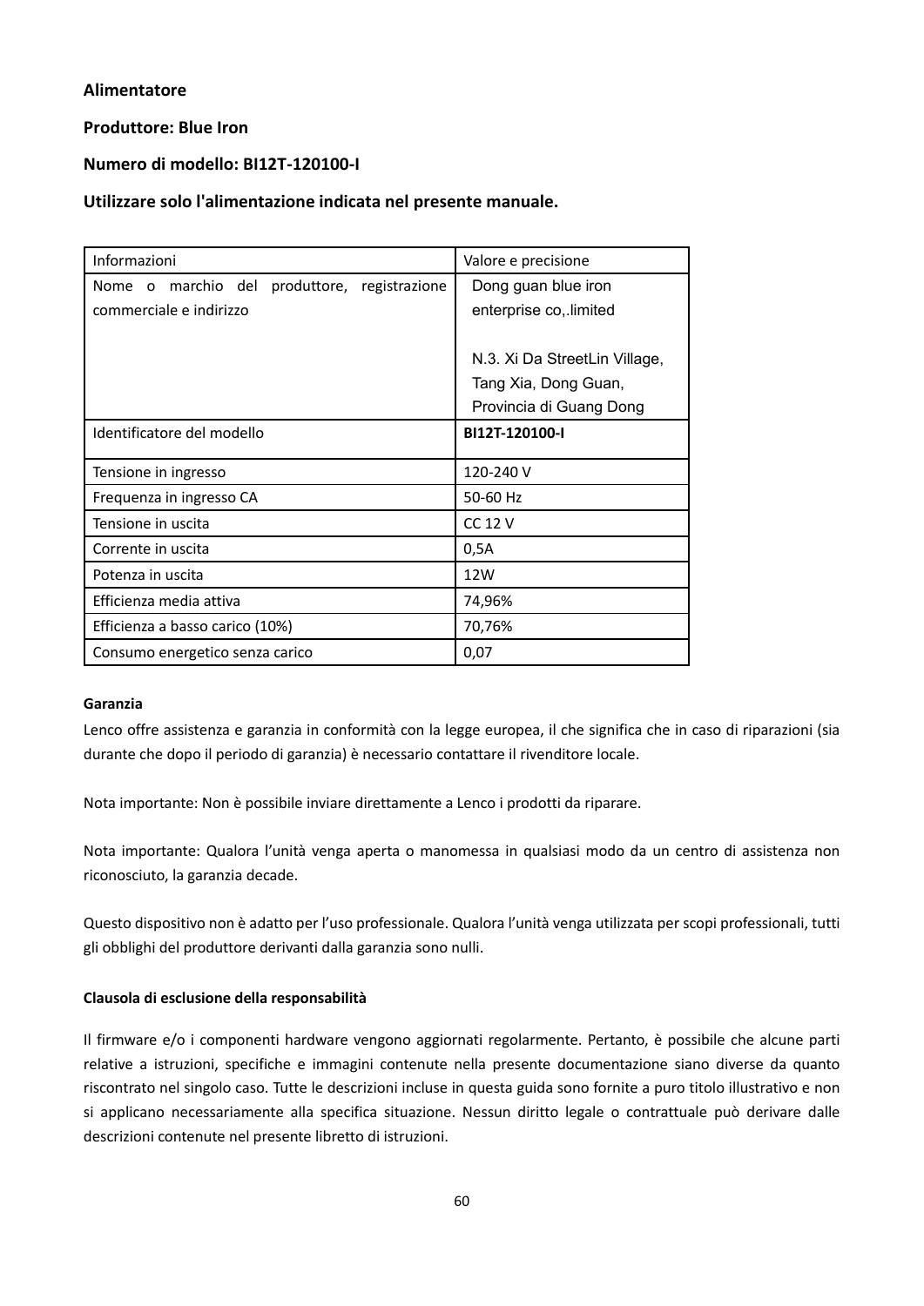**Alimentatore**

**Produttore: Blue Iron**

**Numero di modello: BI12T-120100-I**

**Utilizzare solo l'alimentazione indicata nel presente manuale.**

| Informazioni | Valore e precisione |
|---|---|
| Nome o marchio del produttore, registrazione commerciale e indirizzo | Dong guan blue iron enterprise co,.limited<br><br>N.3. Xi Da StreetLin Village, Tang Xia, Dong Guan, Provincia di Guang Dong |
| Identificatore del modello | **BI12T-120100-I** |
| Tensione in ingresso | 120-240 V |
| Frequenza in ingresso CA | 50-60 Hz |
| Tensione in uscita | CC 12 V |
| Corrente in uscita | 0,5A |
| Potenza in uscita | 12W |
| Efficienza media attiva | 74,96% |
| Efficienza a basso carico (10%) | 70,76% |
| Consumo energetico senza carico | 0,07 |

**Garanzia**

Lenco offre assistenza e garanzia in conformità con la legge europea, il che significa che in caso di riparazioni (sia durante che dopo il periodo di garanzia) è necessario contattare il rivenditore locale.

Nota importante: Non è possibile inviare direttamente a Lenco i prodotti da riparare.

Nota importante: Qualora l'unità venga aperta o manomessa in qualsiasi modo da un centro di assistenza non riconosciuto, la garanzia decade.

Questo dispositivo non è adatto per l'uso professionale. Qualora l'unità venga utilizzata per scopi professionali, tutti gli obblighi del produttore derivanti dalla garanzia sono nulli.

**Clausola di esclusione della responsabilità**

Il firmware e/o i componenti hardware vengono aggiornati regolarmente. Pertanto, è possibile che alcune parti relative a istruzioni, specifiche e immagini contenute nella presente documentazione siano diverse da quanto riscontrato nel singolo caso. Tutte le descrizioni incluse in questa guida sono fornite a puro titolo illustrativo e non si applicano necessariamente alla specifica situazione. Nessun diritto legale o contrattuale può derivare dalle descrizioni contenute nel presente libretto di istruzioni.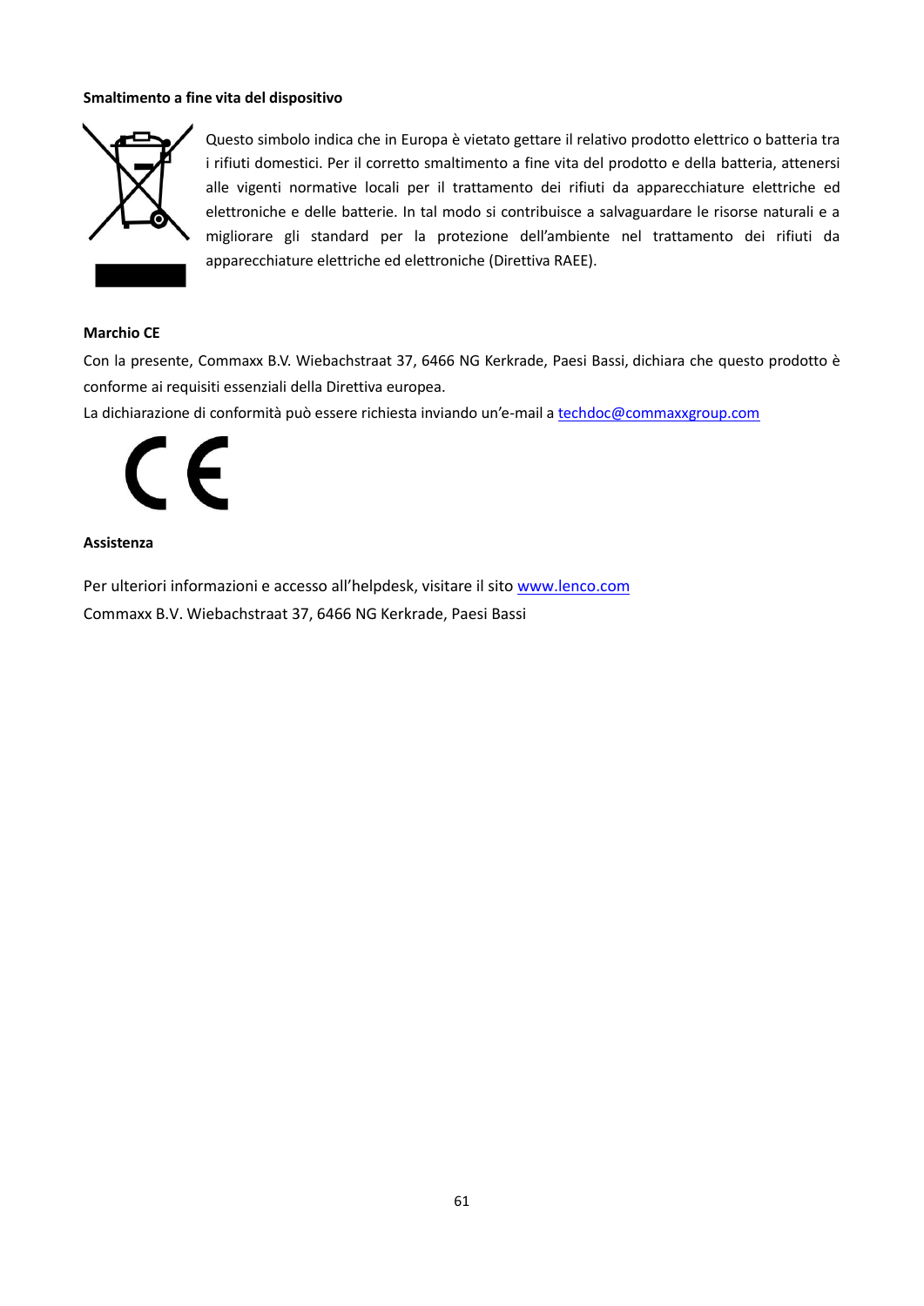**Smaltimento a fine vita del dispositivo**

Questo simbolo indica che in Europa è vietato gettare il relativo prodotto elettrico o batteria tra i rifiuti domestici. Per il corretto smaltimento a fine vita del prodotto e della batteria, attenersi alle vigenti normative locali per il trattamento dei rifiuti da apparecchiature elettriche ed elettroniche e delle batterie. In tal modo si contribuisce a salvaguardare le risorse naturali e a migliorare gli standard per la protezione dell'ambiente nel trattamento dei rifiuti da apparecchiature elettriche ed elettroniche (Direttiva RAEE).

**Marchio CE**

Con la presente, Commaxx B.V. Wiebachstraat 37, 6466 NG Kerkrade, Paesi Bassi, dichiara che questo prodotto è conforme ai requisiti essenziali della Direttiva europea.
La dichiarazione di conformità può essere richiesta inviando un'e-mail a techdoc@commaxxgroup.com

**Assistenza**

Per ulteriori informazioni e accesso all'helpdesk, visitare il sito www.lenco.com
Commaxx B.V. Wiebachstraat 37, 6466 NG Kerkrade, Paesi Bassi